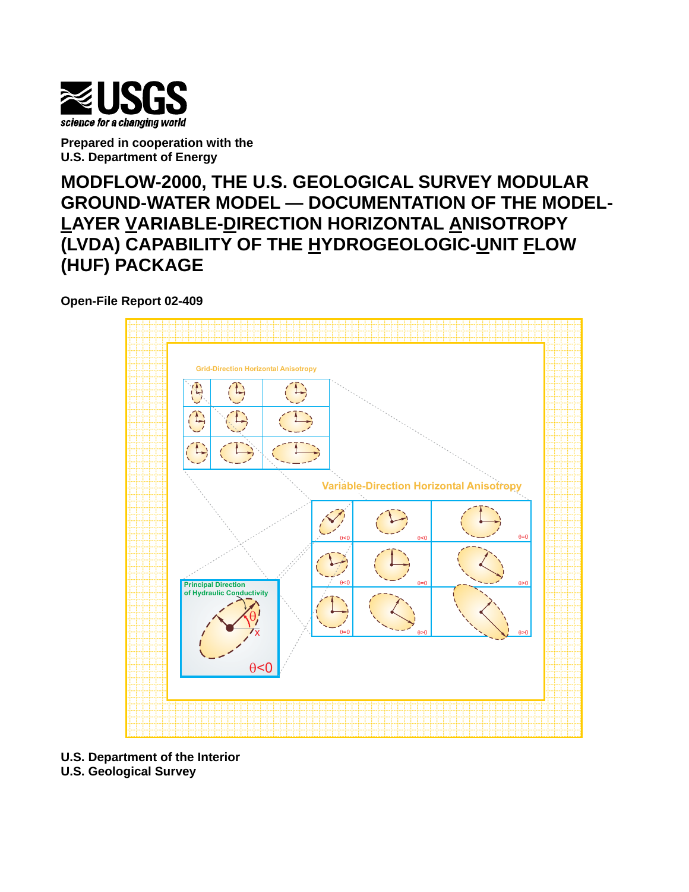**USGS**
*science for a changing world*

**Prepared in cooperation with the**
**U.S. Department of Energy**

# MODFLOW-2000, THE U.S. GEOLOGICAL SURVEY MODULAR GROUND-WATER MODEL — DOCUMENTATION OF THE MODEL-LAYER VARIABLE-DIRECTION HORIZONTAL ANISOTROPY (LVDA) CAPABILITY OF THE HYDROGEOLOGIC-UNIT FLOW (HUF) PACKAGE

**Open-File Report 02-409**

**U.S. Department of the Interior**
**U.S. Geological Survey**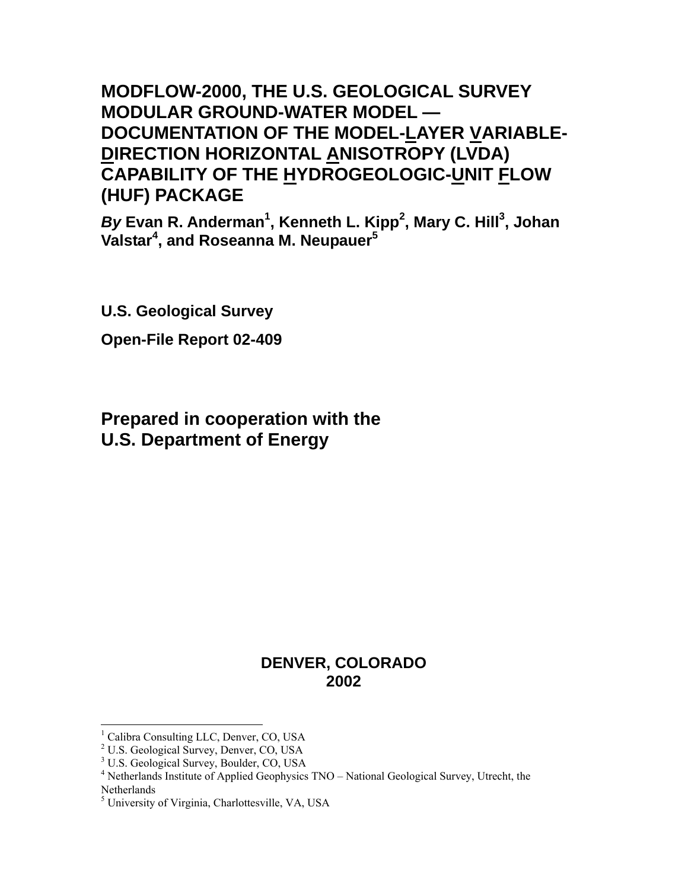# MODFLOW-2000, THE U.S. GEOLOGICAL SURVEY MODULAR GROUND-WATER MODEL — DOCUMENTATION OF THE MODEL-LAYER VARIABLE-DIRECTION HORIZONTAL ANISOTROPY (LVDA) CAPABILITY OF THE HYDROGEOLOGIC-UNIT FLOW (HUF) PACKAGE

***By*** **Evan R. Anderman[1], Kenneth L. Kipp[2], Mary C. Hill[3], Johan Valstar[4], and Roseanna M. Neupauer[5]**

**U.S. Geological Survey**

**Open-File Report 02-409**

**Prepared in cooperation with the U.S. Department of Energy**

**DENVER, COLORADO**
**2002**

---

[1] Calibra Consulting LLC, Denver, CO, USA
[2] U.S. Geological Survey, Denver, CO, USA
[3] U.S. Geological Survey, Boulder, CO, USA
[4] Netherlands Institute of Applied Geophysics TNO – National Geological Survey, Utrecht, the Netherlands
[5] University of Virginia, Charlottesville, VA, USA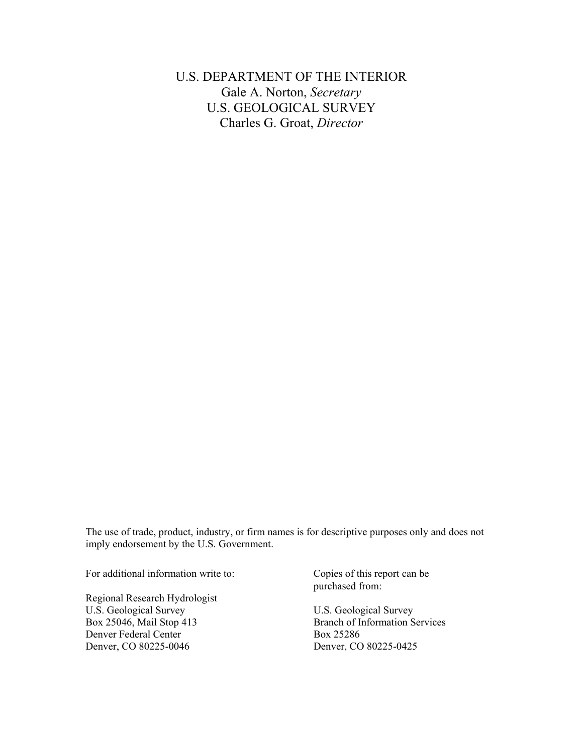U.S. DEPARTMENT OF THE INTERIOR
Gale A. Norton, *Secretary*
U.S. GEOLOGICAL SURVEY
Charles G. Groat, *Director*

The use of trade, product, industry, or firm names is for descriptive purposes only and does not imply endorsement by the U.S. Government.

For additional information write to:

Regional Research Hydrologist
U.S. Geological Survey
Box 25046, Mail Stop 413
Denver Federal Center
Denver, CO 80225-0046

Copies of this report can be purchased from:

U.S. Geological Survey
Branch of Information Services
Box 25286
Denver, CO 80225-0425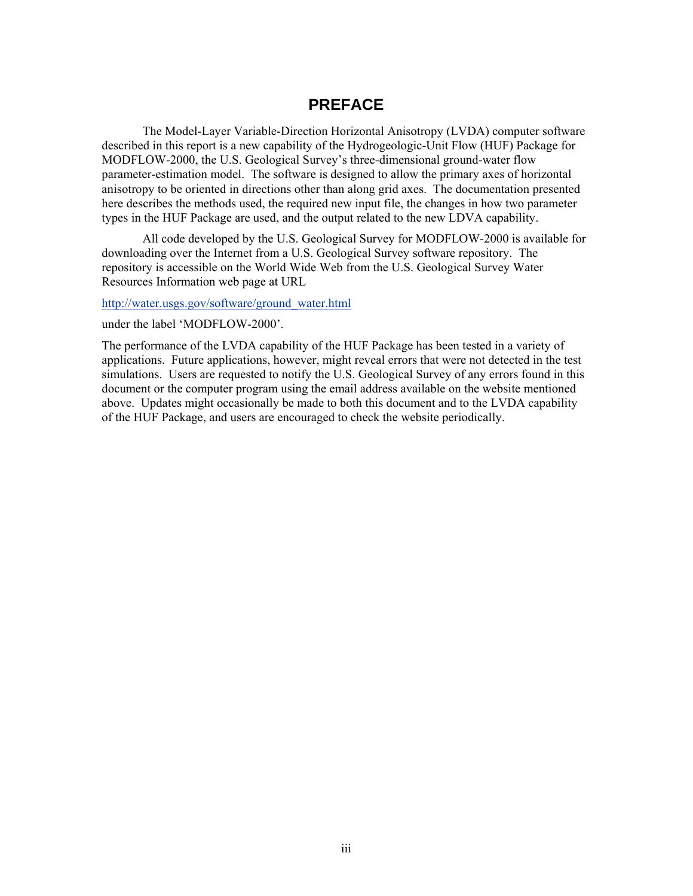# PREFACE

The Model-Layer Variable-Direction Horizontal Anisotropy (LVDA) computer software described in this report is a new capability of the Hydrogeologic-Unit Flow (HUF) Package for MODFLOW-2000, the U.S. Geological Survey's three-dimensional ground-water flow parameter-estimation model. The software is designed to allow the primary axes of horizontal anisotropy to be oriented in directions other than along grid axes. The documentation presented here describes the methods used, the required new input file, the changes in how two parameter types in the HUF Package are used, and the output related to the new LDVA capability.

All code developed by the U.S. Geological Survey for MODFLOW-2000 is available for downloading over the Internet from a U.S. Geological Survey software repository. The repository is accessible on the World Wide Web from the U.S. Geological Survey Water Resources Information web page at URL

http://water.usgs.gov/software/ground_water.html

under the label 'MODFLOW-2000'.

The performance of the LVDA capability of the HUF Package has been tested in a variety of applications. Future applications, however, might reveal errors that were not detected in the test simulations. Users are requested to notify the U.S. Geological Survey of any errors found in this document or the computer program using the email address available on the website mentioned above. Updates might occasionally be made to both this document and to the LVDA capability of the HUF Package, and users are encouraged to check the website periodically.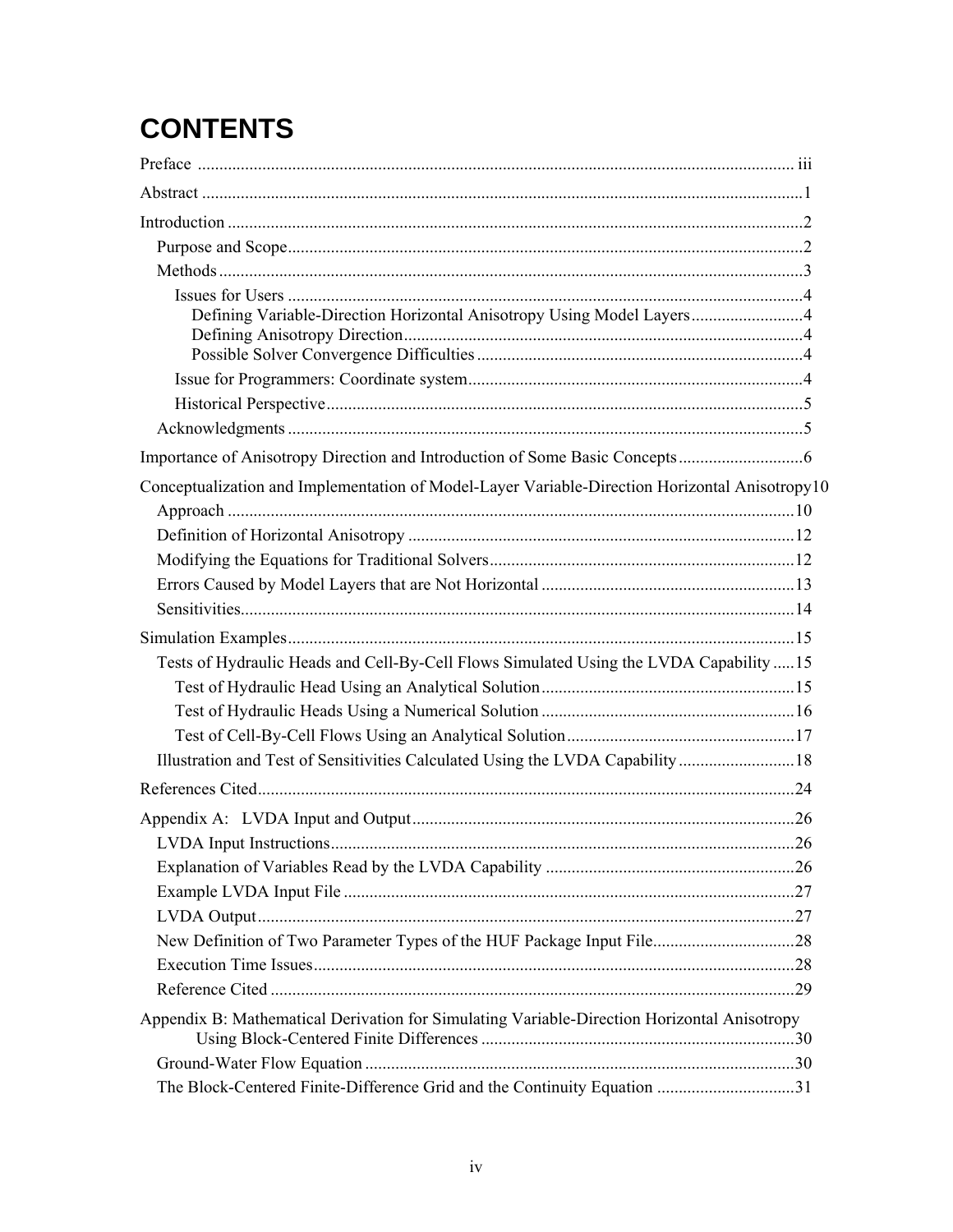# CONTENTS

Preface .......... iii

Abstract .......... 1

Introduction .......... 2

- Purpose and Scope .......... 2
- Methods .......... 3
  - Issues for Users .......... 4
    - Defining Variable-Direction Horizontal Anisotropy Using Model Layers .......... 4
    - Defining Anisotropy Direction .......... 4
    - Possible Solver Convergence Difficulties .......... 4
  - Issue for Programmers: Coordinate system .......... 4
  - Historical Perspective .......... 5
- Acknowledgments .......... 5

Importance of Anisotropy Direction and Introduction of Some Basic Concepts .......... 6

Conceptualization and Implementation of Model-Layer Variable-Direction Horizontal Anisotropy .......... 10

- Approach .......... 10
- Definition of Horizontal Anisotropy .......... 12
- Modifying the Equations for Traditional Solvers .......... 12
- Errors Caused by Model Layers that are Not Horizontal .......... 13
- Sensitivities .......... 14

Simulation Examples .......... 15

- Tests of Hydraulic Heads and Cell-By-Cell Flows Simulated Using the LVDA Capability .......... 15
  - Test of Hydraulic Head Using an Analytical Solution .......... 15
  - Test of Hydraulic Heads Using a Numerical Solution .......... 16
  - Test of Cell-By-Cell Flows Using an Analytical Solution .......... 17
- Illustration and Test of Sensitivities Calculated Using the LVDA Capability .......... 18

References Cited .......... 24

Appendix A: LVDA Input and Output .......... 26

- LVDA Input Instructions .......... 26
- Explanation of Variables Read by the LVDA Capability .......... 26
- Example LVDA Input File .......... 27
- LVDA Output .......... 27
- New Definition of Two Parameter Types of the HUF Package Input File .......... 28
- Execution Time Issues .......... 28
- Reference Cited .......... 29

Appendix B: Mathematical Derivation for Simulating Variable-Direction Horizontal Anisotropy Using Block-Centered Finite Differences .......... 30

- Ground-Water Flow Equation .......... 30
- The Block-Centered Finite-Difference Grid and the Continuity Equation .......... 31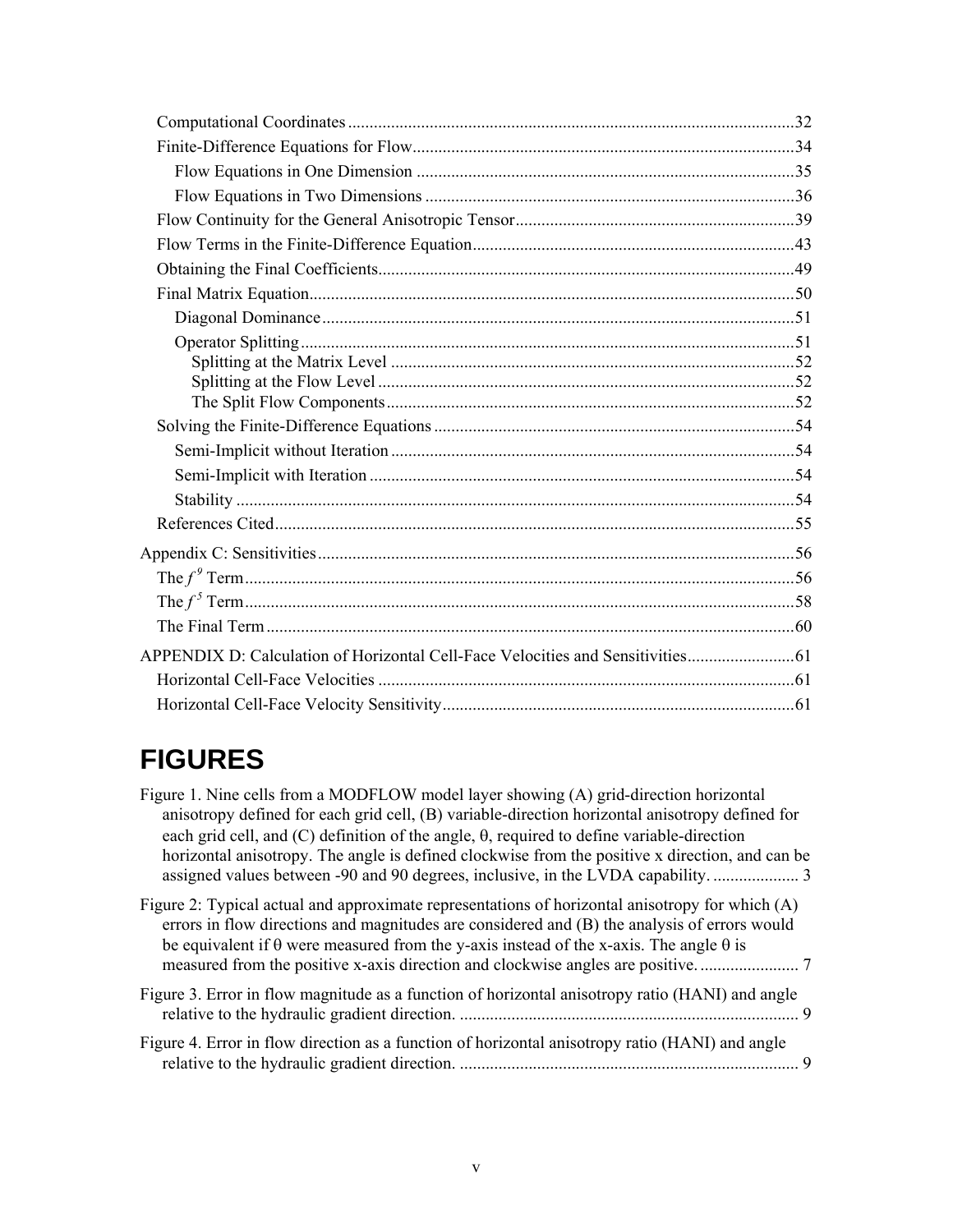Computational Coordinates ........................................................................................................32
Finite-Difference Equations for Flow........................................................................................34
Flow Equations in One Dimension ........................................................................................35
Flow Equations in Two Dimensions .......................................................................................36
Flow Continuity for the General Anisotropic Tensor.................................................................39
Flow Terms in the Finite-Difference Equation...........................................................................43
Obtaining the Final Coefficients.................................................................................................49
Final Matrix Equation.................................................................................................................50
Diagonal Dominance..............................................................................................................51
Operator Splitting...................................................................................................................51
Splitting at the Matrix Level ..............................................................................................52
Splitting at the Flow Level .................................................................................................52
The Split Flow Components...............................................................................................52
Solving the Finite-Difference Equations ....................................................................................54
Semi-Implicit without Iteration ..............................................................................................54
Semi-Implicit with Iteration ...................................................................................................54
Stability ..................................................................................................................................54
References Cited.........................................................................................................................55

Appendix C: Sensitivities...............................................................................................................56
The $f^9$ Term................................................................................................................................56
The $f^5$ Term................................................................................................................................58
The Final Term...........................................................................................................................60

APPENDIX D: Calculation of Horizontal Cell-Face Velocities and Sensitivities.........................61
Horizontal Cell-Face Velocities .................................................................................................61
Horizontal Cell-Face Velocity Sensitivity..................................................................................61

# FIGURES

Figure 1. Nine cells from a MODFLOW model layer showing (A) grid-direction horizontal anisotropy defined for each grid cell, (B) variable-direction horizontal anisotropy defined for each grid cell, and (C) definition of the angle, θ, required to define variable-direction horizontal anisotropy. The angle is defined clockwise from the positive x direction, and can be assigned values between -90 and 90 degrees, inclusive, in the LVDA capability. .................... 3

Figure 2: Typical actual and approximate representations of horizontal anisotropy for which (A) errors in flow directions and magnitudes are considered and (B) the analysis of errors would be equivalent if θ were measured from the y-axis instead of the x-axis. The angle θ is measured from the positive x-axis direction and clockwise angles are positive. ....................... 7

Figure 3. Error in flow magnitude as a function of horizontal anisotropy ratio (HANI) and angle relative to the hydraulic gradient direction. .............................................................................. 9

Figure 4. Error in flow direction as a function of horizontal anisotropy ratio (HANI) and angle relative to the hydraulic gradient direction. .............................................................................. 9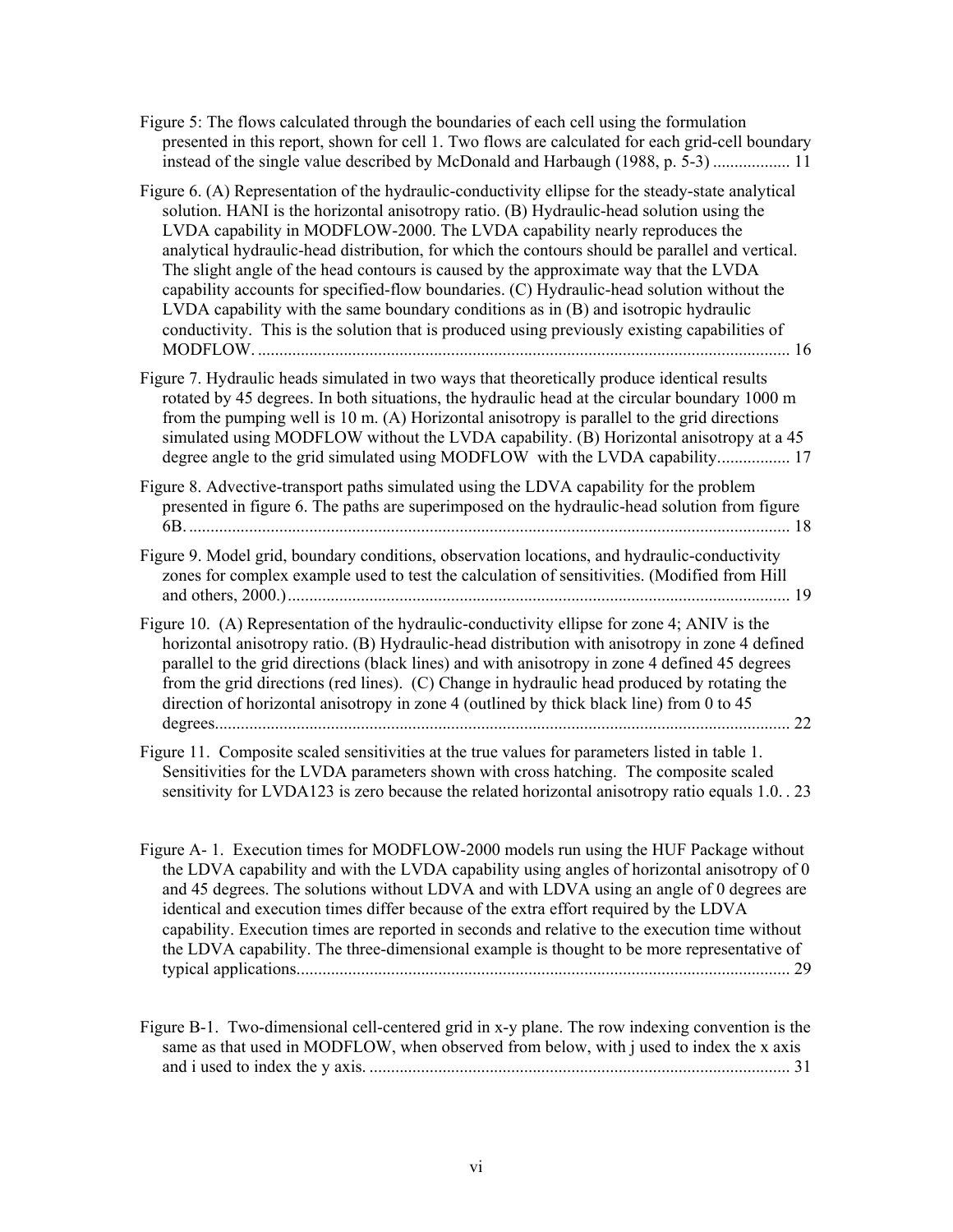Figure 5: The flows calculated through the boundaries of each cell using the formulation presented in this report, shown for cell 1. Two flows are calculated for each grid-cell boundary instead of the single value described by McDonald and Harbaugh (1988, p. 5-3) .................. 11

Figure 6. (A) Representation of the hydraulic-conductivity ellipse for the steady-state analytical solution. HANI is the horizontal anisotropy ratio. (B) Hydraulic-head solution using the LVDA capability in MODFLOW-2000. The LVDA capability nearly reproduces the analytical hydraulic-head distribution, for which the contours should be parallel and vertical. The slight angle of the head contours is caused by the approximate way that the LVDA capability accounts for specified-flow boundaries. (C) Hydraulic-head solution without the LVDA capability with the same boundary conditions as in (B) and isotropic hydraulic conductivity. This is the solution that is produced using previously existing capabilities of MODFLOW. ............................................................................................................................ 16

Figure 7. Hydraulic heads simulated in two ways that theoretically produce identical results rotated by 45 degrees. In both situations, the hydraulic head at the circular boundary 1000 m from the pumping well is 10 m. (A) Horizontal anisotropy is parallel to the grid directions simulated using MODFLOW without the LVDA capability. (B) Horizontal anisotropy at a 45 degree angle to the grid simulated using MODFLOW with the LVDA capability................. 17

Figure 8. Advective-transport paths simulated using the LDVA capability for the problem presented in figure 6. The paths are superimposed on the hydraulic-head solution from figure 6B. ........................................................................................................................................... 18

Figure 9. Model grid, boundary conditions, observation locations, and hydraulic-conductivity zones for complex example used to test the calculation of sensitivities. (Modified from Hill and others, 2000.)..................................................................................................................... 19

Figure 10. (A) Representation of the hydraulic-conductivity ellipse for zone 4; ANIV is the horizontal anisotropy ratio. (B) Hydraulic-head distribution with anisotropy in zone 4 defined parallel to the grid directions (black lines) and with anisotropy in zone 4 defined 45 degrees from the grid directions (red lines). (C) Change in hydraulic head produced by rotating the direction of horizontal anisotropy in zone 4 (outlined by thick black line) from 0 to 45 degrees..................................................................................................................................... 22

Figure 11. Composite scaled sensitivities at the true values for parameters listed in table 1. Sensitivities for the LVDA parameters shown with cross hatching. The composite scaled sensitivity for LVDA123 is zero because the related horizontal anisotropy ratio equals 1.0. . 23

Figure A- 1. Execution times for MODFLOW-2000 models run using the HUF Package without the LDVA capability and with the LVDA capability using angles of horizontal anisotropy of 0 and 45 degrees. The solutions without LDVA and with LDVA using an angle of 0 degrees are identical and execution times differ because of the extra effort required by the LDVA capability. Execution times are reported in seconds and relative to the execution time without the LDVA capability. The three-dimensional example is thought to be more representative of typical applications.................................................................................................................. 29

Figure B-1. Two-dimensional cell-centered grid in x-y plane. The row indexing convention is the same as that used in MODFLOW, when observed from below, with j used to index the x axis and i used to index the y axis. .................................................................................................. 31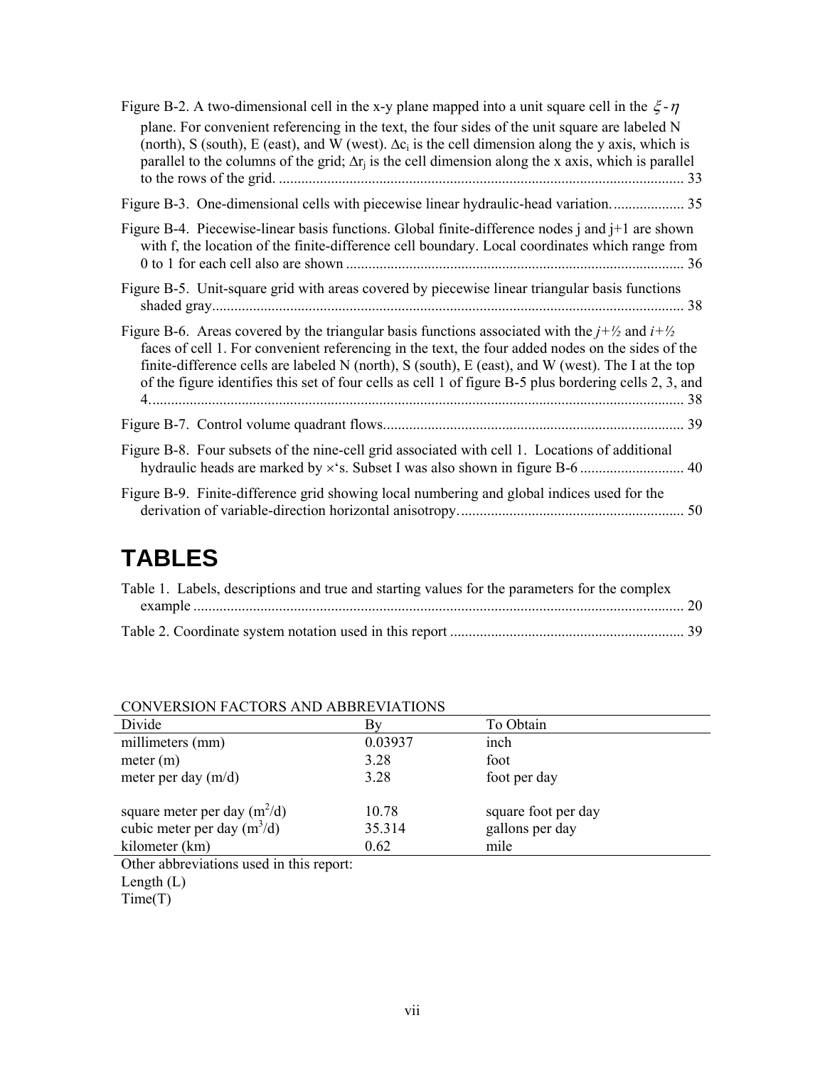Figure B-2. A two-dimensional cell in the x-y plane mapped into a unit square cell in the $\xi$-$\eta$ plane. For convenient referencing in the text, the four sides of the unit square are labeled N (north), S (south), E (east), and W (west). $\Delta c_i$ is the cell dimension along the y axis, which is parallel to the columns of the grid; $\Delta r_j$ is the cell dimension along the x axis, which is parallel to the rows of the grid. ............................................................................................................ 33

Figure B-3. One-dimensional cells with piecewise linear hydraulic-head variation. .................. 35

Figure B-4. Piecewise-linear basis functions. Global finite-difference nodes j and j+1 are shown with f, the location of the finite-difference cell boundary. Local coordinates which range from 0 to 1 for each cell also are shown .......................................................................................... 36

Figure B-5. Unit-square grid with areas covered by piecewise linear triangular basis functions shaded gray............................................................................................................................. 38

Figure B-6. Areas covered by the triangular basis functions associated with the *j+½* and *i+½* faces of cell 1. For convenient referencing in the text, the four added nodes on the sides of the finite-difference cells are labeled N (north), S (south), E (east), and W (west). The I at the top of the figure identifies this set of four cells as cell 1 of figure B-5 plus bordering cells 2, 3, and 4............................................................................................................................................ 38

Figure B-7. Control volume quadrant flows................................................................................ 39

Figure B-8. Four subsets of the nine-cell grid associated with cell 1. Locations of additional hydraulic heads are marked by ×'s. Subset I was also shown in figure B-6 ............................ 40

Figure B-9. Finite-difference grid showing local numbering and global indices used for the derivation of variable-direction horizontal anisotropy............................................................ 50

# TABLES

Table 1. Labels, descriptions and true and starting values for the parameters for the complex example ................................................................................................................................ 20

Table 2. Coordinate system notation used in this report .............................................................. 39

CONVERSION FACTORS AND ABBREVIATIONS

| Divide | By | To Obtain |
|---|---|---|
| millimeters (mm) | 0.03937 | inch |
| meter (m) | 3.28 | foot |
| meter per day (m/d) | 3.28 | foot per day |
| | | |
| square meter per day ($m^2$/d) | 10.78 | square foot per day |
| cubic meter per day ($m^3$/d) | 35.314 | gallons per day |
| kilometer (km) | 0.62 | mile |

Other abbreviations used in this report:
Length (L)
Time(T)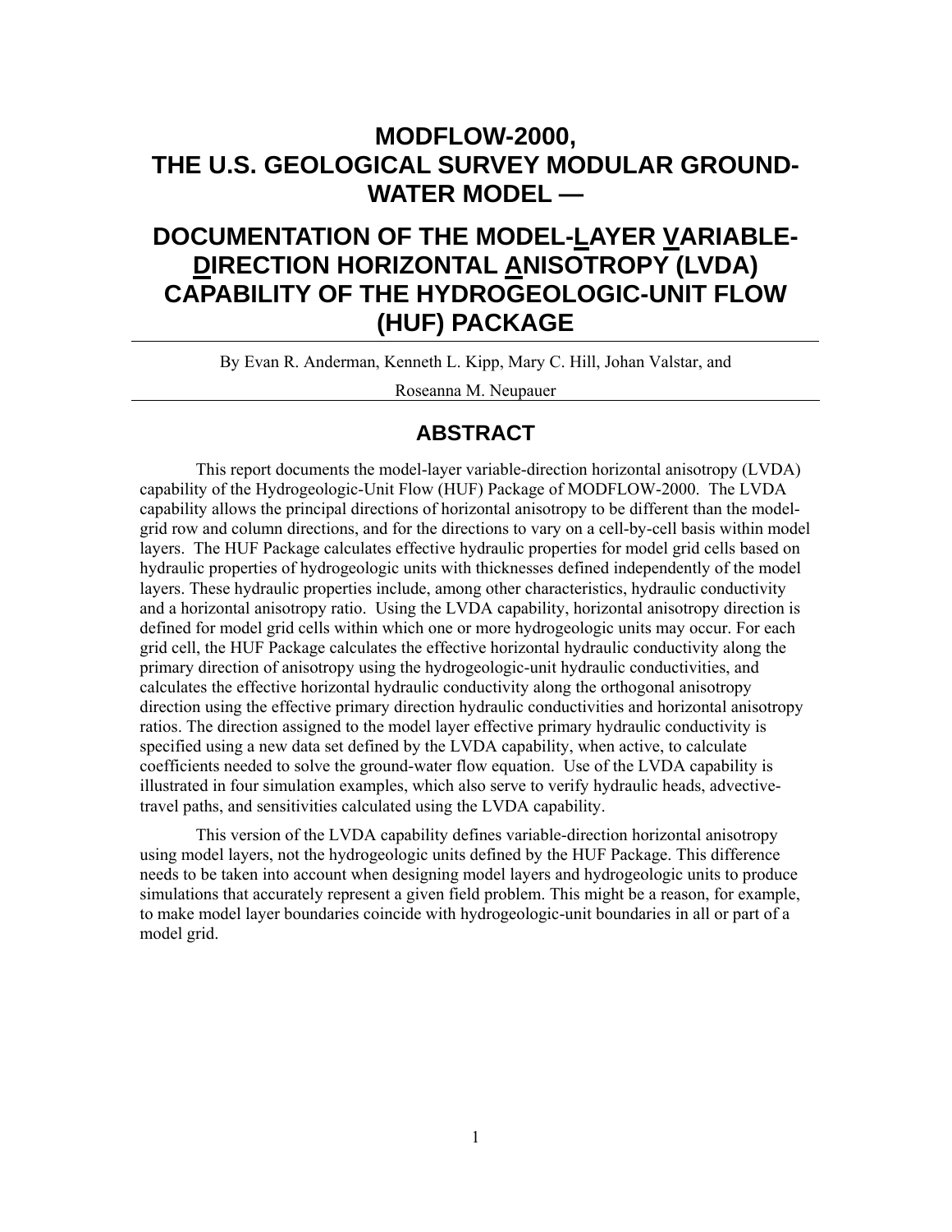# MODFLOW-2000, THE U.S. GEOLOGICAL SURVEY MODULAR GROUND-WATER MODEL —

# DOCUMENTATION OF THE MODEL-LAYER VARIABLE-DIRECTION HORIZONTAL ANISOTROPY (LVDA) CAPABILITY OF THE HYDROGEOLOGIC-UNIT FLOW (HUF) PACKAGE

By Evan R. Anderman, Kenneth L. Kipp, Mary C. Hill, Johan Valstar, and Roseanna M. Neupauer

## ABSTRACT

This report documents the model-layer variable-direction horizontal anisotropy (LVDA) capability of the Hydrogeologic-Unit Flow (HUF) Package of MODFLOW-2000. The LVDA capability allows the principal directions of horizontal anisotropy to be different than the model-grid row and column directions, and for the directions to vary on a cell-by-cell basis within model layers. The HUF Package calculates effective hydraulic properties for model grid cells based on hydraulic properties of hydrogeologic units with thicknesses defined independently of the model layers. These hydraulic properties include, among other characteristics, hydraulic conductivity and a horizontal anisotropy ratio. Using the LVDA capability, horizontal anisotropy direction is defined for model grid cells within which one or more hydrogeologic units may occur. For each grid cell, the HUF Package calculates the effective horizontal hydraulic conductivity along the primary direction of anisotropy using the hydrogeologic-unit hydraulic conductivities, and calculates the effective horizontal hydraulic conductivity along the orthogonal anisotropy direction using the effective primary direction hydraulic conductivities and horizontal anisotropy ratios. The direction assigned to the model layer effective primary hydraulic conductivity is specified using a new data set defined by the LVDA capability, when active, to calculate coefficients needed to solve the ground-water flow equation. Use of the LVDA capability is illustrated in four simulation examples, which also serve to verify hydraulic heads, advective-travel paths, and sensitivities calculated using the LVDA capability.

This version of the LVDA capability defines variable-direction horizontal anisotropy using model layers, not the hydrogeologic units defined by the HUF Package. This difference needs to be taken into account when designing model layers and hydrogeologic units to produce simulations that accurately represent a given field problem. This might be a reason, for example, to make model layer boundaries coincide with hydrogeologic-unit boundaries in all or part of a model grid.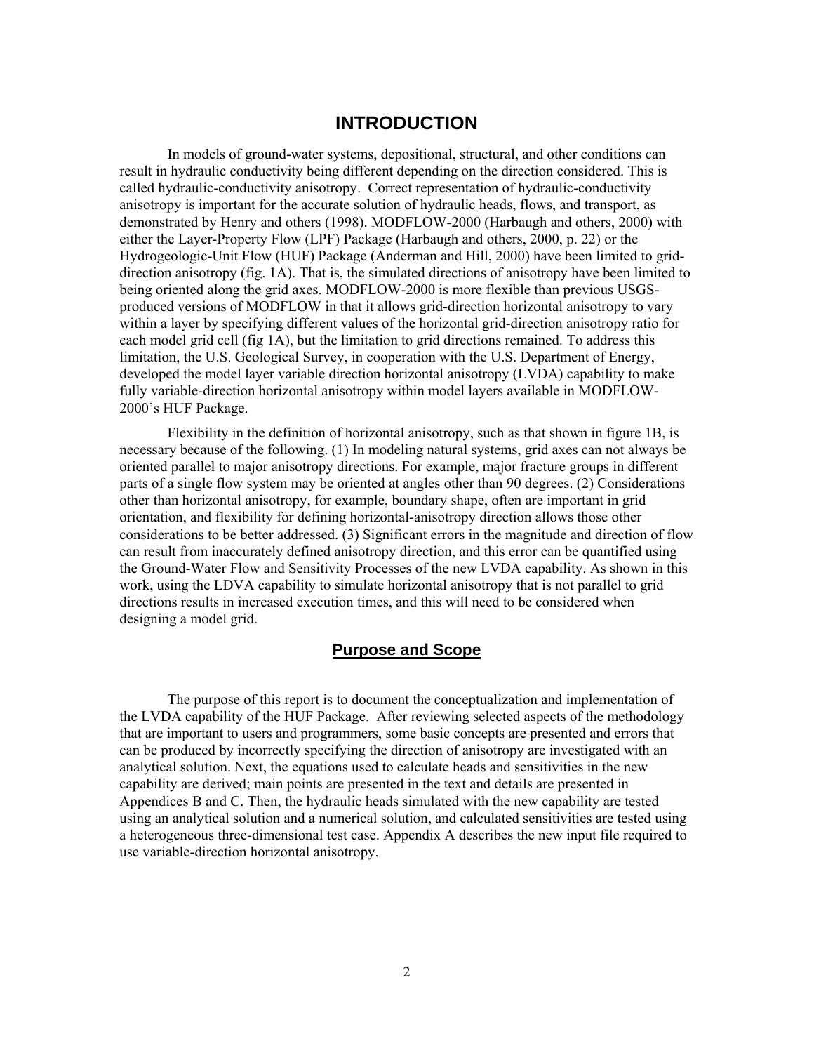# INTRODUCTION

In models of ground-water systems, depositional, structural, and other conditions can result in hydraulic conductivity being different depending on the direction considered. This is called hydraulic-conductivity anisotropy. Correct representation of hydraulic-conductivity anisotropy is important for the accurate solution of hydraulic heads, flows, and transport, as demonstrated by Henry and others (1998). MODFLOW-2000 (Harbaugh and others, 2000) with either the Layer-Property Flow (LPF) Package (Harbaugh and others, 2000, p. 22) or the Hydrogeologic-Unit Flow (HUF) Package (Anderman and Hill, 2000) have been limited to grid-direction anisotropy (fig. 1A). That is, the simulated directions of anisotropy have been limited to being oriented along the grid axes. MODFLOW-2000 is more flexible than previous USGS-produced versions of MODFLOW in that it allows grid-direction horizontal anisotropy to vary within a layer by specifying different values of the horizontal grid-direction anisotropy ratio for each model grid cell (fig 1A), but the limitation to grid directions remained. To address this limitation, the U.S. Geological Survey, in cooperation with the U.S. Department of Energy, developed the model layer variable direction horizontal anisotropy (LVDA) capability to make fully variable-direction horizontal anisotropy within model layers available in MODFLOW-2000's HUF Package.

Flexibility in the definition of horizontal anisotropy, such as that shown in figure 1B, is necessary because of the following. (1) In modeling natural systems, grid axes can not always be oriented parallel to major anisotropy directions. For example, major fracture groups in different parts of a single flow system may be oriented at angles other than 90 degrees. (2) Considerations other than horizontal anisotropy, for example, boundary shape, often are important in grid orientation, and flexibility for defining horizontal-anisotropy direction allows those other considerations to be better addressed. (3) Significant errors in the magnitude and direction of flow can result from inaccurately defined anisotropy direction, and this error can be quantified using the Ground-Water Flow and Sensitivity Processes of the new LVDA capability. As shown in this work, using the LDVA capability to simulate horizontal anisotropy that is not parallel to grid directions results in increased execution times, and this will need to be considered when designing a model grid.

## Purpose and Scope

The purpose of this report is to document the conceptualization and implementation of the LVDA capability of the HUF Package. After reviewing selected aspects of the methodology that are important to users and programmers, some basic concepts are presented and errors that can be produced by incorrectly specifying the direction of anisotropy are investigated with an analytical solution. Next, the equations used to calculate heads and sensitivities in the new capability are derived; main points are presented in the text and details are presented in Appendices B and C. Then, the hydraulic heads simulated with the new capability are tested using an analytical solution and a numerical solution, and calculated sensitivities are tested using a heterogeneous three-dimensional test case. Appendix A describes the new input file required to use variable-direction horizontal anisotropy.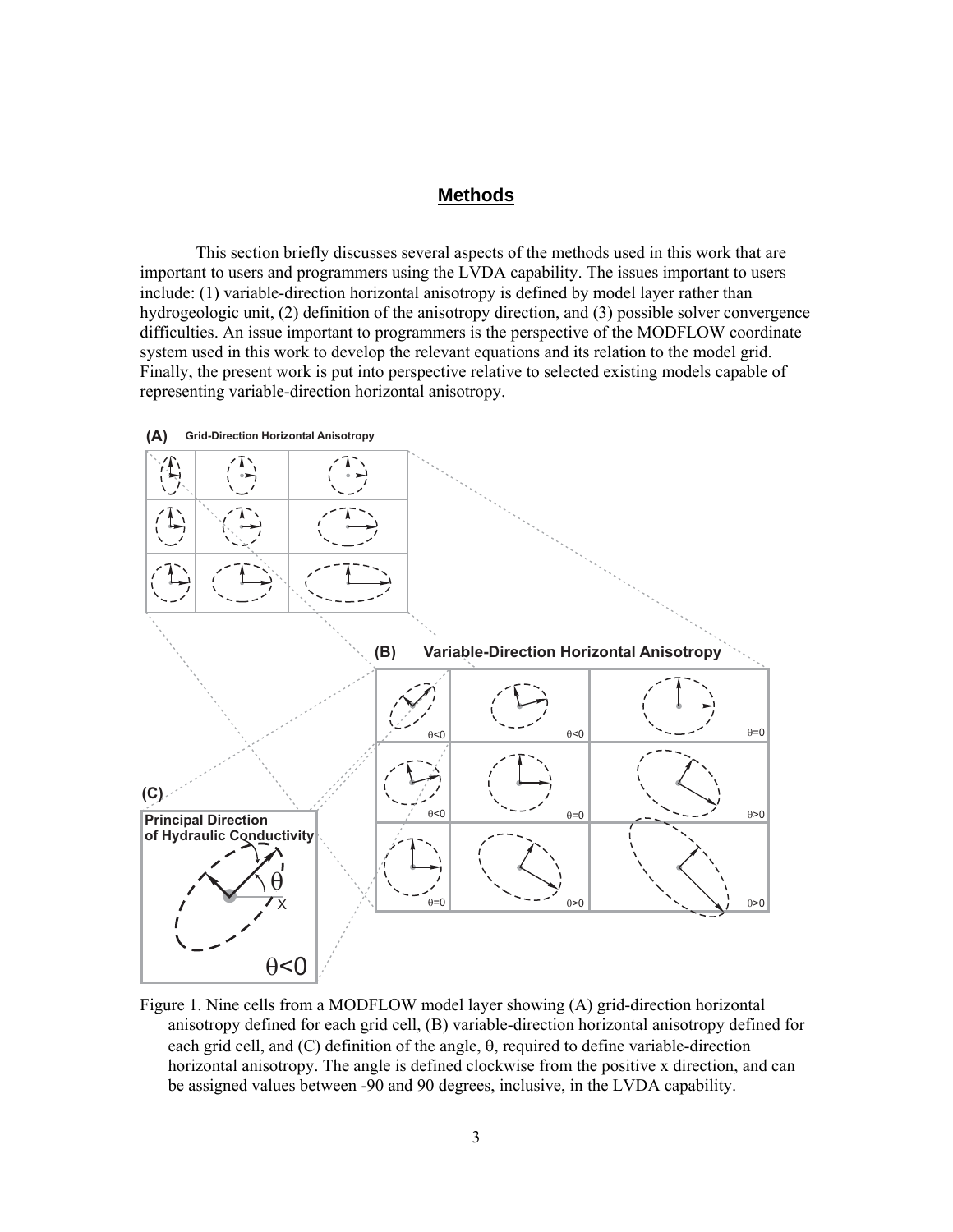# Methods

This section briefly discusses several aspects of the methods used in this work that are important to users and programmers using the LVDA capability. The issues important to users include: (1) variable-direction horizontal anisotropy is defined by model layer rather than hydrogeologic unit, (2) definition of the anisotropy direction, and (3) possible solver convergence difficulties. An issue important to programmers is the perspective of the MODFLOW coordinate system used in this work to develop the relevant equations and its relation to the model grid. Finally, the present work is put into perspective relative to selected existing models capable of representing variable-direction horizontal anisotropy.

Figure 1. Nine cells from a MODFLOW model layer showing (A) grid-direction horizontal anisotropy defined for each grid cell, (B) variable-direction horizontal anisotropy defined for each grid cell, and (C) definition of the angle, $\theta$, required to define variable-direction horizontal anisotropy. The angle is defined clockwise from the positive x direction, and can be assigned values between -90 and 90 degrees, inclusive, in the LVDA capability.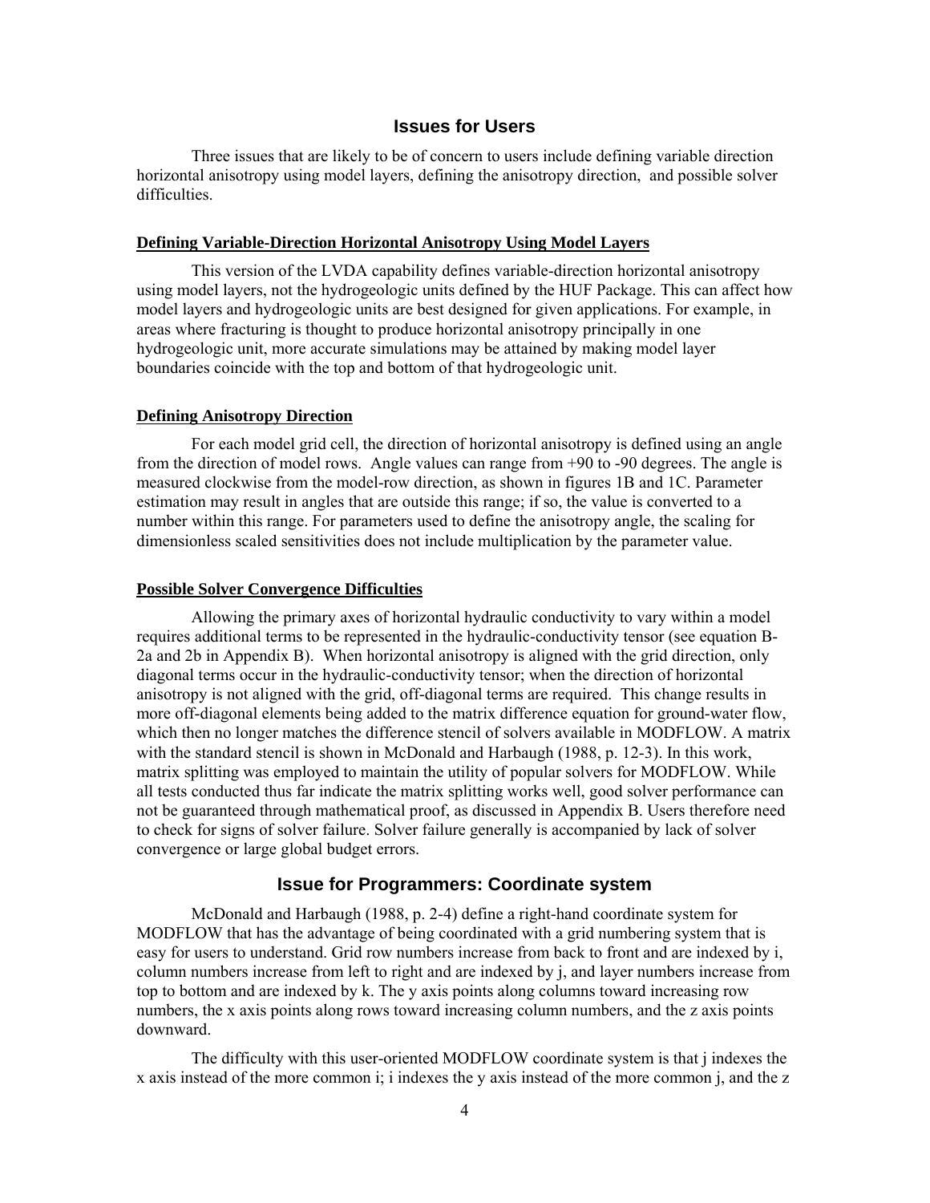## Issues for Users

Three issues that are likely to be of concern to users include defining variable direction horizontal anisotropy using model layers, defining the anisotropy direction, and possible solver difficulties.

### Defining Variable-Direction Horizontal Anisotropy Using Model Layers

This version of the LVDA capability defines variable-direction horizontal anisotropy using model layers, not the hydrogeologic units defined by the HUF Package. This can affect how model layers and hydrogeologic units are best designed for given applications. For example, in areas where fracturing is thought to produce horizontal anisotropy principally in one hydrogeologic unit, more accurate simulations may be attained by making model layer boundaries coincide with the top and bottom of that hydrogeologic unit.

### Defining Anisotropy Direction

For each model grid cell, the direction of horizontal anisotropy is defined using an angle from the direction of model rows. Angle values can range from +90 to -90 degrees. The angle is measured clockwise from the model-row direction, as shown in figures 1B and 1C. Parameter estimation may result in angles that are outside this range; if so, the value is converted to a number within this range. For parameters used to define the anisotropy angle, the scaling for dimensionless scaled sensitivities does not include multiplication by the parameter value.

### Possible Solver Convergence Difficulties

Allowing the primary axes of horizontal hydraulic conductivity to vary within a model requires additional terms to be represented in the hydraulic-conductivity tensor (see equation B-2a and 2b in Appendix B). When horizontal anisotropy is aligned with the grid direction, only diagonal terms occur in the hydraulic-conductivity tensor; when the direction of horizontal anisotropy is not aligned with the grid, off-diagonal terms are required. This change results in more off-diagonal elements being added to the matrix difference equation for ground-water flow, which then no longer matches the difference stencil of solvers available in MODFLOW. A matrix with the standard stencil is shown in McDonald and Harbaugh (1988, p. 12-3). In this work, matrix splitting was employed to maintain the utility of popular solvers for MODFLOW. While all tests conducted thus far indicate the matrix splitting works well, good solver performance can not be guaranteed through mathematical proof, as discussed in Appendix B. Users therefore need to check for signs of solver failure. Solver failure generally is accompanied by lack of solver convergence or large global budget errors.

## Issue for Programmers: Coordinate system

McDonald and Harbaugh (1988, p. 2-4) define a right-hand coordinate system for MODFLOW that has the advantage of being coordinated with a grid numbering system that is easy for users to understand. Grid row numbers increase from back to front and are indexed by i, column numbers increase from left to right and are indexed by j, and layer numbers increase from top to bottom and are indexed by k. The y axis points along columns toward increasing row numbers, the x axis points along rows toward increasing column numbers, and the z axis points downward.

The difficulty with this user-oriented MODFLOW coordinate system is that j indexes the x axis instead of the more common i; i indexes the y axis instead of the more common j, and the z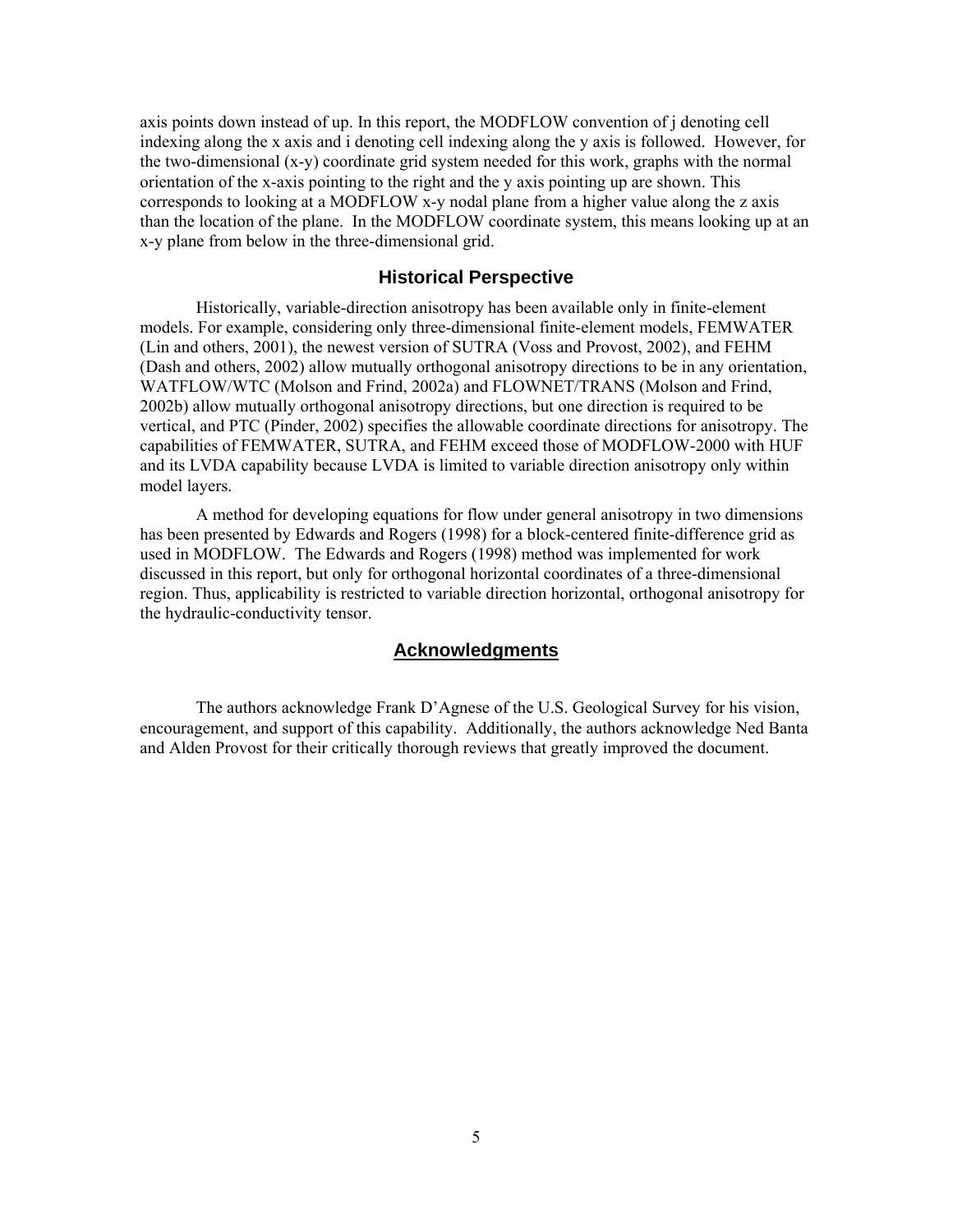axis points down instead of up. In this report, the MODFLOW convention of j denoting cell indexing along the x axis and i denoting cell indexing along the y axis is followed. However, for the two-dimensional (x-y) coordinate grid system needed for this work, graphs with the normal orientation of the x-axis pointing to the right and the y axis pointing up are shown. This corresponds to looking at a MODFLOW x-y nodal plane from a higher value along the z axis than the location of the plane. In the MODFLOW coordinate system, this means looking up at an x-y plane from below in the three-dimensional grid.

## Historical Perspective

Historically, variable-direction anisotropy has been available only in finite-element models. For example, considering only three-dimensional finite-element models, FEMWATER (Lin and others, 2001), the newest version of SUTRA (Voss and Provost, 2002), and FEHM (Dash and others, 2002) allow mutually orthogonal anisotropy directions to be in any orientation, WATFLOW/WTC (Molson and Frind, 2002a) and FLOWNET/TRANS (Molson and Frind, 2002b) allow mutually orthogonal anisotropy directions, but one direction is required to be vertical, and PTC (Pinder, 2002) specifies the allowable coordinate directions for anisotropy. The capabilities of FEMWATER, SUTRA, and FEHM exceed those of MODFLOW-2000 with HUF and its LVDA capability because LVDA is limited to variable direction anisotropy only within model layers.

A method for developing equations for flow under general anisotropy in two dimensions has been presented by Edwards and Rogers (1998) for a block-centered finite-difference grid as used in MODFLOW. The Edwards and Rogers (1998) method was implemented for work discussed in this report, but only for orthogonal horizontal coordinates of a three-dimensional region. Thus, applicability is restricted to variable direction horizontal, orthogonal anisotropy for the hydraulic-conductivity tensor.

## Acknowledgments

The authors acknowledge Frank D'Agnese of the U.S. Geological Survey for his vision, encouragement, and support of this capability. Additionally, the authors acknowledge Ned Banta and Alden Provost for their critically thorough reviews that greatly improved the document.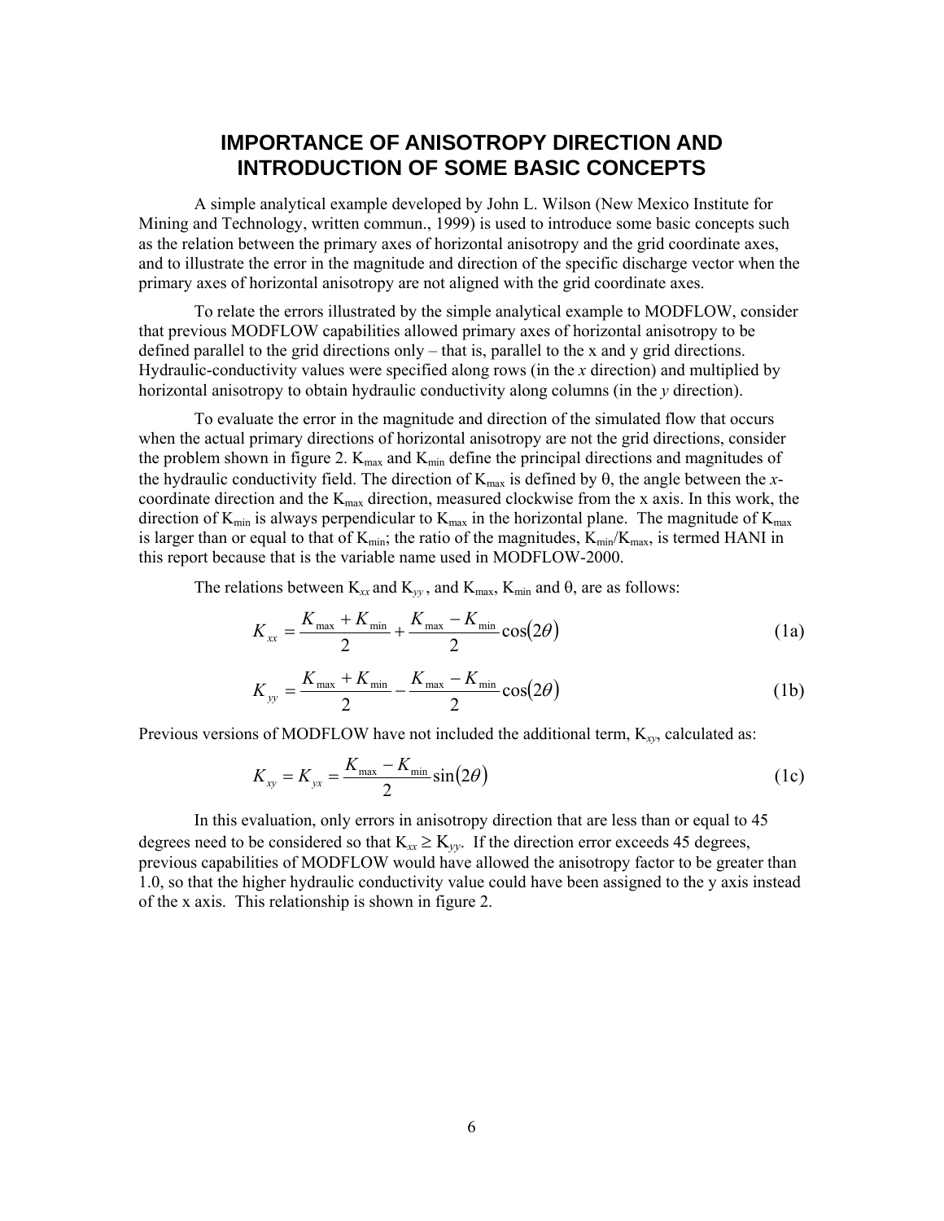# IMPORTANCE OF ANISOTROPY DIRECTION AND INTRODUCTION OF SOME BASIC CONCEPTS

A simple analytical example developed by John L. Wilson (New Mexico Institute for Mining and Technology, written commun., 1999) is used to introduce some basic concepts such as the relation between the primary axes of horizontal anisotropy and the grid coordinate axes, and to illustrate the error in the magnitude and direction of the specific discharge vector when the primary axes of horizontal anisotropy are not aligned with the grid coordinate axes.

To relate the errors illustrated by the simple analytical example to MODFLOW, consider that previous MODFLOW capabilities allowed primary axes of horizontal anisotropy to be defined parallel to the grid directions only – that is, parallel to the x and y grid directions. Hydraulic-conductivity values were specified along rows (in the *x* direction) and multiplied by horizontal anisotropy to obtain hydraulic conductivity along columns (in the *y* direction).

To evaluate the error in the magnitude and direction of the simulated flow that occurs when the actual primary directions of horizontal anisotropy are not the grid directions, consider the problem shown in figure 2. $K_{max}$ and $K_{min}$ define the principal directions and magnitudes of the hydraulic conductivity field. The direction of $K_{max}$ is defined by θ, the angle between the *x*-coordinate direction and the $K_{max}$ direction, measured clockwise from the x axis. In this work, the direction of $K_{min}$ is always perpendicular to $K_{max}$ in the horizontal plane. The magnitude of $K_{max}$ is larger than or equal to that of $K_{min}$; the ratio of the magnitudes, $K_{min}/K_{max}$, is termed HANI in this report because that is the variable name used in MODFLOW-2000.

The relations between $K_{xx}$ and $K_{yy}$, and $K_{max}$, $K_{min}$ and θ, are as follows:

$$K_{xx} = \frac{K_{max} + K_{min}}{2} + \frac{K_{max} - K_{min}}{2}\cos(2\theta) \tag{1a}$$

$$K_{yy} = \frac{K_{max} + K_{min}}{2} - \frac{K_{max} - K_{min}}{2}\cos(2\theta) \tag{1b}$$

Previous versions of MODFLOW have not included the additional term, $K_{xy}$, calculated as:

$$K_{xy} = K_{yx} = \frac{K_{max} - K_{min}}{2}\sin(2\theta) \tag{1c}$$

In this evaluation, only errors in anisotropy direction that are less than or equal to 45 degrees need to be considered so that $K_{xx} \geq K_{yy}$. If the direction error exceeds 45 degrees, previous capabilities of MODFLOW would have allowed the anisotropy factor to be greater than 1.0, so that the higher hydraulic conductivity value could have been assigned to the y axis instead of the x axis. This relationship is shown in figure 2.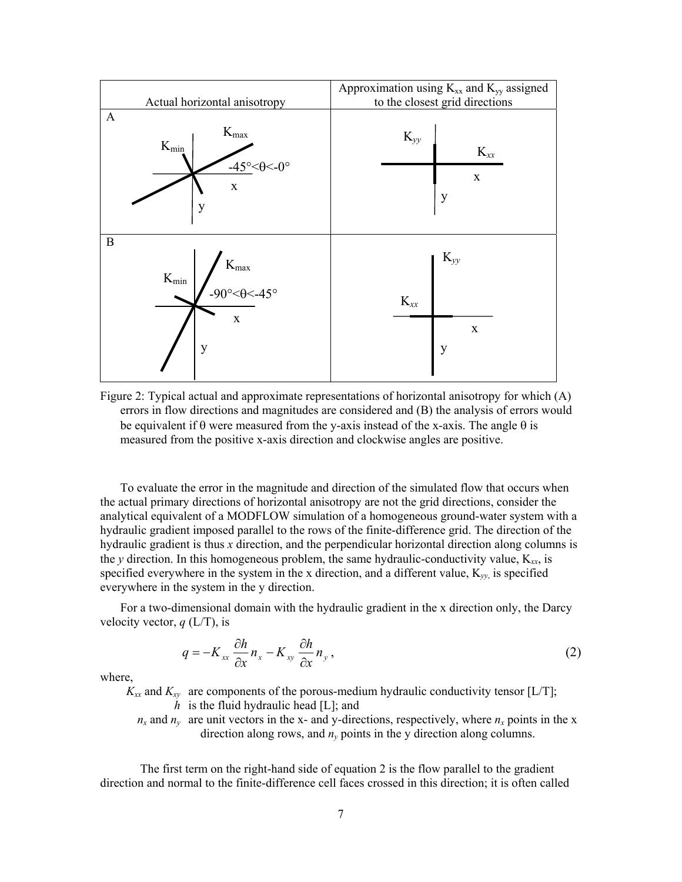| Actual horizontal anisotropy | Approximation using $K_{xx}$ and $K_{yy}$ assigned to the closest grid directions |
| --- | --- |
| A<br>$K_{max}$, $K_{min}$, $-45° < \theta < -0°$, x, y | $K_{yy}$, $K_{xx}$, x, y |
| B<br>$K_{max}$, $K_{min}$, $-90° < \theta < -45°$, x, y | $K_{yy}$, $K_{xx}$, x, y |

Figure 2: Typical actual and approximate representations of horizontal anisotropy for which (A) errors in flow directions and magnitudes are considered and (B) the analysis of errors would be equivalent if θ were measured from the y-axis instead of the x-axis. The angle θ is measured from the positive x-axis direction and clockwise angles are positive.

To evaluate the error in the magnitude and direction of the simulated flow that occurs when the actual primary directions of horizontal anisotropy are not the grid directions, consider the analytical equivalent of a MODFLOW simulation of a homogeneous ground-water system with a hydraulic gradient imposed parallel to the rows of the finite-difference grid. The direction of the hydraulic gradient is thus *x* direction, and the perpendicular horizontal direction along columns is the *y* direction. In this homogeneous problem, the same hydraulic-conductivity value, $K_{xx}$, is specified everywhere in the system in the x direction, and a different value, $K_{yy}$, is specified everywhere in the system in the y direction.

For a two-dimensional domain with the hydraulic gradient in the x direction only, the Darcy velocity vector, *q* (L/T), is

$$q = -K_{xx}\frac{\partial h}{\partial x}n_x - K_{xy}\frac{\partial h}{\partial x}n_y \,, \tag{2}$$

where,

$K_{xx}$ and $K_{xy}$ are components of the porous-medium hydraulic conductivity tensor [L/T];

$h$ is the fluid hydraulic head [L]; and

$n_x$ and $n_y$ are unit vectors in the x- and y-directions, respectively, where $n_x$ points in the x direction along rows, and $n_y$ points in the y direction along columns.

The first term on the right-hand side of equation 2 is the flow parallel to the gradient direction and normal to the finite-difference cell faces crossed in this direction; it is often called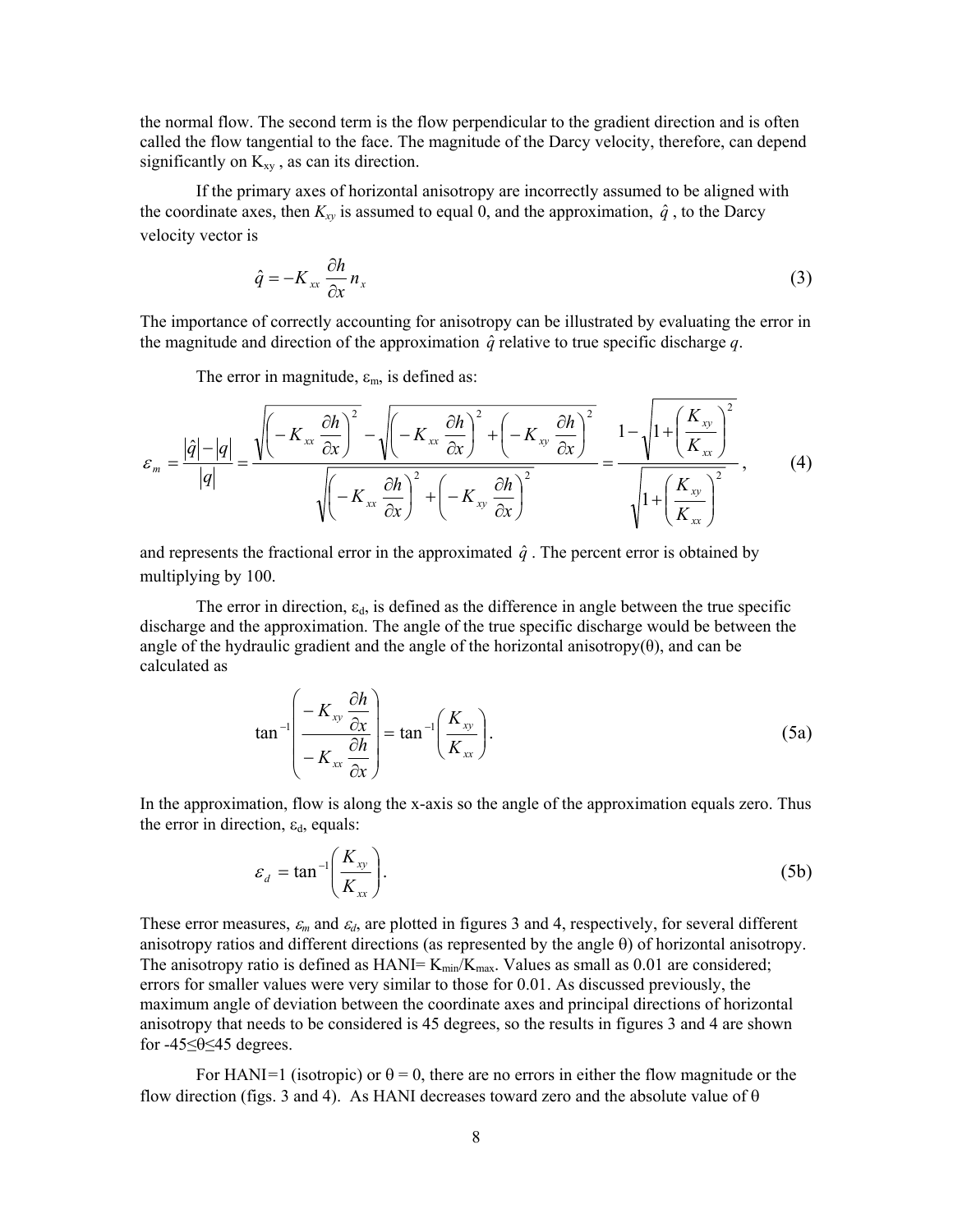the normal flow. The second term is the flow perpendicular to the gradient direction and is often called the flow tangential to the face. The magnitude of the Darcy velocity, therefore, can depend significantly on $K_{xy}$ , as can its direction.

If the primary axes of horizontal anisotropy are incorrectly assumed to be aligned with the coordinate axes, then $K_{xy}$ is assumed to equal 0, and the approximation, $\hat{q}$ , to the Darcy velocity vector is

$$\hat{q} = -K_{xx}\frac{\partial h}{\partial x}n_x \tag{3}$$

The importance of correctly accounting for anisotropy can be illustrated by evaluating the error in the magnitude and direction of the approximation $\hat{q}$ relative to true specific discharge $q$.

The error in magnitude, $\varepsilon_m$, is defined as:

$$\varepsilon_m = \frac{|\hat{q}|-|q|}{|q|} = \frac{\sqrt{\left(-K_{xx}\frac{\partial h}{\partial x}\right)^2} - \sqrt{\left(-K_{xx}\frac{\partial h}{\partial x}\right)^2 + \left(-K_{xy}\frac{\partial h}{\partial x}\right)^2}}{\sqrt{\left(-K_{xx}\frac{\partial h}{\partial x}\right)^2 + \left(-K_{xy}\frac{\partial h}{\partial x}\right)^2}} = \frac{1-\sqrt{1+\left(\frac{K_{xy}}{K_{xx}}\right)^2}}{\sqrt{1+\left(\frac{K_{xy}}{K_{xx}}\right)^2}}, \tag{4}$$

and represents the fractional error in the approximated $\hat{q}$ . The percent error is obtained by multiplying by 100.

The error in direction, $\varepsilon_d$, is defined as the difference in angle between the true specific discharge and the approximation. The angle of the true specific discharge would be between the angle of the hydraulic gradient and the angle of the horizontal anisotropy($\theta$), and can be calculated as

$$\tan^{-1}\left(\frac{-K_{xy}\frac{\partial h}{\partial x}}{-K_{xx}\frac{\partial h}{\partial x}}\right) = \tan^{-1}\left(\frac{K_{xy}}{K_{xx}}\right). \tag{5a}$$

In the approximation, flow is along the x-axis so the angle of the approximation equals zero. Thus the error in direction, $\varepsilon_d$, equals:

$$\varepsilon_d = \tan^{-1}\left(\frac{K_{xy}}{K_{xx}}\right). \tag{5b}$$

These error measures, $\varepsilon_m$ and $\varepsilon_d$, are plotted in figures 3 and 4, respectively, for several different anisotropy ratios and different directions (as represented by the angle $\theta$) of horizontal anisotropy. The anisotropy ratio is defined as HANI= $K_{min}/K_{max}$. Values as small as 0.01 are considered; errors for smaller values were very similar to those for 0.01. As discussed previously, the maximum angle of deviation between the coordinate axes and principal directions of horizontal anisotropy that needs to be considered is 45 degrees, so the results in figures 3 and 4 are shown for $-45 \leq \theta \leq 45$ degrees.

For HANI=1 (isotropic) or $\theta = 0$, there are no errors in either the flow magnitude or the flow direction (figs. 3 and 4). As HANI decreases toward zero and the absolute value of $\theta$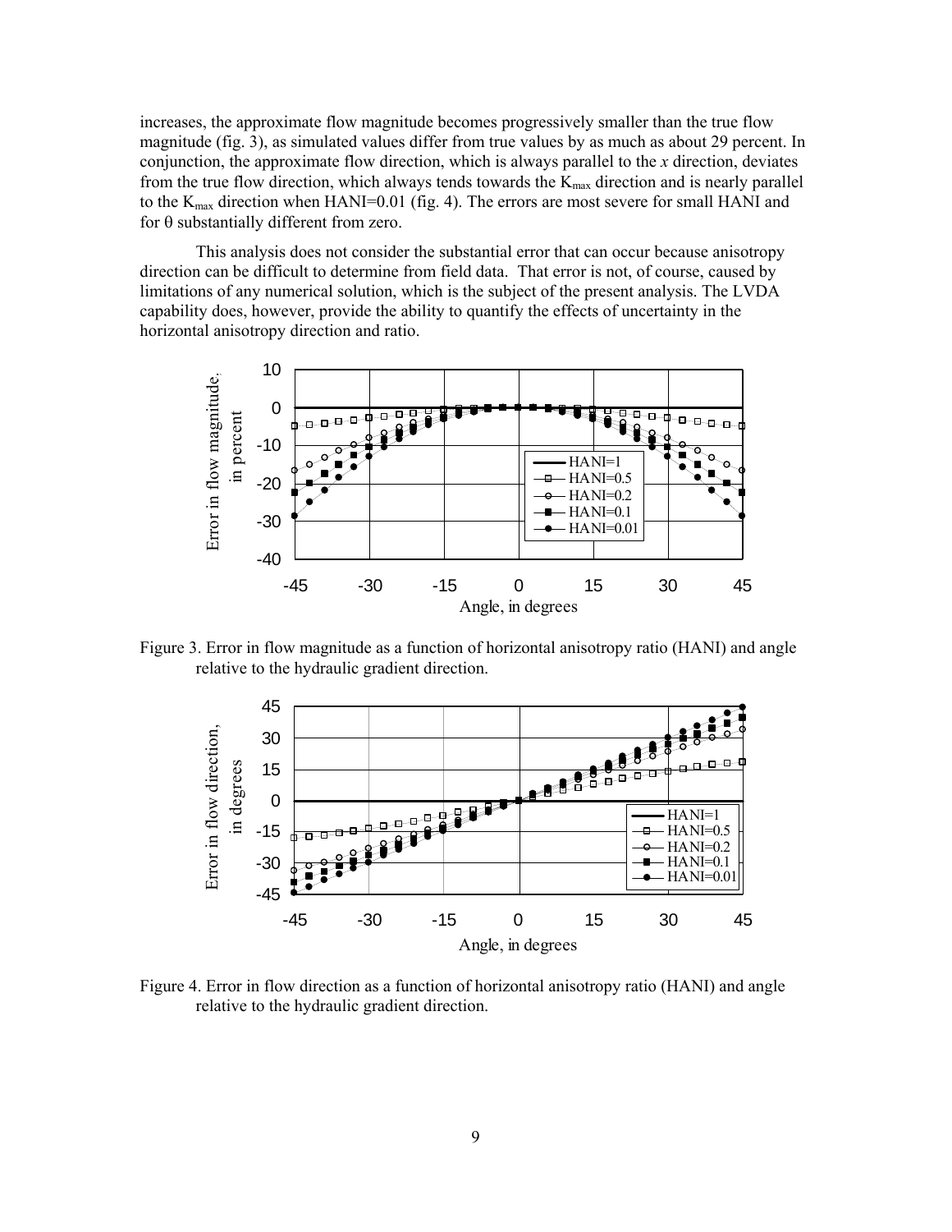increases, the approximate flow magnitude becomes progressively smaller than the true flow magnitude (fig. 3), as simulated values differ from true values by as much as about 29 percent. In conjunction, the approximate flow direction, which is always parallel to the *x* direction, deviates from the true flow direction, which always tends towards the $K_{max}$ direction and is nearly parallel to the $K_{max}$ direction when HANI=0.01 (fig. 4). The errors are most severe for small HANI and for θ substantially different from zero.

This analysis does not consider the substantial error that can occur because anisotropy direction can be difficult to determine from field data. That error is not, of course, caused by limitations of any numerical solution, which is the subject of the present analysis. The LVDA capability does, however, provide the ability to quantify the effects of uncertainty in the horizontal anisotropy direction and ratio.

Figure 3. Error in flow magnitude as a function of horizontal anisotropy ratio (HANI) and angle relative to the hydraulic gradient direction.

Figure 4. Error in flow direction as a function of horizontal anisotropy ratio (HANI) and angle relative to the hydraulic gradient direction.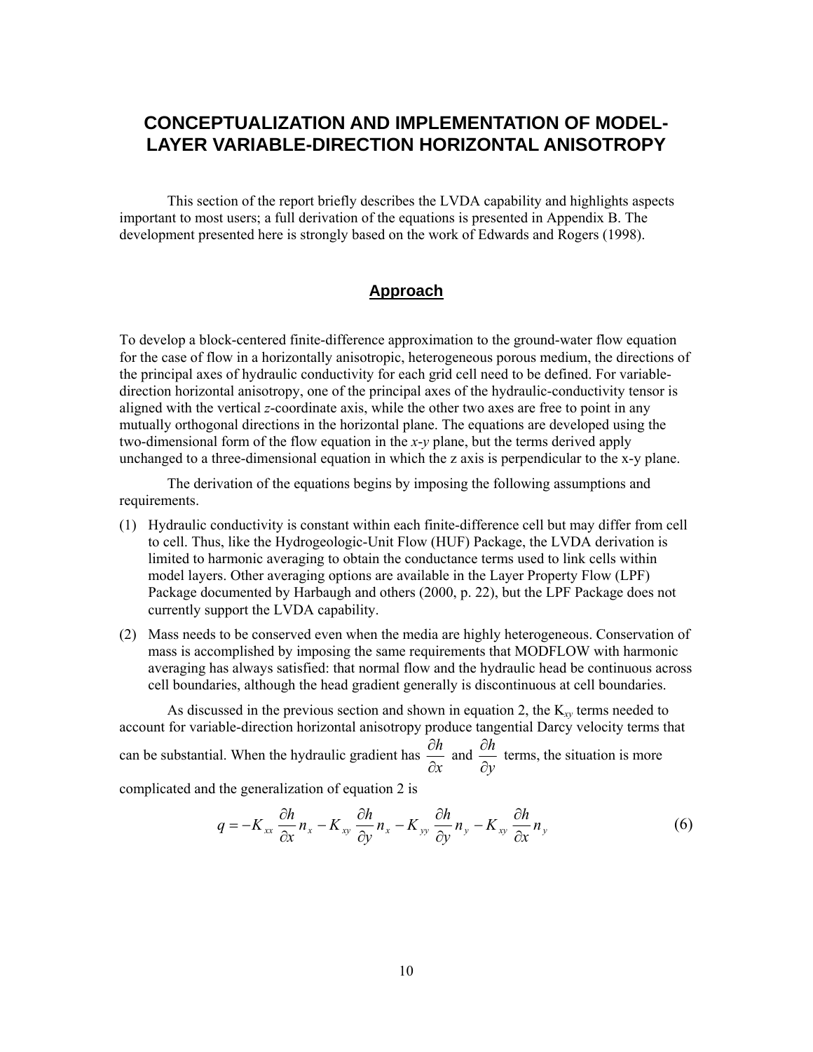# CONCEPTUALIZATION AND IMPLEMENTATION OF MODEL-LAYER VARIABLE-DIRECTION HORIZONTAL ANISOTROPY

This section of the report briefly describes the LVDA capability and highlights aspects important to most users; a full derivation of the equations is presented in Appendix B. The development presented here is strongly based on the work of Edwards and Rogers (1998).

## Approach

To develop a block-centered finite-difference approximation to the ground-water flow equation for the case of flow in a horizontally anisotropic, heterogeneous porous medium, the directions of the principal axes of hydraulic conductivity for each grid cell need to be defined. For variable-direction horizontal anisotropy, one of the principal axes of the hydraulic-conductivity tensor is aligned with the vertical *z*-coordinate axis, while the other two axes are free to point in any mutually orthogonal directions in the horizontal plane. The equations are developed using the two-dimensional form of the flow equation in the *x*-*y* plane, but the terms derived apply unchanged to a three-dimensional equation in which the z axis is perpendicular to the x-y plane.

The derivation of the equations begins by imposing the following assumptions and requirements.

(1) Hydraulic conductivity is constant within each finite-difference cell but may differ from cell to cell. Thus, like the Hydrogeologic-Unit Flow (HUF) Package, the LVDA derivation is limited to harmonic averaging to obtain the conductance terms used to link cells within model layers. Other averaging options are available in the Layer Property Flow (LPF) Package documented by Harbaugh and others (2000, p. 22), but the LPF Package does not currently support the LVDA capability.

(2) Mass needs to be conserved even when the media are highly heterogeneous. Conservation of mass is accomplished by imposing the same requirements that MODFLOW with harmonic averaging has always satisfied: that normal flow and the hydraulic head be continuous across cell boundaries, although the head gradient generally is discontinuous at cell boundaries.

As discussed in the previous section and shown in equation 2, the $K_{xy}$ terms needed to account for variable-direction horizontal anisotropy produce tangential Darcy velocity terms that can be substantial. When the hydraulic gradient has $\frac{\partial h}{\partial x}$ and $\frac{\partial h}{\partial y}$ terms, the situation is more complicated and the generalization of equation 2 is

$$q = -K_{xx}\frac{\partial h}{\partial x}n_x - K_{xy}\frac{\partial h}{\partial y}n_x - K_{yy}\frac{\partial h}{\partial y}n_y - K_{xy}\frac{\partial h}{\partial x}n_y \qquad (6)$$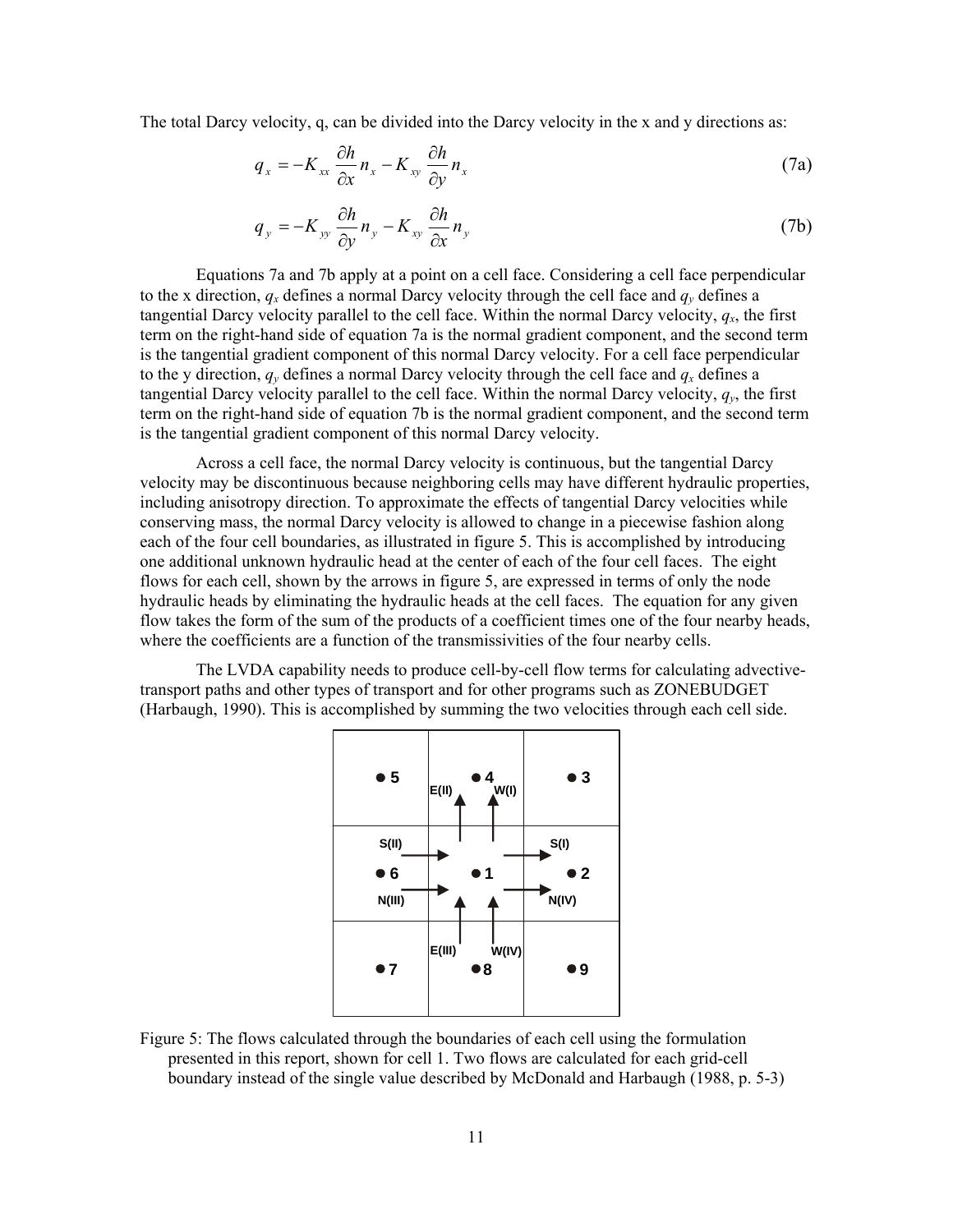The total Darcy velocity, q, can be divided into the Darcy velocity in the x and y directions as:

$$q_x = -K_{xx} \frac{\partial h}{\partial x} n_x - K_{xy} \frac{\partial h}{\partial y} n_x \tag{7a}$$

$$q_y = -K_{yy} \frac{\partial h}{\partial y} n_y - K_{xy} \frac{\partial h}{\partial x} n_y \tag{7b}$$

Equations 7a and 7b apply at a point on a cell face. Considering a cell face perpendicular to the x direction, $q_x$ defines a normal Darcy velocity through the cell face and $q_y$ defines a tangential Darcy velocity parallel to the cell face. Within the normal Darcy velocity, $q_x$, the first term on the right-hand side of equation 7a is the normal gradient component, and the second term is the tangential gradient component of this normal Darcy velocity. For a cell face perpendicular to the y direction, $q_y$ defines a normal Darcy velocity through the cell face and $q_x$ defines a tangential Darcy velocity parallel to the cell face. Within the normal Darcy velocity, $q_y$, the first term on the right-hand side of equation 7b is the normal gradient component, and the second term is the tangential gradient component of this normal Darcy velocity.

Across a cell face, the normal Darcy velocity is continuous, but the tangential Darcy velocity may be discontinuous because neighboring cells may have different hydraulic properties, including anisotropy direction. To approximate the effects of tangential Darcy velocities while conserving mass, the normal Darcy velocity is allowed to change in a piecewise fashion along each of the four cell boundaries, as illustrated in figure 5. This is accomplished by introducing one additional unknown hydraulic head at the center of each of the four cell faces. The eight flows for each cell, shown by the arrows in figure 5, are expressed in terms of only the node hydraulic heads by eliminating the hydraulic heads at the cell faces. The equation for any given flow takes the form of the sum of the products of a coefficient times one of the four nearby heads, where the coefficients are a function of the transmissivities of the four nearby cells.

The LVDA capability needs to produce cell-by-cell flow terms for calculating advective-transport paths and other types of transport and for other programs such as ZONEBUDGET (Harbaugh, 1990). This is accomplished by summing the two velocities through each cell side.

Figure 5: The flows calculated through the boundaries of each cell using the formulation presented in this report, shown for cell 1. Two flows are calculated for each grid-cell boundary instead of the single value described by McDonald and Harbaugh (1988, p. 5-3)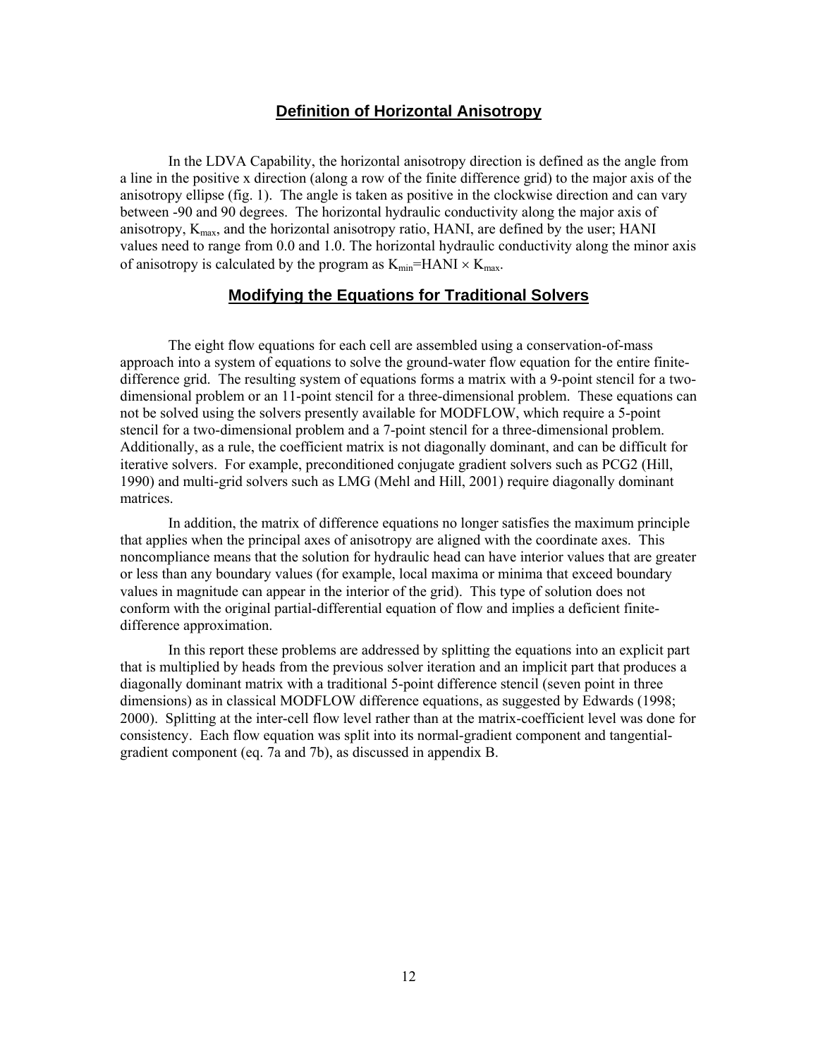## Definition of Horizontal Anisotropy

In the LDVA Capability, the horizontal anisotropy direction is defined as the angle from a line in the positive x direction (along a row of the finite difference grid) to the major axis of the anisotropy ellipse (fig. 1). The angle is taken as positive in the clockwise direction and can vary between -90 and 90 degrees. The horizontal hydraulic conductivity along the major axis of anisotropy, $K_{max}$, and the horizontal anisotropy ratio, HANI, are defined by the user; HANI values need to range from 0.0 and 1.0. The horizontal hydraulic conductivity along the minor axis of anisotropy is calculated by the program as $K_{min}=HANI \times K_{max}$.

## Modifying the Equations for Traditional Solvers

The eight flow equations for each cell are assembled using a conservation-of-mass approach into a system of equations to solve the ground-water flow equation for the entire finite-difference grid. The resulting system of equations forms a matrix with a 9-point stencil for a two-dimensional problem or an 11-point stencil for a three-dimensional problem. These equations can not be solved using the solvers presently available for MODFLOW, which require a 5-point stencil for a two-dimensional problem and a 7-point stencil for a three-dimensional problem. Additionally, as a rule, the coefficient matrix is not diagonally dominant, and can be difficult for iterative solvers. For example, preconditioned conjugate gradient solvers such as PCG2 (Hill, 1990) and multi-grid solvers such as LMG (Mehl and Hill, 2001) require diagonally dominant matrices.

In addition, the matrix of difference equations no longer satisfies the maximum principle that applies when the principal axes of anisotropy are aligned with the coordinate axes. This noncompliance means that the solution for hydraulic head can have interior values that are greater or less than any boundary values (for example, local maxima or minima that exceed boundary values in magnitude can appear in the interior of the grid). This type of solution does not conform with the original partial-differential equation of flow and implies a deficient finite-difference approximation.

In this report these problems are addressed by splitting the equations into an explicit part that is multiplied by heads from the previous solver iteration and an implicit part that produces a diagonally dominant matrix with a traditional 5-point difference stencil (seven point in three dimensions) as in classical MODFLOW difference equations, as suggested by Edwards (1998; 2000). Splitting at the inter-cell flow level rather than at the matrix-coefficient level was done for consistency. Each flow equation was split into its normal-gradient component and tangential-gradient component (eq. 7a and 7b), as discussed in appendix B.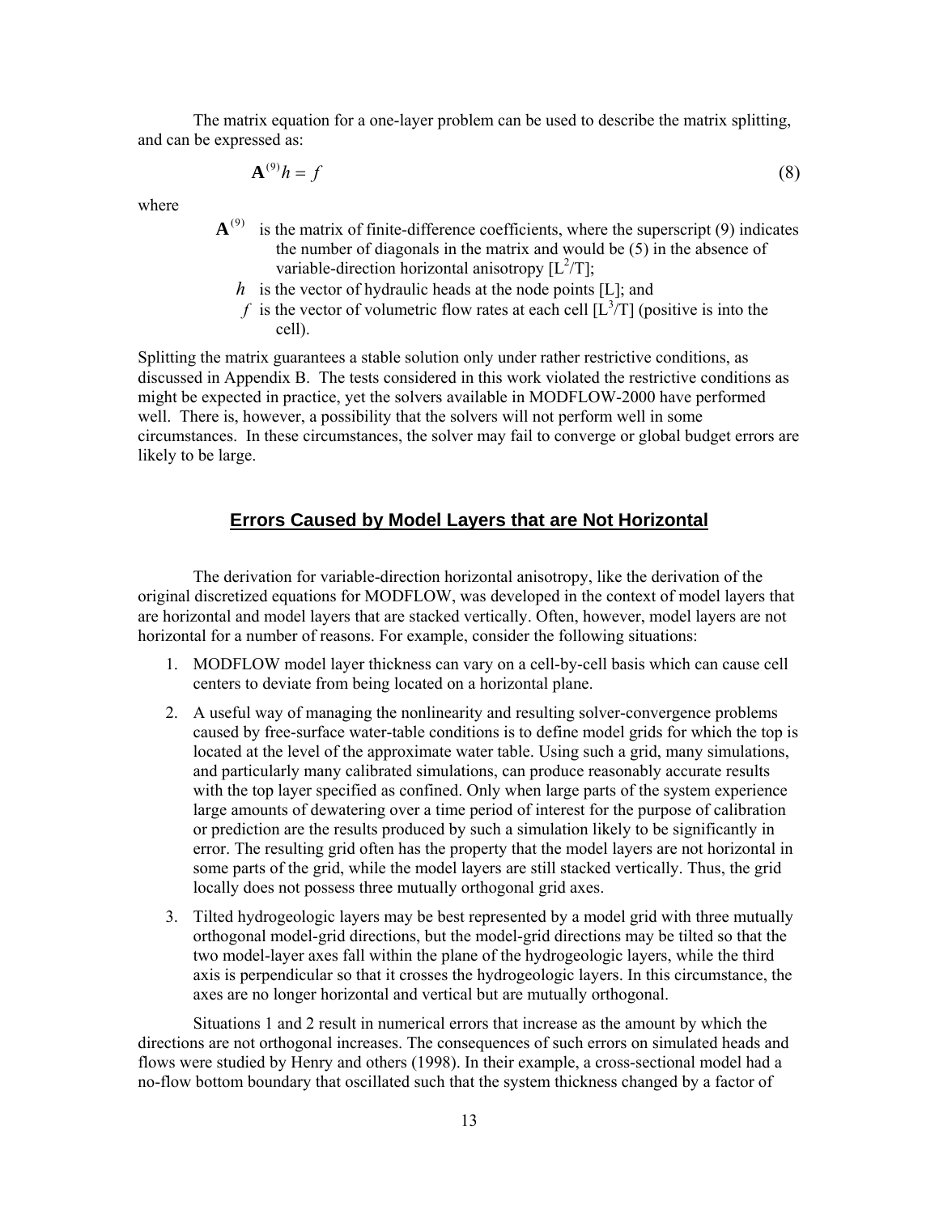The matrix equation for a one-layer problem can be used to describe the matrix splitting, and can be expressed as:

$$\mathbf{A}^{(9)}h = f \tag{8}$$

where

- $\mathbf{A}^{(9)}$ is the matrix of finite-difference coefficients, where the superscript (9) indicates the number of diagonals in the matrix and would be (5) in the absence of variable-direction horizontal anisotropy [$L^2/T$];
- $h$ is the vector of hydraulic heads at the node points [L]; and
- $f$ is the vector of volumetric flow rates at each cell [$L^3/T$] (positive is into the cell).

Splitting the matrix guarantees a stable solution only under rather restrictive conditions, as discussed in Appendix B. The tests considered in this work violated the restrictive conditions as might be expected in practice, yet the solvers available in MODFLOW-2000 have performed well. There is, however, a possibility that the solvers will not perform well in some circumstances. In these circumstances, the solver may fail to converge or global budget errors are likely to be large.

## Errors Caused by Model Layers that are Not Horizontal

The derivation for variable-direction horizontal anisotropy, like the derivation of the original discretized equations for MODFLOW, was developed in the context of model layers that are horizontal and model layers that are stacked vertically. Often, however, model layers are not horizontal for a number of reasons. For example, consider the following situations:

1. MODFLOW model layer thickness can vary on a cell-by-cell basis which can cause cell centers to deviate from being located on a horizontal plane.
2. A useful way of managing the nonlinearity and resulting solver-convergence problems caused by free-surface water-table conditions is to define model grids for which the top is located at the level of the approximate water table. Using such a grid, many simulations, and particularly many calibrated simulations, can produce reasonably accurate results with the top layer specified as confined. Only when large parts of the system experience large amounts of dewatering over a time period of interest for the purpose of calibration or prediction are the results produced by such a simulation likely to be significantly in error. The resulting grid often has the property that the model layers are not horizontal in some parts of the grid, while the model layers are still stacked vertically. Thus, the grid locally does not possess three mutually orthogonal grid axes.
3. Tilted hydrogeologic layers may be best represented by a model grid with three mutually orthogonal model-grid directions, but the model-grid directions may be tilted so that the two model-layer axes fall within the plane of the hydrogeologic layers, while the third axis is perpendicular so that it crosses the hydrogeologic layers. In this circumstance, the axes are no longer horizontal and vertical but are mutually orthogonal.

Situations 1 and 2 result in numerical errors that increase as the amount by which the directions are not orthogonal increases. The consequences of such errors on simulated heads and flows were studied by Henry and others (1998). In their example, a cross-sectional model had a no-flow bottom boundary that oscillated such that the system thickness changed by a factor of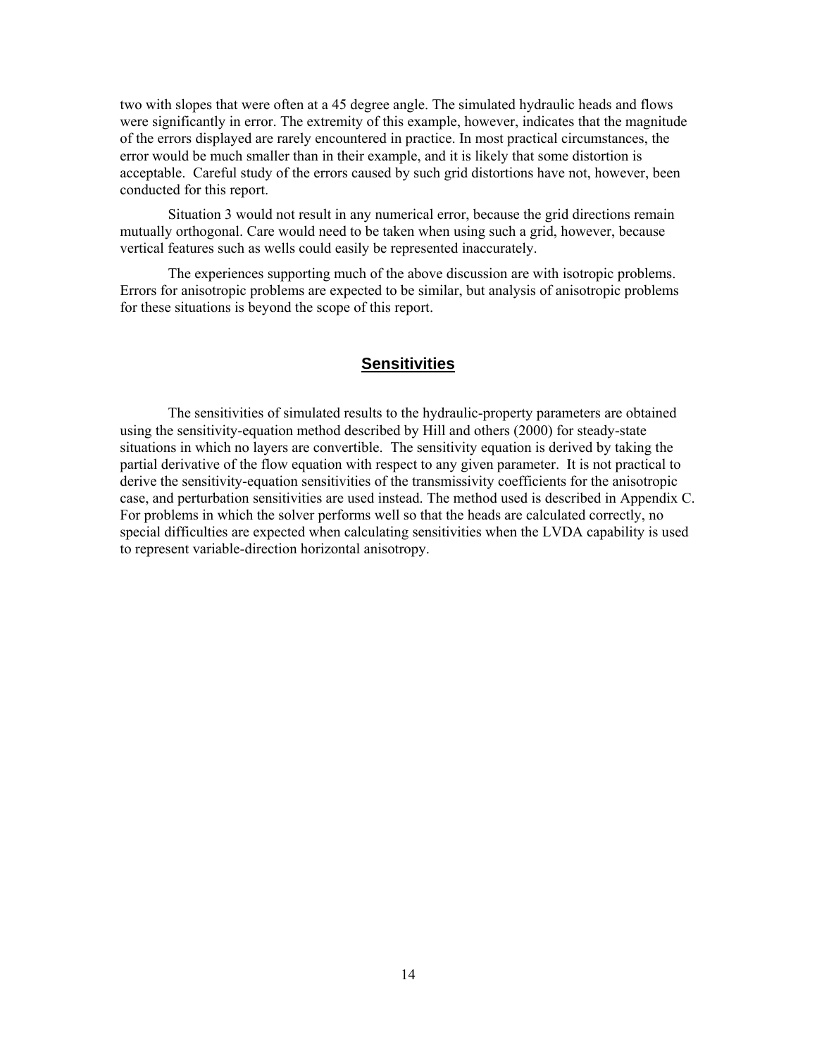two with slopes that were often at a 45 degree angle. The simulated hydraulic heads and flows were significantly in error. The extremity of this example, however, indicates that the magnitude of the errors displayed are rarely encountered in practice. In most practical circumstances, the error would be much smaller than in their example, and it is likely that some distortion is acceptable. Careful study of the errors caused by such grid distortions have not, however, been conducted for this report.

Situation 3 would not result in any numerical error, because the grid directions remain mutually orthogonal. Care would need to be taken when using such a grid, however, because vertical features such as wells could easily be represented inaccurately.

The experiences supporting much of the above discussion are with isotropic problems. Errors for anisotropic problems are expected to be similar, but analysis of anisotropic problems for these situations is beyond the scope of this report.

## Sensitivities

The sensitivities of simulated results to the hydraulic-property parameters are obtained using the sensitivity-equation method described by Hill and others (2000) for steady-state situations in which no layers are convertible. The sensitivity equation is derived by taking the partial derivative of the flow equation with respect to any given parameter. It is not practical to derive the sensitivity-equation sensitivities of the transmissivity coefficients for the anisotropic case, and perturbation sensitivities are used instead. The method used is described in Appendix C. For problems in which the solver performs well so that the heads are calculated correctly, no special difficulties are expected when calculating sensitivities when the LVDA capability is used to represent variable-direction horizontal anisotropy.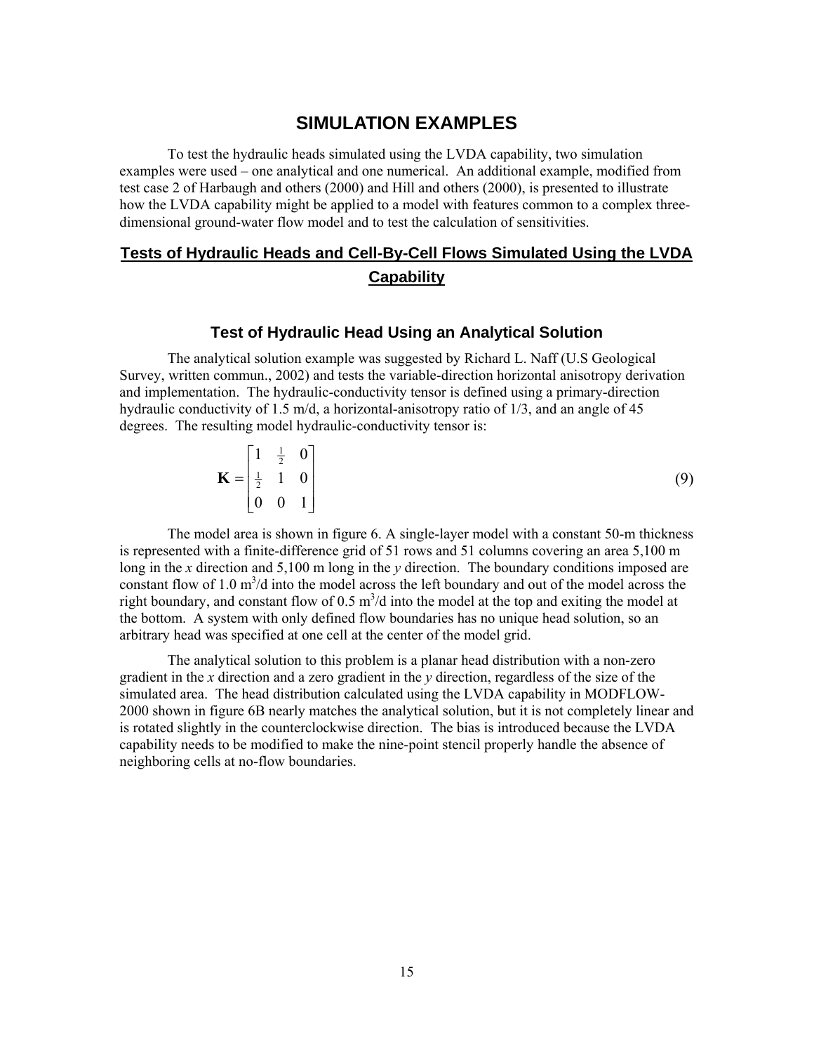# SIMULATION EXAMPLES

To test the hydraulic heads simulated using the LVDA capability, two simulation examples were used – one analytical and one numerical. An additional example, modified from test case 2 of Harbaugh and others (2000) and Hill and others (2000), is presented to illustrate how the LVDA capability might be applied to a model with features common to a complex three-dimensional ground-water flow model and to test the calculation of sensitivities.

## Tests of Hydraulic Heads and Cell-By-Cell Flows Simulated Using the LVDA Capability

### Test of Hydraulic Head Using an Analytical Solution

The analytical solution example was suggested by Richard L. Naff (U.S Geological Survey, written commun., 2002) and tests the variable-direction horizontal anisotropy derivation and implementation. The hydraulic-conductivity tensor is defined using a primary-direction hydraulic conductivity of 1.5 m/d, a horizontal-anisotropy ratio of 1/3, and an angle of 45 degrees. The resulting model hydraulic-conductivity tensor is:

$$\mathbf{K} = \begin{bmatrix} 1 & \frac{1}{2} & 0 \\ \frac{1}{2} & 1 & 0 \\ 0 & 0 & 1 \end{bmatrix} \tag{9}$$

The model area is shown in figure 6. A single-layer model with a constant 50-m thickness is represented with a finite-difference grid of 51 rows and 51 columns covering an area 5,100 m long in the *x* direction and 5,100 m long in the *y* direction. The boundary conditions imposed are constant flow of 1.0 $m^3$/d into the model across the left boundary and out of the model across the right boundary, and constant flow of 0.5 $m^3$/d into the model at the top and exiting the model at the bottom. A system with only defined flow boundaries has no unique head solution, so an arbitrary head was specified at one cell at the center of the model grid.

The analytical solution to this problem is a planar head distribution with a non-zero gradient in the *x* direction and a zero gradient in the *y* direction, regardless of the size of the simulated area. The head distribution calculated using the LVDA capability in MODFLOW-2000 shown in figure 6B nearly matches the analytical solution, but it is not completely linear and is rotated slightly in the counterclockwise direction. The bias is introduced because the LVDA capability needs to be modified to make the nine-point stencil properly handle the absence of neighboring cells at no-flow boundaries.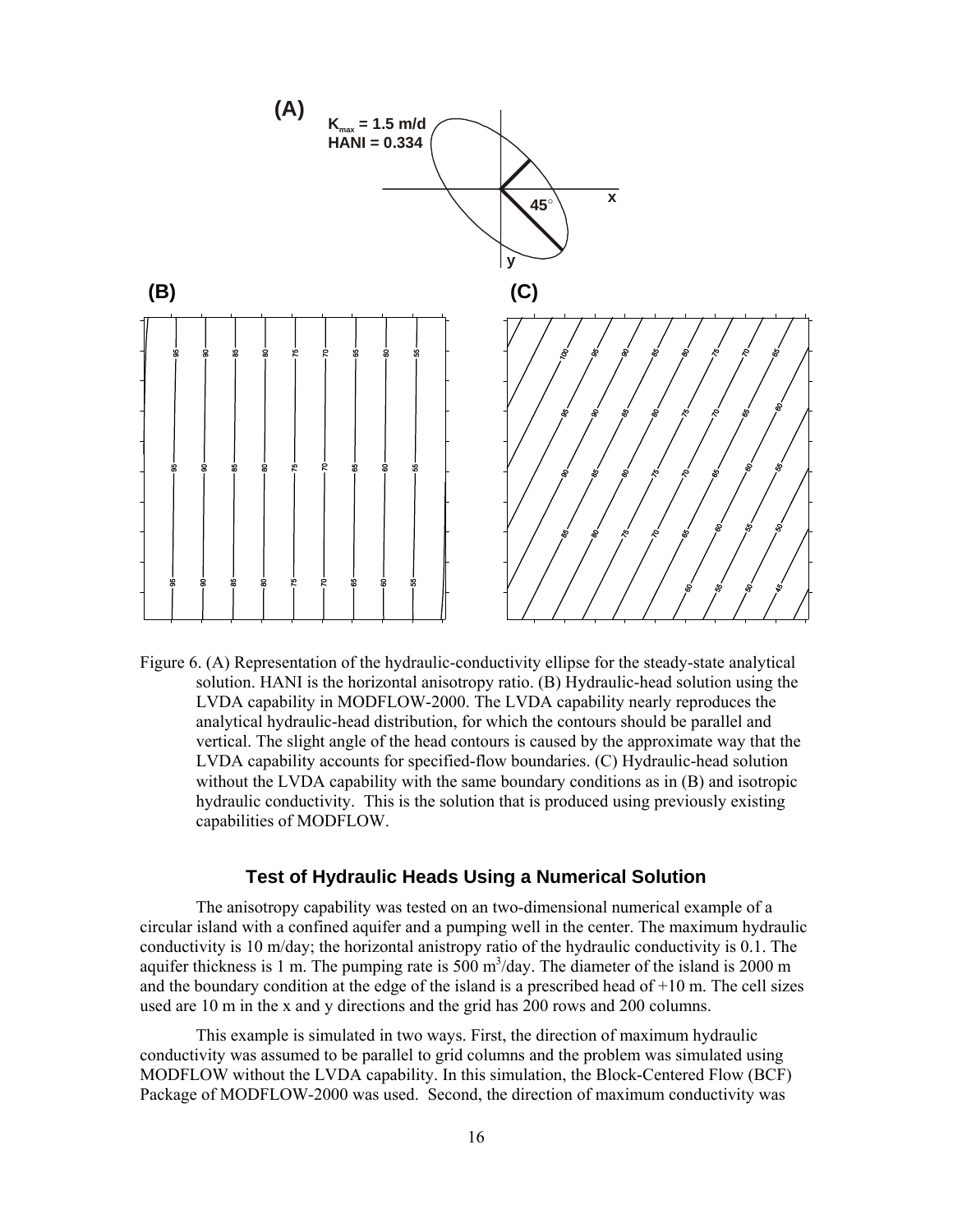Figure 6. (A) Representation of the hydraulic-conductivity ellipse for the steady-state analytical solution. HANI is the horizontal anisotropy ratio. (B) Hydraulic-head solution using the LVDA capability in MODFLOW-2000. The LVDA capability nearly reproduces the analytical hydraulic-head distribution, for which the contours should be parallel and vertical. The slight angle of the head contours is caused by the approximate way that the LVDA capability accounts for specified-flow boundaries. (C) Hydraulic-head solution without the LVDA capability with the same boundary conditions as in (B) and isotropic hydraulic conductivity. This is the solution that is produced using previously existing capabilities of MODFLOW.

## Test of Hydraulic Heads Using a Numerical Solution

The anisotropy capability was tested on an two-dimensional numerical example of a circular island with a confined aquifer and a pumping well in the center. The maximum hydraulic conductivity is 10 m/day; the horizontal anisotropy ratio of the hydraulic conductivity is 0.1. The aquifer thickness is 1 m. The pumping rate is 500 $m^3$/day. The diameter of the island is 2000 m and the boundary condition at the edge of the island is a prescribed head of +10 m. The cell sizes used are 10 m in the x and y directions and the grid has 200 rows and 200 columns.

This example is simulated in two ways. First, the direction of maximum hydraulic conductivity was assumed to be parallel to grid columns and the problem was simulated using MODFLOW without the LVDA capability. In this simulation, the Block-Centered Flow (BCF) Package of MODFLOW-2000 was used. Second, the direction of maximum conductivity was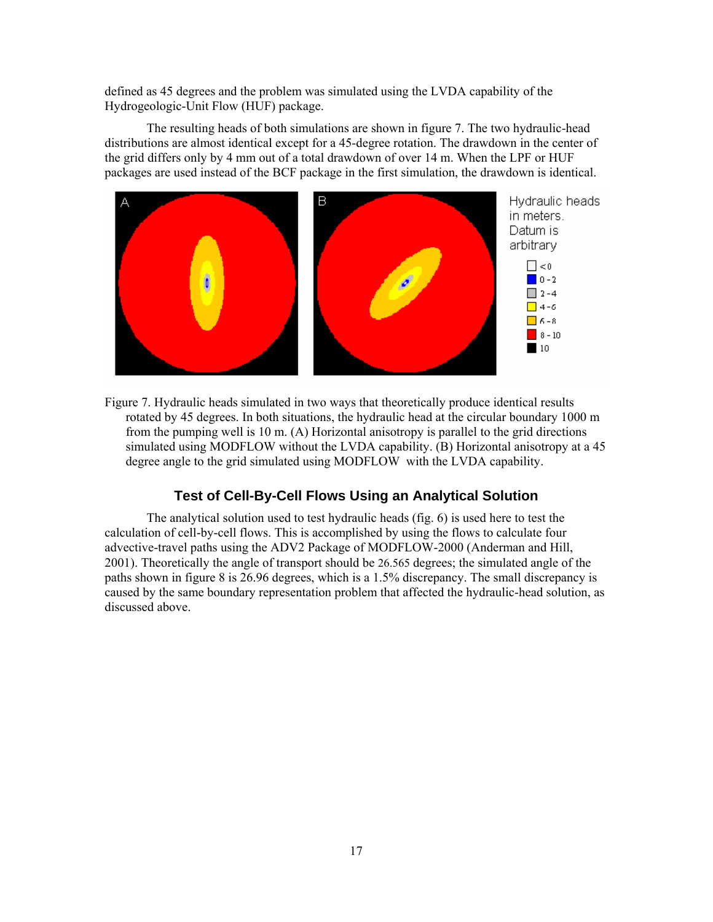defined as 45 degrees and the problem was simulated using the LVDA capability of the Hydrogeologic-Unit Flow (HUF) package.

The resulting heads of both simulations are shown in figure 7. The two hydraulic-head distributions are almost identical except for a 45-degree rotation. The drawdown in the center of the grid differs only by 4 mm out of a total drawdown of over 14 m. When the LPF or HUF packages are used instead of the BCF package in the first simulation, the drawdown is identical.

Figure 7. Hydraulic heads simulated in two ways that theoretically produce identical results rotated by 45 degrees. In both situations, the hydraulic head at the circular boundary 1000 m from the pumping well is 10 m. (A) Horizontal anisotropy is parallel to the grid directions simulated using MODFLOW without the LVDA capability. (B) Horizontal anisotropy at a 45 degree angle to the grid simulated using MODFLOW with the LVDA capability.

## Test of Cell-By-Cell Flows Using an Analytical Solution

The analytical solution used to test hydraulic heads (fig. 6) is used here to test the calculation of cell-by-cell flows. This is accomplished by using the flows to calculate four advective-travel paths using the ADV2 Package of MODFLOW-2000 (Anderman and Hill, 2001). Theoretically the angle of transport should be 26.565 degrees; the simulated angle of the paths shown in figure 8 is 26.96 degrees, which is a 1.5% discrepancy. The small discrepancy is caused by the same boundary representation problem that affected the hydraulic-head solution, as discussed above.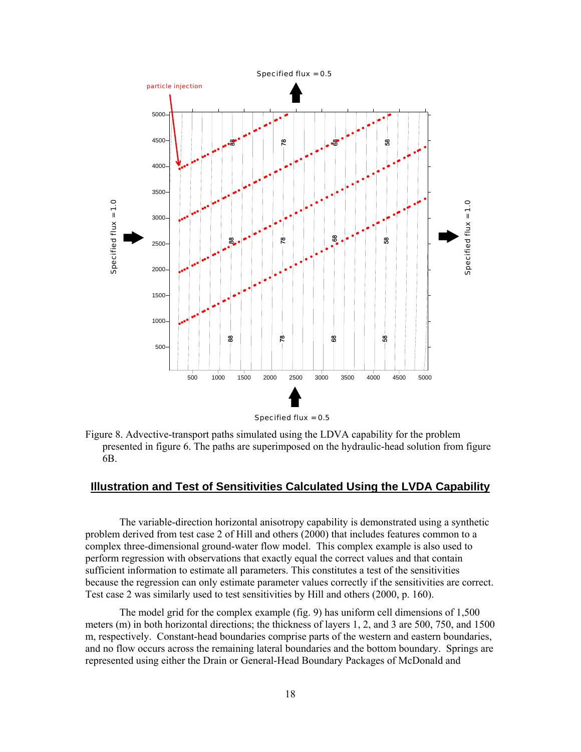Figure 8. Advective-transport paths simulated using the LDVA capability for the problem presented in figure 6. The paths are superimposed on the hydraulic-head solution from figure 6B.

## Illustration and Test of Sensitivities Calculated Using the LVDA Capability

The variable-direction horizontal anisotropy capability is demonstrated using a synthetic problem derived from test case 2 of Hill and others (2000) that includes features common to a complex three-dimensional ground-water flow model. This complex example is also used to perform regression with observations that exactly equal the correct values and that contain sufficient information to estimate all parameters. This constitutes a test of the sensitivities because the regression can only estimate parameter values correctly if the sensitivities are correct. Test case 2 was similarly used to test sensitivities by Hill and others (2000, p. 160).

The model grid for the complex example (fig. 9) has uniform cell dimensions of 1,500 meters (m) in both horizontal directions; the thickness of layers 1, 2, and 3 are 500, 750, and 1500 m, respectively. Constant-head boundaries comprise parts of the western and eastern boundaries, and no flow occurs across the remaining lateral boundaries and the bottom boundary. Springs are represented using either the Drain or General-Head Boundary Packages of McDonald and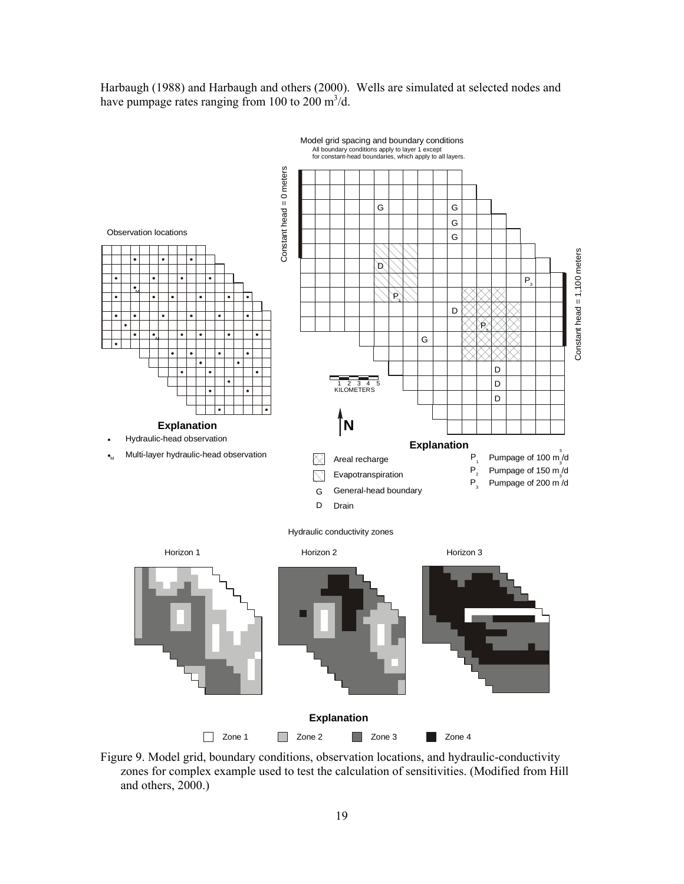Harbaugh (1988) and Harbaugh and others (2000). Wells are simulated at selected nodes and have pumpage rates ranging from 100 to 200 $m^3$/d.

Figure 9. Model grid, boundary conditions, observation locations, and hydraulic-conductivity zones for complex example used to test the calculation of sensitivities. (Modified from Hill and others, 2000.)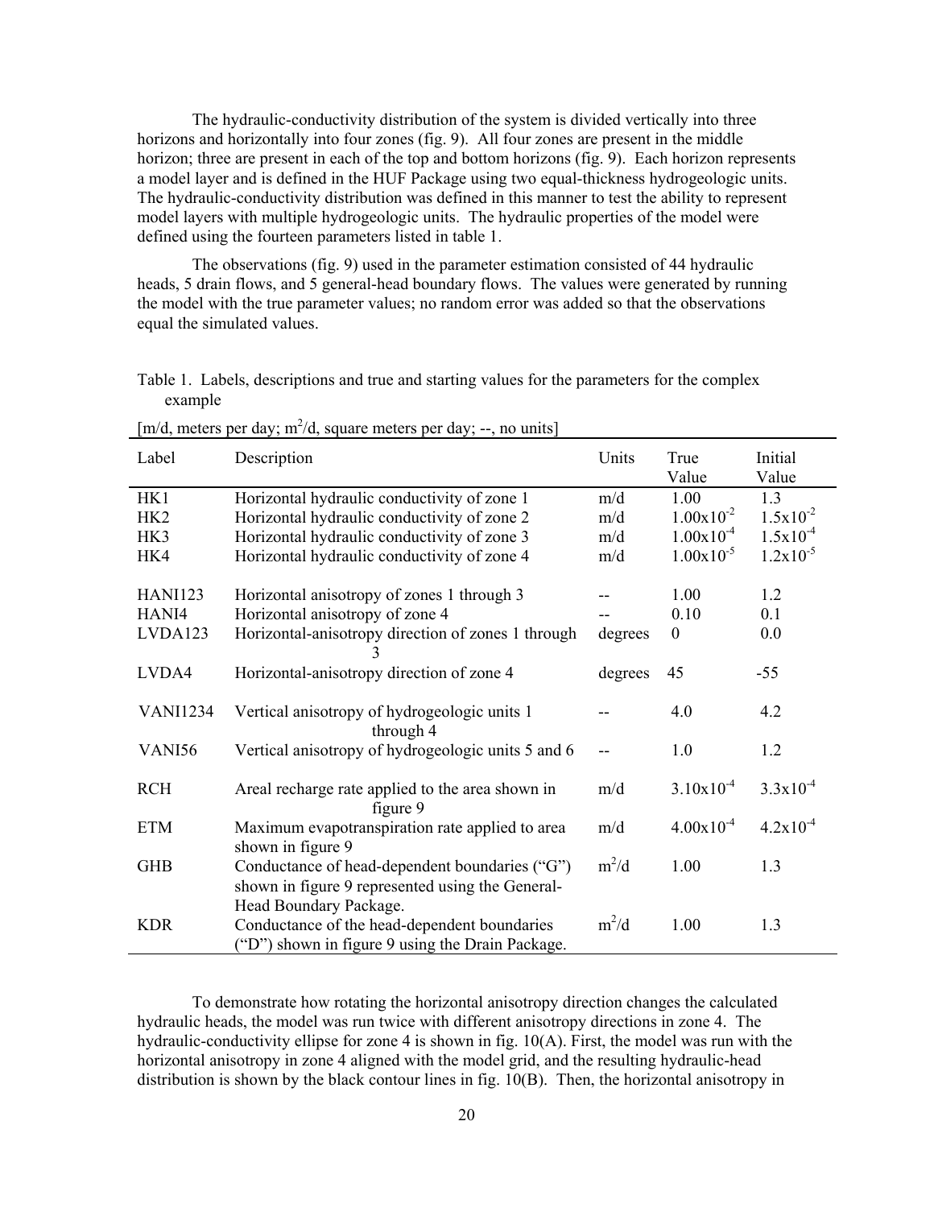The hydraulic-conductivity distribution of the system is divided vertically into three horizons and horizontally into four zones (fig. 9). All four zones are present in the middle horizon; three are present in each of the top and bottom horizons (fig. 9). Each horizon represents a model layer and is defined in the HUF Package using two equal-thickness hydrogeologic units. The hydraulic-conductivity distribution was defined in this manner to test the ability to represent model layers with multiple hydrogeologic units. The hydraulic properties of the model were defined using the fourteen parameters listed in table 1.

The observations (fig. 9) used in the parameter estimation consisted of 44 hydraulic heads, 5 drain flows, and 5 general-head boundary flows. The values were generated by running the model with the true parameter values; no random error was added so that the observations equal the simulated values.

Table 1. Labels, descriptions and true and starting values for the parameters for the complex example

[m/d, meters per day; $m^2/d$, square meters per day; --, no units]

| Label | Description | Units | True Value | Initial Value |
|---|---|---|---|---|
| HK1 | Horizontal hydraulic conductivity of zone 1 | m/d | 1.00 | 1.3 |
| HK2 | Horizontal hydraulic conductivity of zone 2 | m/d | $1.00 \times 10^{-2}$ | $1.5 \times 10^{-2}$ |
| HK3 | Horizontal hydraulic conductivity of zone 3 | m/d | $1.00 \times 10^{-4}$ | $1.5 \times 10^{-4}$ |
| HK4 | Horizontal hydraulic conductivity of zone 4 | m/d | $1.00 \times 10^{-5}$ | $1.2 \times 10^{-5}$ |
| HANI123 | Horizontal anisotropy of zones 1 through 3 | -- | 1.00 | 1.2 |
| HANI4 | Horizontal anisotropy of zone 4 | -- | 0.10 | 0.1 |
| LVDA123 | Horizontal-anisotropy direction of zones 1 through 3 | degrees | 0 | 0.0 |
| LVDA4 | Horizontal-anisotropy direction of zone 4 | degrees | 45 | -55 |
| VANI1234 | Vertical anisotropy of hydrogeologic units 1 through 4 | -- | 4.0 | 4.2 |
| VANI56 | Vertical anisotropy of hydrogeologic units 5 and 6 | -- | 1.0 | 1.2 |
| RCH | Areal recharge rate applied to the area shown in figure 9 | m/d | $3.10 \times 10^{-4}$ | $3.3 \times 10^{-4}$ |
| ETM | Maximum evapotranspiration rate applied to area shown in figure 9 | m/d | $4.00 \times 10^{-4}$ | $4.2 \times 10^{-4}$ |
| GHB | Conductance of head-dependent boundaries ("G") shown in figure 9 represented using the General-Head Boundary Package. | $m^2/d$ | 1.00 | 1.3 |
| KDR | Conductance of the head-dependent boundaries ("D") shown in figure 9 using the Drain Package. | $m^2/d$ | 1.00 | 1.3 |

To demonstrate how rotating the horizontal anisotropy direction changes the calculated hydraulic heads, the model was run twice with different anisotropy directions in zone 4. The hydraulic-conductivity ellipse for zone 4 is shown in fig. 10(A). First, the model was run with the horizontal anisotropy in zone 4 aligned with the model grid, and the resulting hydraulic-head distribution is shown by the black contour lines in fig. 10(B). Then, the horizontal anisotropy in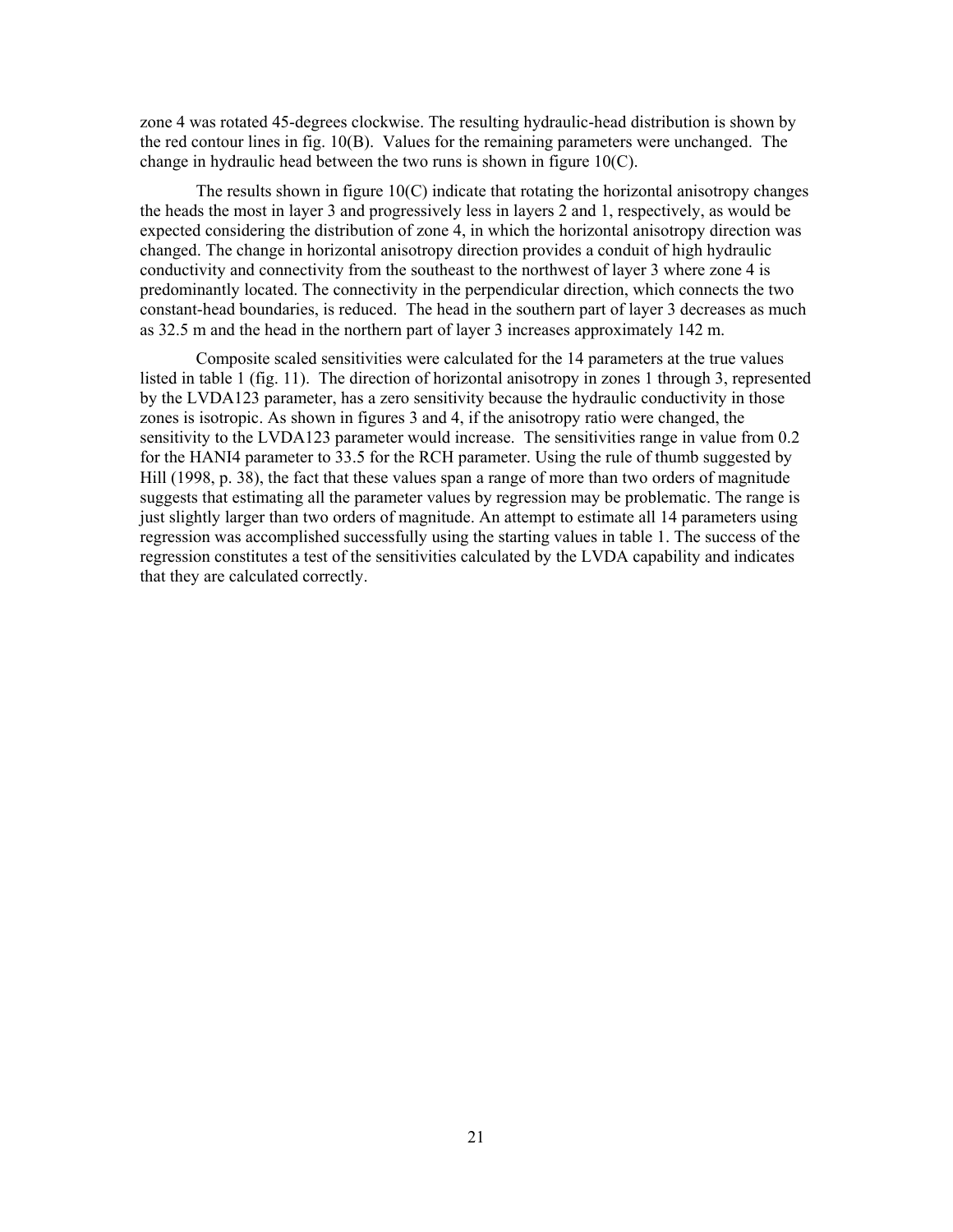zone 4 was rotated 45-degrees clockwise. The resulting hydraulic-head distribution is shown by the red contour lines in fig. 10(B). Values for the remaining parameters were unchanged. The change in hydraulic head between the two runs is shown in figure 10(C).

The results shown in figure 10(C) indicate that rotating the horizontal anisotropy changes the heads the most in layer 3 and progressively less in layers 2 and 1, respectively, as would be expected considering the distribution of zone 4, in which the horizontal anisotropy direction was changed. The change in horizontal anisotropy direction provides a conduit of high hydraulic conductivity and connectivity from the southeast to the northwest of layer 3 where zone 4 is predominantly located. The connectivity in the perpendicular direction, which connects the two constant-head boundaries, is reduced. The head in the southern part of layer 3 decreases as much as 32.5 m and the head in the northern part of layer 3 increases approximately 142 m.

Composite scaled sensitivities were calculated for the 14 parameters at the true values listed in table 1 (fig. 11). The direction of horizontal anisotropy in zones 1 through 3, represented by the LVDA123 parameter, has a zero sensitivity because the hydraulic conductivity in those zones is isotropic. As shown in figures 3 and 4, if the anisotropy ratio were changed, the sensitivity to the LVDA123 parameter would increase. The sensitivities range in value from 0.2 for the HANI4 parameter to 33.5 for the RCH parameter. Using the rule of thumb suggested by Hill (1998, p. 38), the fact that these values span a range of more than two orders of magnitude suggests that estimating all the parameter values by regression may be problematic. The range is just slightly larger than two orders of magnitude. An attempt to estimate all 14 parameters using regression was accomplished successfully using the starting values in table 1. The success of the regression constitutes a test of the sensitivities calculated by the LVDA capability and indicates that they are calculated correctly.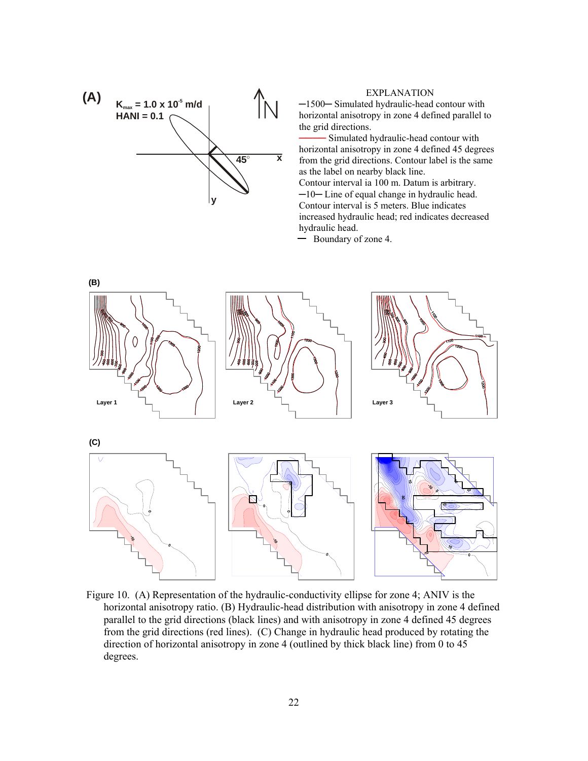(A)

$K_{max}$ = 1.0 x $10^{-5}$ m/d
HANI = 0.1

EXPLANATION

—1500— Simulated hydraulic-head contour with horizontal anisotropy in zone 4 defined parallel to the grid directions.

——— Simulated hydraulic-head contour with horizontal anisotropy in zone 4 defined 45 degrees from the grid directions. Contour label is the same as the label on nearby black line.

Contour interval ia 100 m. Datum is arbitrary.

—10— Line of equal change in hydraulic head. Contour interval is 5 meters. Blue indicates increased hydraulic head; red indicates decreased hydraulic head.

— Boundary of zone 4.

(B)

Layer 1 Layer 2 Layer 3

(C)

Figure 10. (A) Representation of the hydraulic-conductivity ellipse for zone 4; ANIV is the horizontal anisotropy ratio. (B) Hydraulic-head distribution with anisotropy in zone 4 defined parallel to the grid directions (black lines) and with anisotropy in zone 4 defined 45 degrees from the grid directions (red lines). (C) Change in hydraulic head produced by rotating the direction of horizontal anisotropy in zone 4 (outlined by thick black line) from 0 to 45 degrees.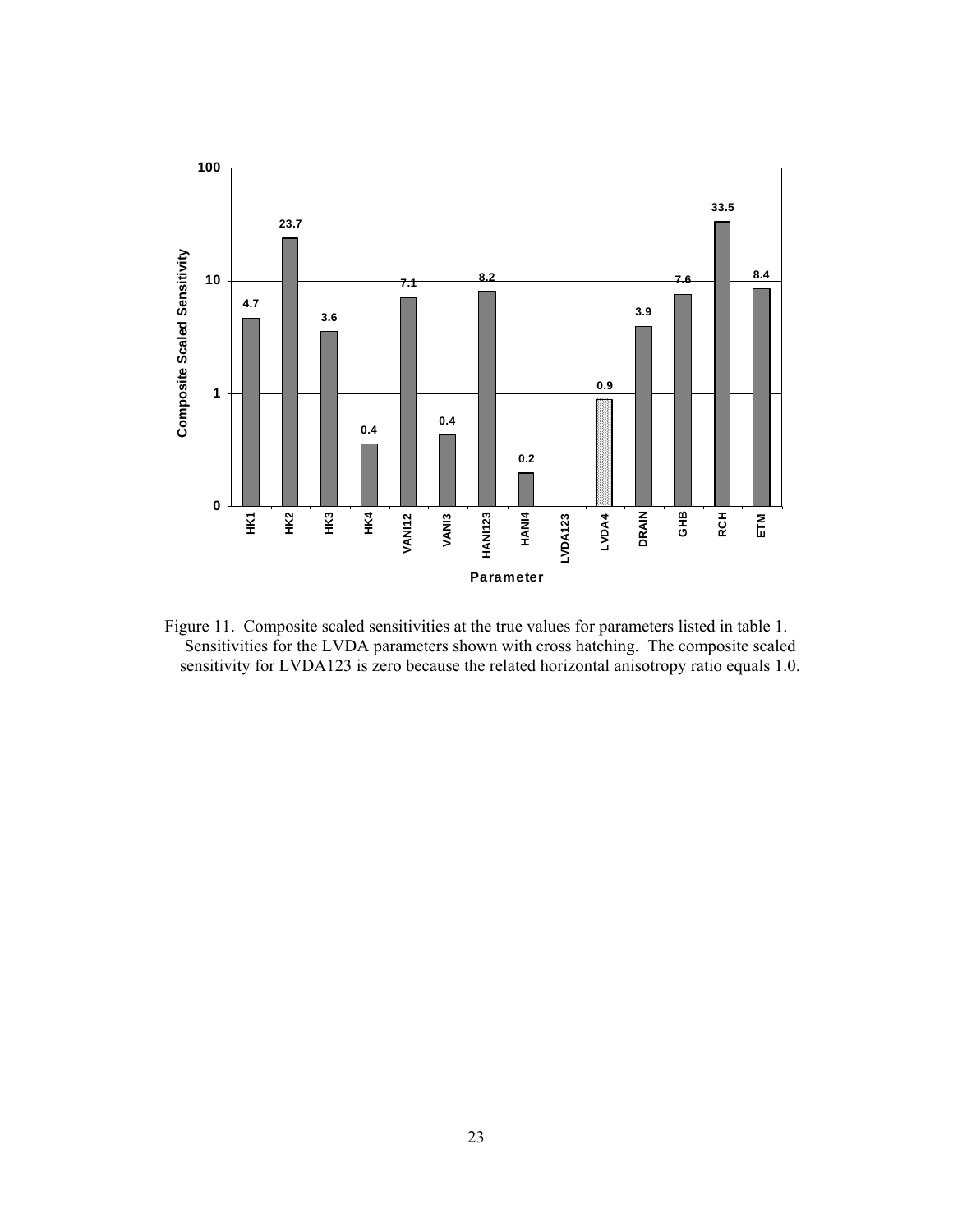Figure 11. Composite scaled sensitivities at the true values for parameters listed in table 1. Sensitivities for the LVDA parameters shown with cross hatching. The composite scaled sensitivity for LVDA123 is zero because the related horizontal anisotropy ratio equals 1.0.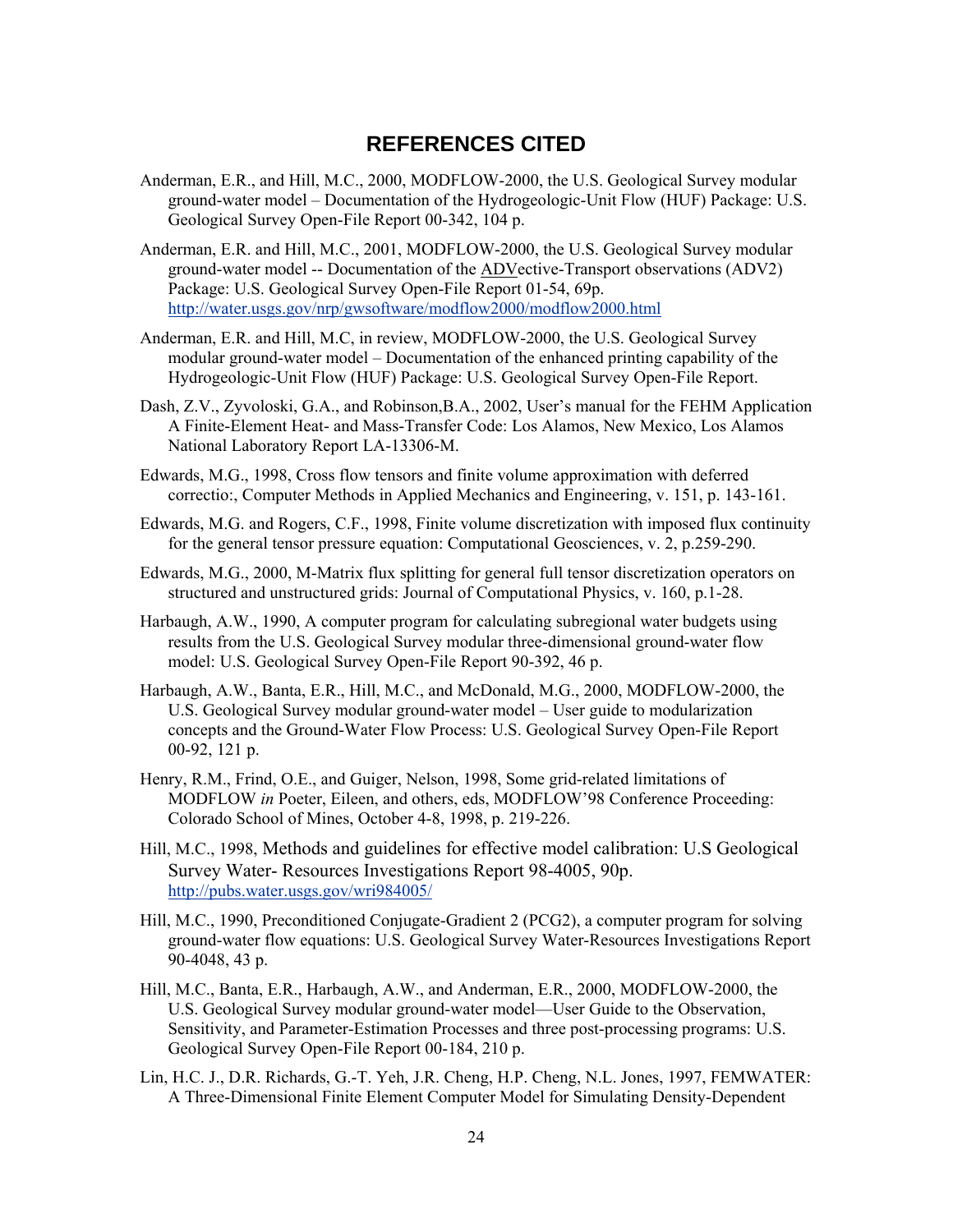# REFERENCES CITED

Anderman, E.R., and Hill, M.C., 2000, MODFLOW-2000, the U.S. Geological Survey modular ground-water model – Documentation of the Hydrogeologic-Unit Flow (HUF) Package: U.S. Geological Survey Open-File Report 00-342, 104 p.

Anderman, E.R. and Hill, M.C., 2001, MODFLOW-2000, the U.S. Geological Survey modular ground-water model -- Documentation of the ADVective-Transport observations (ADV2) Package: U.S. Geological Survey Open-File Report 01-54, 69p. http://water.usgs.gov/nrp/gwsoftware/modflow2000/modflow2000.html

Anderman, E.R. and Hill, M.C, in review, MODFLOW-2000, the U.S. Geological Survey modular ground-water model – Documentation of the enhanced printing capability of the Hydrogeologic-Unit Flow (HUF) Package: U.S. Geological Survey Open-File Report.

Dash, Z.V., Zyvoloski, G.A., and Robinson,B.A., 2002, User's manual for the FEHM Application A Finite-Element Heat- and Mass-Transfer Code: Los Alamos, New Mexico, Los Alamos National Laboratory Report LA-13306-M.

Edwards, M.G., 1998, Cross flow tensors and finite volume approximation with deferred correctio:, Computer Methods in Applied Mechanics and Engineering, v. 151, p. 143-161.

Edwards, M.G. and Rogers, C.F., 1998, Finite volume discretization with imposed flux continuity for the general tensor pressure equation: Computational Geosciences, v. 2, p.259-290.

Edwards, M.G., 2000, M-Matrix flux splitting for general full tensor discretization operators on structured and unstructured grids: Journal of Computational Physics, v. 160, p.1-28.

Harbaugh, A.W., 1990, A computer program for calculating subregional water budgets using results from the U.S. Geological Survey modular three-dimensional ground-water flow model: U.S. Geological Survey Open-File Report 90-392, 46 p.

Harbaugh, A.W., Banta, E.R., Hill, M.C., and McDonald, M.G., 2000, MODFLOW-2000, the U.S. Geological Survey modular ground-water model – User guide to modularization concepts and the Ground-Water Flow Process: U.S. Geological Survey Open-File Report 00-92, 121 p.

Henry, R.M., Frind, O.E., and Guiger, Nelson, 1998, Some grid-related limitations of MODFLOW *in* Poeter, Eileen, and others, eds, MODFLOW'98 Conference Proceeding: Colorado School of Mines, October 4-8, 1998, p. 219-226.

Hill, M.C., 1998, Methods and guidelines for effective model calibration: U.S Geological Survey Water- Resources Investigations Report 98-4005, 90p. http://pubs.water.usgs.gov/wri984005/

Hill, M.C., 1990, Preconditioned Conjugate-Gradient 2 (PCG2), a computer program for solving ground-water flow equations: U.S. Geological Survey Water-Resources Investigations Report 90-4048, 43 p.

Hill, M.C., Banta, E.R., Harbaugh, A.W., and Anderman, E.R., 2000, MODFLOW-2000, the U.S. Geological Survey modular ground-water model—User Guide to the Observation, Sensitivity, and Parameter-Estimation Processes and three post-processing programs: U.S. Geological Survey Open-File Report 00-184, 210 p.

Lin, H.C. J., D.R. Richards, G.-T. Yeh, J.R. Cheng, H.P. Cheng, N.L. Jones, 1997, FEMWATER: A Three-Dimensional Finite Element Computer Model for Simulating Density-Dependent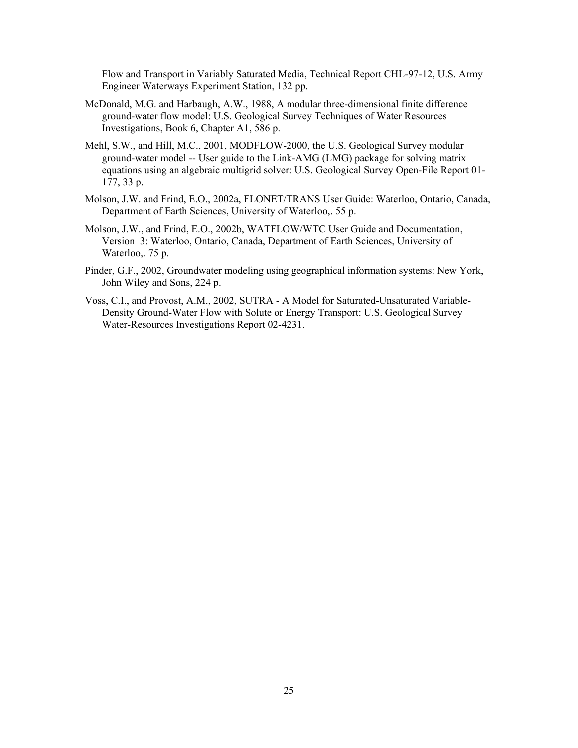Flow and Transport in Variably Saturated Media, Technical Report CHL-97-12, U.S. Army Engineer Waterways Experiment Station, 132 pp.

McDonald, M.G. and Harbaugh, A.W., 1988, A modular three-dimensional finite difference ground-water flow model: U.S. Geological Survey Techniques of Water Resources Investigations, Book 6, Chapter A1, 586 p.

Mehl, S.W., and Hill, M.C., 2001, MODFLOW-2000, the U.S. Geological Survey modular ground-water model -- User guide to the Link-AMG (LMG) package for solving matrix equations using an algebraic multigrid solver: U.S. Geological Survey Open-File Report 01-177, 33 p.

Molson, J.W. and Frind, E.O., 2002a, FLONET/TRANS User Guide: Waterloo, Ontario, Canada, Department of Earth Sciences, University of Waterloo,. 55 p.

Molson, J.W., and Frind, E.O., 2002b, WATFLOW/WTC User Guide and Documentation, Version 3: Waterloo, Ontario, Canada, Department of Earth Sciences, University of Waterloo,. 75 p.

Pinder, G.F., 2002, Groundwater modeling using geographical information systems: New York, John Wiley and Sons, 224 p.

Voss, C.I., and Provost, A.M., 2002, SUTRA - A Model for Saturated-Unsaturated Variable-Density Ground-Water Flow with Solute or Energy Transport: U.S. Geological Survey Water-Resources Investigations Report 02-4231.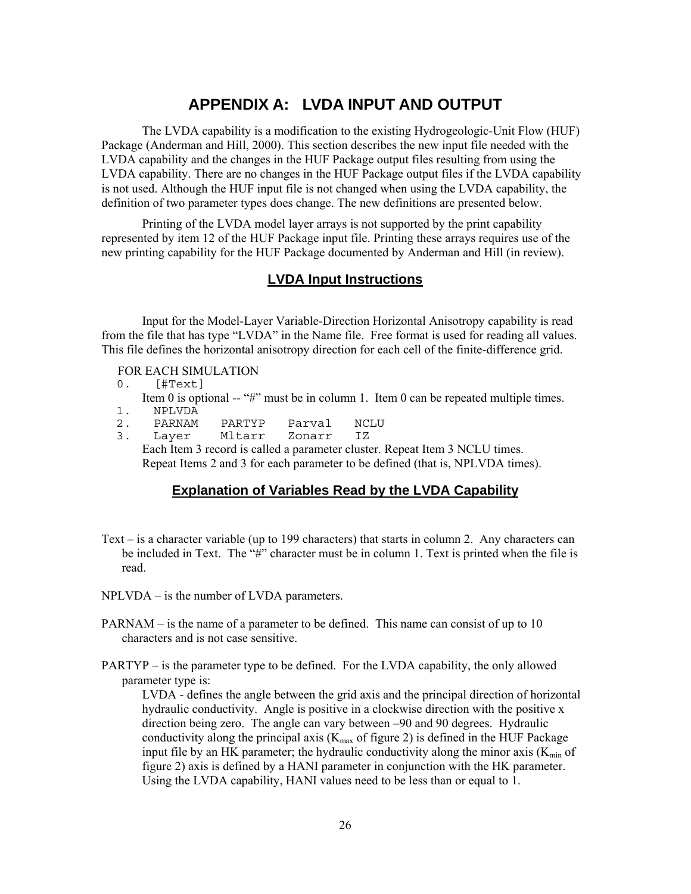# APPENDIX A: LVDA INPUT AND OUTPUT

The LVDA capability is a modification to the existing Hydrogeologic-Unit Flow (HUF) Package (Anderman and Hill, 2000). This section describes the new input file needed with the LVDA capability and the changes in the HUF Package output files resulting from using the LVDA capability. There are no changes in the HUF Package output files if the LVDA capability is not used. Although the HUF input file is not changed when using the LVDA capability, the definition of two parameter types does change. The new definitions are presented below.

Printing of the LVDA model layer arrays is not supported by the print capability represented by item 12 of the HUF Package input file. Printing these arrays requires use of the new printing capability for the HUF Package documented by Anderman and Hill (in review).

## LVDA Input Instructions

Input for the Model-Layer Variable-Direction Horizontal Anisotropy capability is read from the file that has type "LVDA" in the Name file. Free format is used for reading all values. This file defines the horizontal anisotropy direction for each cell of the finite-difference grid.

FOR EACH SIMULATION

```
0.   [#Text]
```

Item 0 is optional -- "#" must be in column 1. Item 0 can be repeated multiple times.

```
1.   NPLVDA
2.   PARNAM   PARTYP   Parval   NCLU
3.   Layer    Mltarr   Zonarr   IZ
```

Each Item 3 record is called a parameter cluster. Repeat Item 3 NCLU times.
Repeat Items 2 and 3 for each parameter to be defined (that is, NPLVDA times).

## Explanation of Variables Read by the LVDA Capability

Text – is a character variable (up to 199 characters) that starts in column 2. Any characters can be included in Text. The "#" character must be in column 1. Text is printed when the file is read.

NPLVDA – is the number of LVDA parameters.

PARNAM – is the name of a parameter to be defined. This name can consist of up to 10 characters and is not case sensitive.

PARTYP – is the parameter type to be defined. For the LVDA capability, the only allowed parameter type is:

LVDA - defines the angle between the grid axis and the principal direction of horizontal hydraulic conductivity. Angle is positive in a clockwise direction with the positive x direction being zero. The angle can vary between –90 and 90 degrees. Hydraulic conductivity along the principal axis ($K_{max}$ of figure 2) is defined in the HUF Package input file by an HK parameter; the hydraulic conductivity along the minor axis ($K_{min}$ of figure 2) axis is defined by a HANI parameter in conjunction with the HK parameter. Using the LVDA capability, HANI values need to be less than or equal to 1.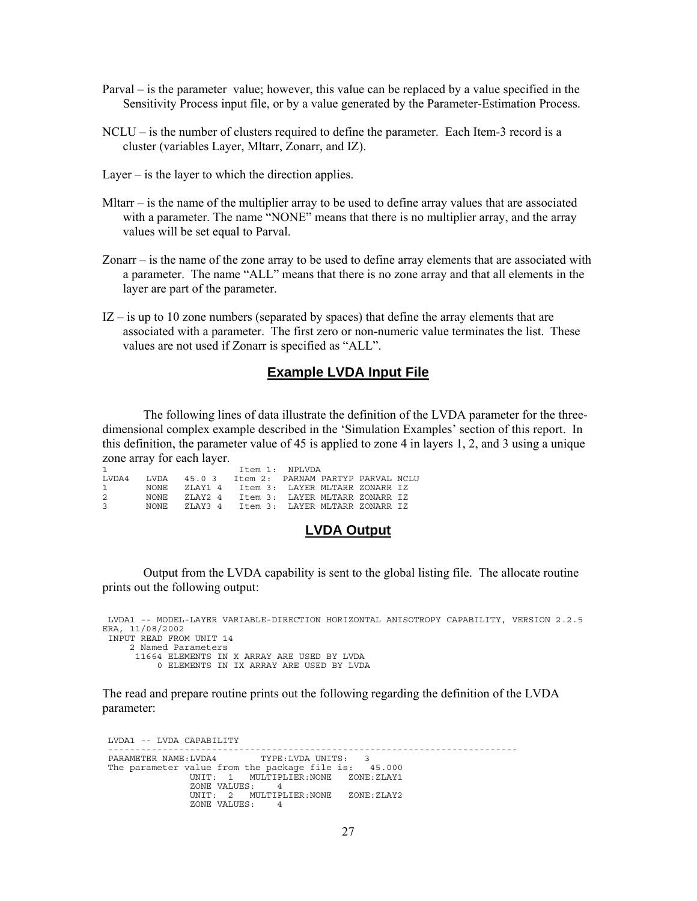Parval – is the parameter value; however, this value can be replaced by a value specified in the Sensitivity Process input file, or by a value generated by the Parameter-Estimation Process.

NCLU – is the number of clusters required to define the parameter. Each Item-3 record is a cluster (variables Layer, Mltarr, Zonarr, and IZ).

Layer – is the layer to which the direction applies.

Mltarr – is the name of the multiplier array to be used to define array values that are associated with a parameter. The name "NONE" means that there is no multiplier array, and the array values will be set equal to Parval.

Zonarr – is the name of the zone array to be used to define array elements that are associated with a parameter. The name "ALL" means that there is no zone array and that all elements in the layer are part of the parameter.

IZ – is up to 10 zone numbers (separated by spaces) that define the array elements that are associated with a parameter. The first zero or non-numeric value terminates the list. These values are not used if Zonarr is specified as "ALL".

## Example LVDA Input File

The following lines of data illustrate the definition of the LVDA parameter for the three-dimensional complex example described in the 'Simulation Examples' section of this report. In this definition, the parameter value of 45 is applied to zone 4 in layers 1, 2, and 3 using a unique zone array for each layer.

```
1                         Item 1:  NPLVDA
LVDA4   LVDA   45.0 3   Item 2:  PARNAM PARTYP PARVAL NCLU
1       NONE   ZLAY1 4   Item 3:  LAYER MLTARR ZONARR IZ
2       NONE   ZLAY2 4   Item 3:  LAYER MLTARR ZONARR IZ
3       NONE   ZLAY3 4   Item 3:  LAYER MLTARR ZONARR IZ
```

## LVDA Output

Output from the LVDA capability is sent to the global listing file. The allocate routine prints out the following output:

```
 LVDA1 -- MODEL-LAYER VARIABLE-DIRECTION HORIZONTAL ANISOTROPY CAPABILITY, VERSION 2.2.5
ERA, 11/08/2002
 INPUT READ FROM UNIT 14
     2 Named Parameters
      11664 ELEMENTS IN X ARRAY ARE USED BY LVDA
          0 ELEMENTS IN IX ARRAY ARE USED BY LVDA
```

The read and prepare routine prints out the following regarding the definition of the LVDA parameter:

```
 LVDA1 -- LVDA CAPABILITY
 ---------------------------------------------------------------------------
 PARAMETER NAME:LVDA4        TYPE:LVDA UNITS:   3
 The parameter value from the package file is:   45.000
               UNIT:  1   MULTIPLIER:NONE   ZONE:ZLAY1
               ZONE VALUES:    4
               UNIT:  2   MULTIPLIER:NONE   ZONE:ZLAY2
               ZONE VALUES:    4
```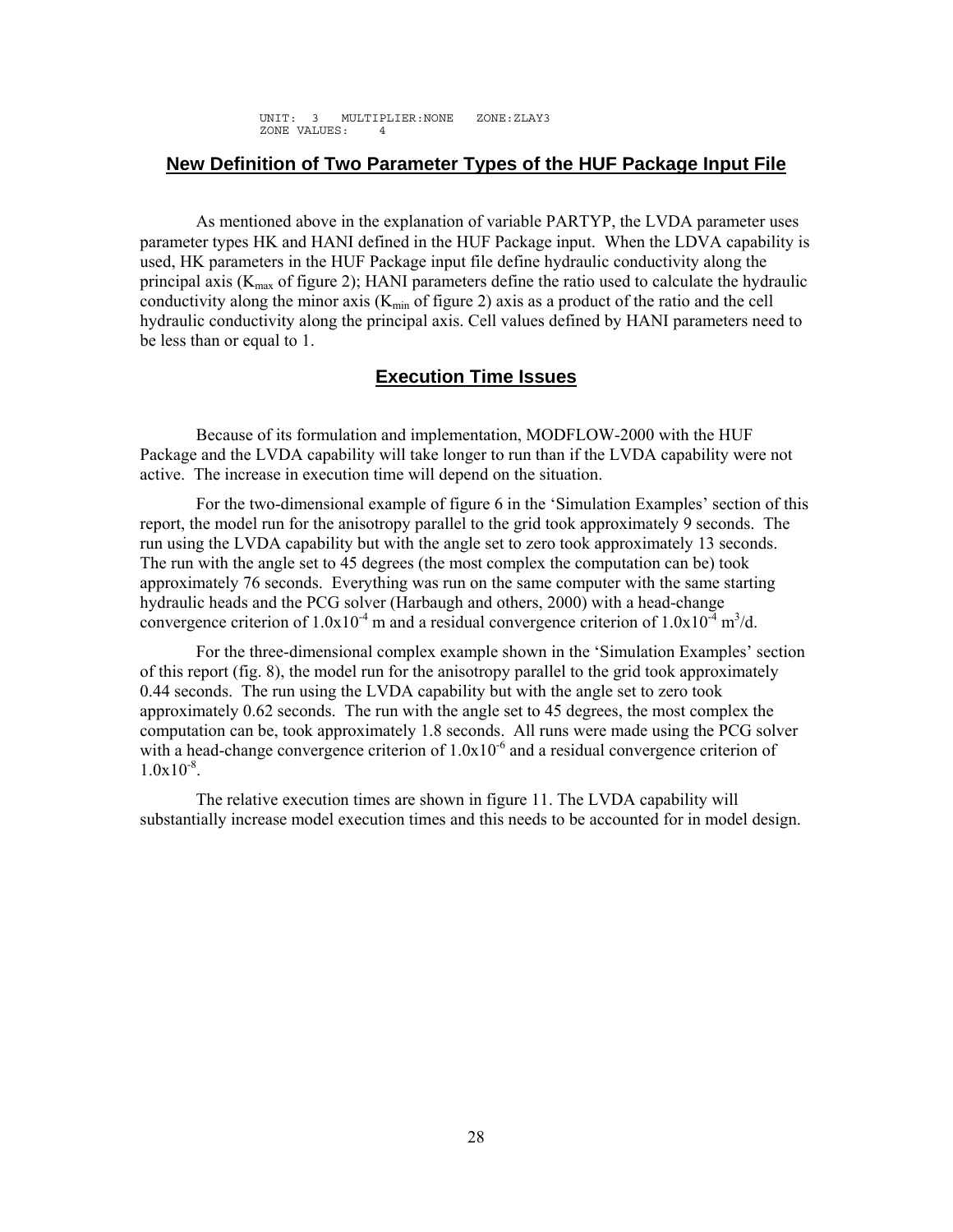```
UNIT:  3   MULTIPLIER:NONE   ZONE:ZLAY3
ZONE VALUES:    4
```

## New Definition of Two Parameter Types of the HUF Package Input File

As mentioned above in the explanation of variable PARTYP, the LVDA parameter uses parameter types HK and HANI defined in the HUF Package input. When the LDVA capability is used, HK parameters in the HUF Package input file define hydraulic conductivity along the principal axis ($K_{max}$ of figure 2); HANI parameters define the ratio used to calculate the hydraulic conductivity along the minor axis ($K_{min}$ of figure 2) axis as a product of the ratio and the cell hydraulic conductivity along the principal axis. Cell values defined by HANI parameters need to be less than or equal to 1.

## Execution Time Issues

Because of its formulation and implementation, MODFLOW-2000 with the HUF Package and the LVDA capability will take longer to run than if the LVDA capability were not active. The increase in execution time will depend on the situation.

For the two-dimensional example of figure 6 in the 'Simulation Examples' section of this report, the model run for the anisotropy parallel to the grid took approximately 9 seconds. The run using the LVDA capability but with the angle set to zero took approximately 13 seconds. The run with the angle set to 45 degrees (the most complex the computation can be) took approximately 76 seconds. Everything was run on the same computer with the same starting hydraulic heads and the PCG solver (Harbaugh and others, 2000) with a head-change convergence criterion of $1.0 \times 10^{-4}$ m and a residual convergence criterion of $1.0 \times 10^{-4}$ $m^3$/d.

For the three-dimensional complex example shown in the 'Simulation Examples' section of this report (fig. 8), the model run for the anisotropy parallel to the grid took approximately 0.44 seconds. The run using the LVDA capability but with the angle set to zero took approximately 0.62 seconds. The run with the angle set to 45 degrees, the most complex the computation can be, took approximately 1.8 seconds. All runs were made using the PCG solver with a head-change convergence criterion of $1.0 \times 10^{-6}$ and a residual convergence criterion of $1.0 \times 10^{-8}$.

The relative execution times are shown in figure 11. The LVDA capability will substantially increase model execution times and this needs to be accounted for in model design.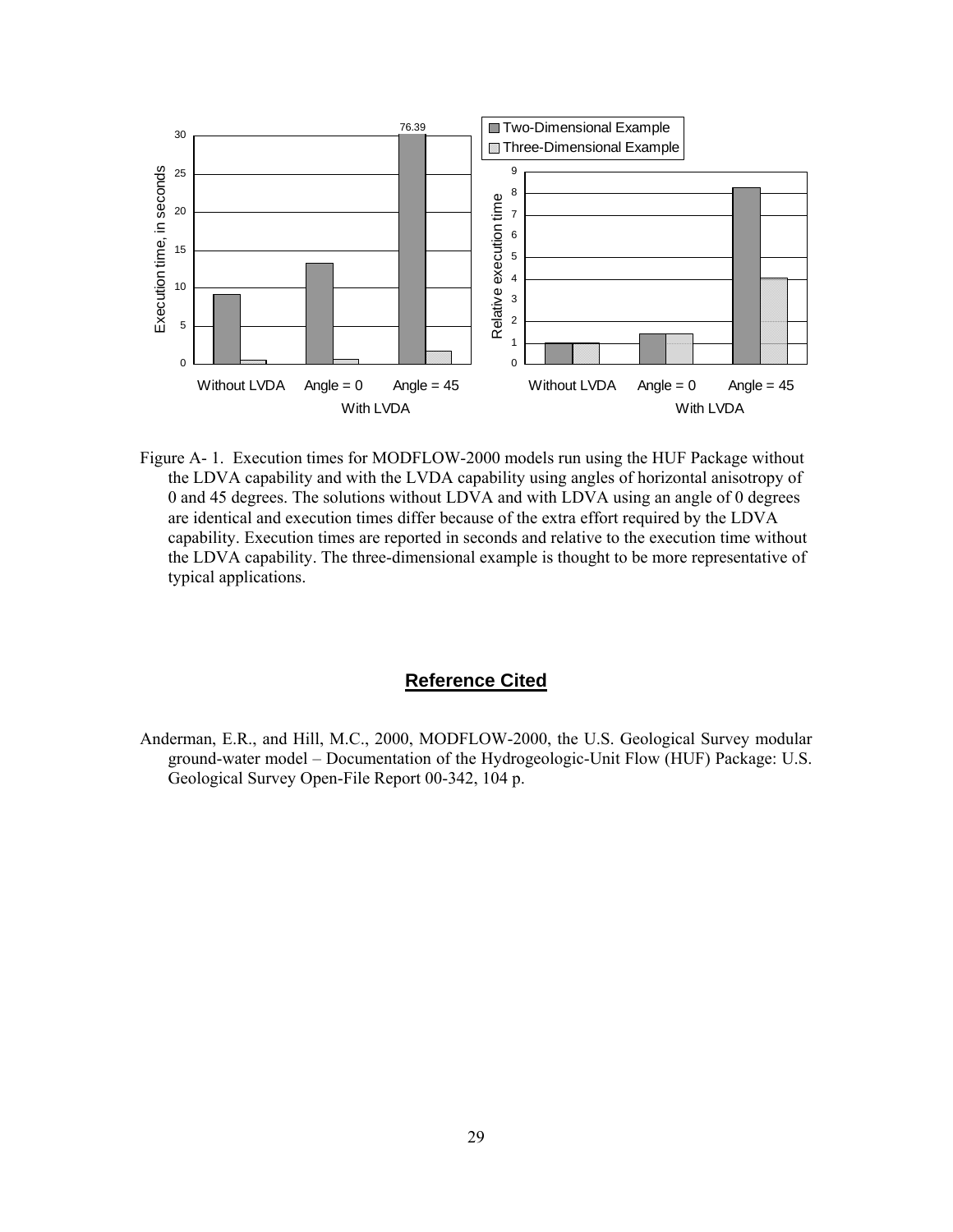Figure A- 1. Execution times for MODFLOW-2000 models run using the HUF Package without the LDVA capability and with the LVDA capability using angles of horizontal anisotropy of 0 and 45 degrees. The solutions without LDVA and with LDVA using an angle of 0 degrees are identical and execution times differ because of the extra effort required by the LDVA capability. Execution times are reported in seconds and relative to the execution time without the LDVA capability. The three-dimensional example is thought to be more representative of typical applications.

## Reference Cited

Anderman, E.R., and Hill, M.C., 2000, MODFLOW-2000, the U.S. Geological Survey modular ground-water model – Documentation of the Hydrogeologic-Unit Flow (HUF) Package: U.S. Geological Survey Open-File Report 00-342, 104 p.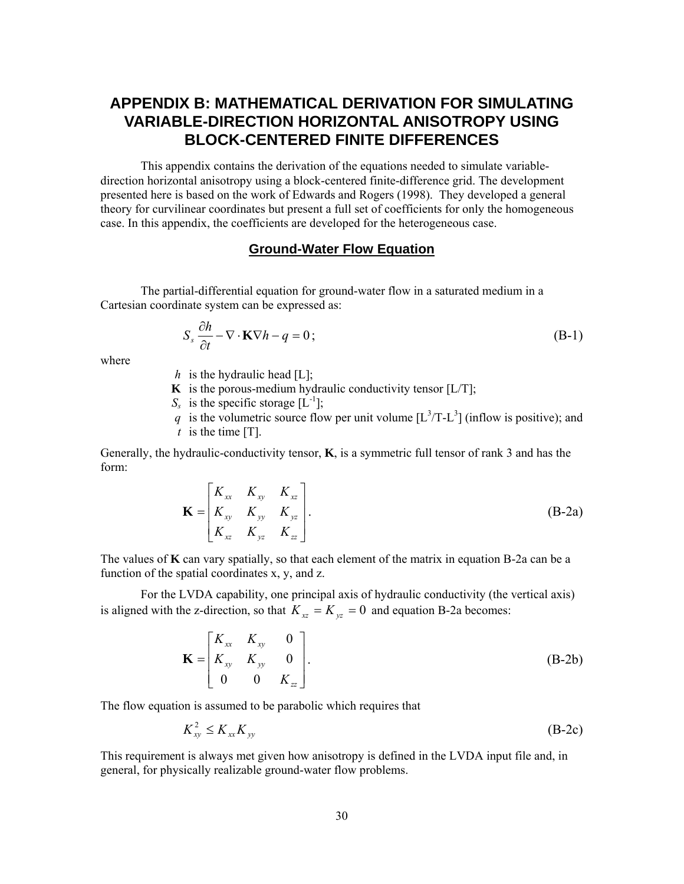# APPENDIX B: MATHEMATICAL DERIVATION FOR SIMULATING VARIABLE-DIRECTION HORIZONTAL ANISOTROPY USING BLOCK-CENTERED FINITE DIFFERENCES

This appendix contains the derivation of the equations needed to simulate variable-direction horizontal anisotropy using a block-centered finite-difference grid. The development presented here is based on the work of Edwards and Rogers (1998). They developed a general theory for curvilinear coordinates but present a full set of coefficients for only the homogeneous case. In this appendix, the coefficients are developed for the heterogeneous case.

## Ground-Water Flow Equation

The partial-differential equation for ground-water flow in a saturated medium in a Cartesian coordinate system can be expressed as:

$$S_s \frac{\partial h}{\partial t} - \nabla \cdot \mathbf{K} \nabla h - q = 0; \tag{B-1}$$

where

- $h$ is the hydraulic head [L];
- $\mathbf{K}$ is the porous-medium hydraulic conductivity tensor [L/T];
- $S_s$ is the specific storage [$L^{-1}$];
- $q$ is the volumetric source flow per unit volume [$L^3$/T-$L^3$] (inflow is positive); and
- $t$ is the time [T].

Generally, the hydraulic-conductivity tensor, $\mathbf{K}$, is a symmetric full tensor of rank 3 and has the form:

$$\mathbf{K} = \begin{bmatrix} K_{xx} & K_{xy} & K_{xz} \\ K_{xy} & K_{yy} & K_{yz} \\ K_{xz} & K_{yz} & K_{zz} \end{bmatrix}. \tag{B-2a}$$

The values of $\mathbf{K}$ can vary spatially, so that each element of the matrix in equation B-2a can be a function of the spatial coordinates x, y, and z.

For the LVDA capability, one principal axis of hydraulic conductivity (the vertical axis) is aligned with the z-direction, so that $K_{xz} = K_{yz} = 0$ and equation B-2a becomes:

$$\mathbf{K} = \begin{bmatrix} K_{xx} & K_{xy} & 0 \\ K_{xy} & K_{yy} & 0 \\ 0 & 0 & K_{zz} \end{bmatrix}. \tag{B-2b}$$

The flow equation is assumed to be parabolic which requires that

$$K_{xy}^2 \le K_{xx} K_{yy} \tag{B-2c}$$

This requirement is always met given how anisotropy is defined in the LVDA input file and, in general, for physically realizable ground-water flow problems.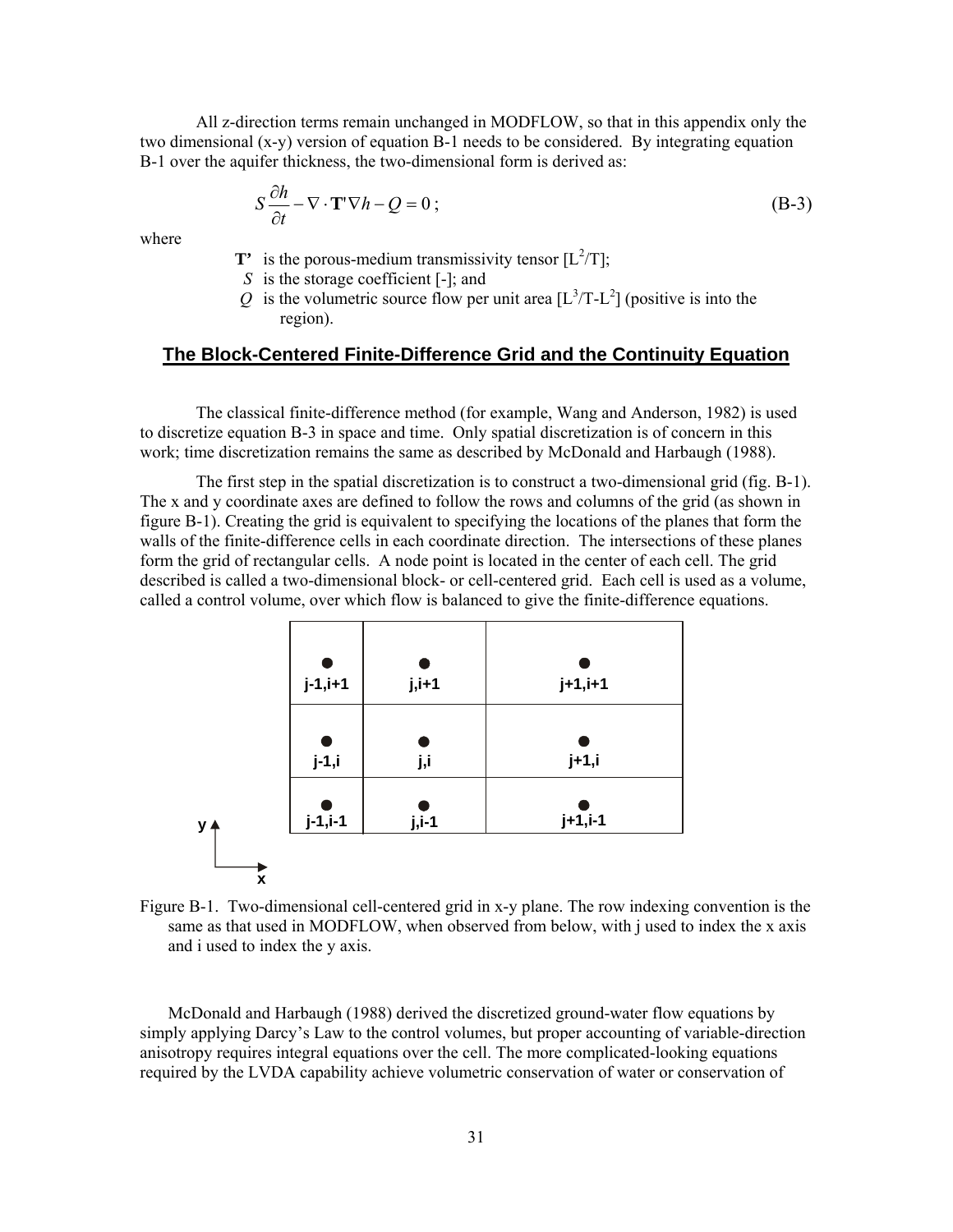All z-direction terms remain unchanged in MODFLOW, so that in this appendix only the two dimensional (x-y) version of equation B-1 needs to be considered. By integrating equation B-1 over the aquifer thickness, the two-dimensional form is derived as:

$$S\frac{\partial h}{\partial t} - \nabla \cdot \mathbf{T}'\nabla h - Q = 0\,; \tag{B-3}$$

where

- $\mathbf{T'}$ is the porous-medium transmissivity tensor [$L^2/T$];
- $S$ is the storage coefficient [-]; and
- $Q$ is the volumetric source flow per unit area [$L^3/T\text{-}L^2$] (positive is into the region).

## The Block-Centered Finite-Difference Grid and the Continuity Equation

The classical finite-difference method (for example, Wang and Anderson, 1982) is used to discretize equation B-3 in space and time. Only spatial discretization is of concern in this work; time discretization remains the same as described by McDonald and Harbaugh (1988).

The first step in the spatial discretization is to construct a two-dimensional grid (fig. B-1). The x and y coordinate axes are defined to follow the rows and columns of the grid (as shown in figure B-1). Creating the grid is equivalent to specifying the locations of the planes that form the walls of the finite-difference cells in each coordinate direction. The intersections of these planes form the grid of rectangular cells. A node point is located in the center of each cell. The grid described is called a two-dimensional block- or cell-centered grid. Each cell is used as a volume, called a control volume, over which flow is balanced to give the finite-difference equations.

| j-1,i+1 | j,i+1 | j+1,i+1 |
|---|---|---|
| j-1,i | j,i | j+1,i |
| j-1,i-1 | j,i-1 | j+1,i-1 |

Figure B-1. Two-dimensional cell-centered grid in x-y plane. The row indexing convention is the same as that used in MODFLOW, when observed from below, with j used to index the x axis and i used to index the y axis.

McDonald and Harbaugh (1988) derived the discretized ground-water flow equations by simply applying Darcy's Law to the control volumes, but proper accounting of variable-direction anisotropy requires integral equations over the cell. The more complicated-looking equations required by the LVDA capability achieve volumetric conservation of water or conservation of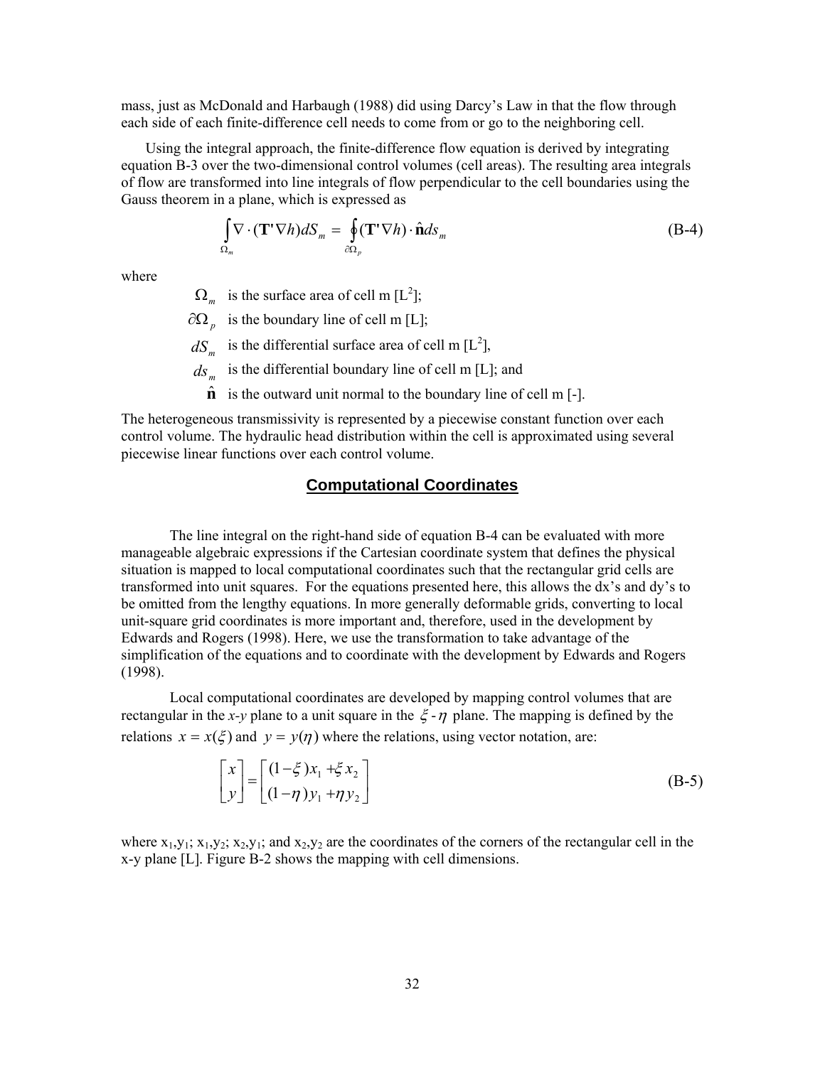mass, just as McDonald and Harbaugh (1988) did using Darcy's Law in that the flow through each side of each finite-difference cell needs to come from or go to the neighboring cell.

Using the integral approach, the finite-difference flow equation is derived by integrating equation B-3 over the two-dimensional control volumes (cell areas). The resulting area integrals of flow are transformed into line integrals of flow perpendicular to the cell boundaries using the Gauss theorem in a plane, which is expressed as

$$\int_{\Omega_m} \nabla \cdot (\mathbf{T'}\nabla h) dS_m = \oint_{\partial\Omega_p} (\mathbf{T'}\nabla h) \cdot \hat{\mathbf{n}} ds_m \tag{B-4}$$

where

- $\Omega_m$ is the surface area of cell m [$L^2$];
- $\partial\Omega_p$ is the boundary line of cell m [L];
- $dS_m$ is the differential surface area of cell m [$L^2$],
- $ds_m$ is the differential boundary line of cell m [L]; and
- $\hat{\mathbf{n}}$ is the outward unit normal to the boundary line of cell m [-].

The heterogeneous transmissivity is represented by a piecewise constant function over each control volume. The hydraulic head distribution within the cell is approximated using several piecewise linear functions over each control volume.

## Computational Coordinates

The line integral on the right-hand side of equation B-4 can be evaluated with more manageable algebraic expressions if the Cartesian coordinate system that defines the physical situation is mapped to local computational coordinates such that the rectangular grid cells are transformed into unit squares. For the equations presented here, this allows the dx's and dy's to be omitted from the lengthy equations. In more generally deformable grids, converting to local unit-square grid coordinates is more important and, therefore, used in the development by Edwards and Rogers (1998). Here, we use the transformation to take advantage of the simplification of the equations and to coordinate with the development by Edwards and Rogers (1998).

Local computational coordinates are developed by mapping control volumes that are rectangular in the *x-y* plane to a unit square in the $\xi$ - $\eta$ plane. The mapping is defined by the relations $x = x(\xi)$ and $y = y(\eta)$ where the relations, using vector notation, are:

$$\begin{bmatrix} x \\ y \end{bmatrix} = \begin{bmatrix} (1-\xi)x_1 + \xi x_2 \\ (1-\eta)y_1 + \eta y_2 \end{bmatrix} \tag{B-5}$$

where $x_1,y_1$; $x_1,y_2$; $x_2,y_1$; and $x_2,y_2$ are the coordinates of the corners of the rectangular cell in the x-y plane [L]. Figure B-2 shows the mapping with cell dimensions.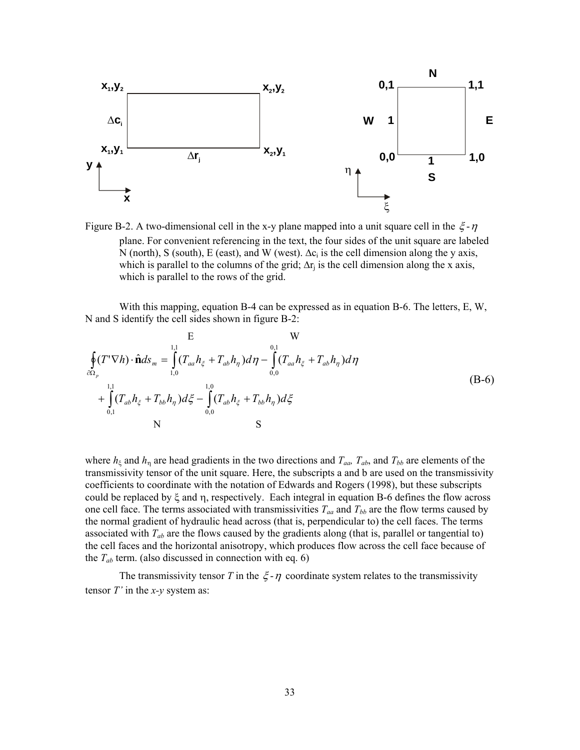Figure B-2. A two-dimensional cell in the x-y plane mapped into a unit square cell in the $\xi$-$\eta$ plane. For convenient referencing in the text, the four sides of the unit square are labeled N (north), S (south), E (east), and W (west). $\Delta c_i$ is the cell dimension along the y axis, which is parallel to the columns of the grid; $\Delta r_j$ is the cell dimension along the x axis, which is parallel to the rows of the grid.

With this mapping, equation B-4 can be expressed as in equation B-6. The letters, E, W, N and S identify the cell sides shown in figure B-2:

$$\oint_{\partial\Omega_p} (T'\nabla h)\cdot \hat{\mathbf{n}} ds_m = \underbrace{\int_{1,0}^{1,1} (T_{aa}h_\xi + T_{ab}h_\eta)d\eta}_{\text{E}} - \underbrace{\int_{0,0}^{0,1} (T_{aa}h_\xi + T_{ab}h_\eta)d\eta}_{\text{W}} + \underbrace{\int_{0,1}^{1,1} (T_{ab}h_\xi + T_{bb}h_\eta)d\xi}_{\text{N}} - \underbrace{\int_{0,0}^{1,0} (T_{ab}h_\xi + T_{bb}h_\eta)d\xi}_{\text{S}} \tag{B-6}$$

where $h_\xi$ and $h_\eta$ are head gradients in the two directions and $T_{aa}$, $T_{ab}$, and $T_{bb}$ are elements of the transmissivity tensor of the unit square. Here, the subscripts a and b are used on the transmissivity coefficients to coordinate with the notation of Edwards and Rogers (1998), but these subscripts could be replaced by $\xi$ and $\eta$, respectively. Each integral in equation B-6 defines the flow across one cell face. The terms associated with transmissivities $T_{aa}$ and $T_{bb}$ are the flow terms caused by the normal gradient of hydraulic head across (that is, perpendicular to) the cell faces. The terms associated with $T_{ab}$ are the flows caused by the gradients along (that is, parallel or tangential to) the cell faces and the horizontal anisotropy, which produces flow across the cell face because of the $T_{ab}$ term. (also discussed in connection with eq. 6)

The transmissivity tensor $T$ in the $\xi$-$\eta$ coordinate system relates to the transmissivity tensor $T'$ in the *x*-*y* system as: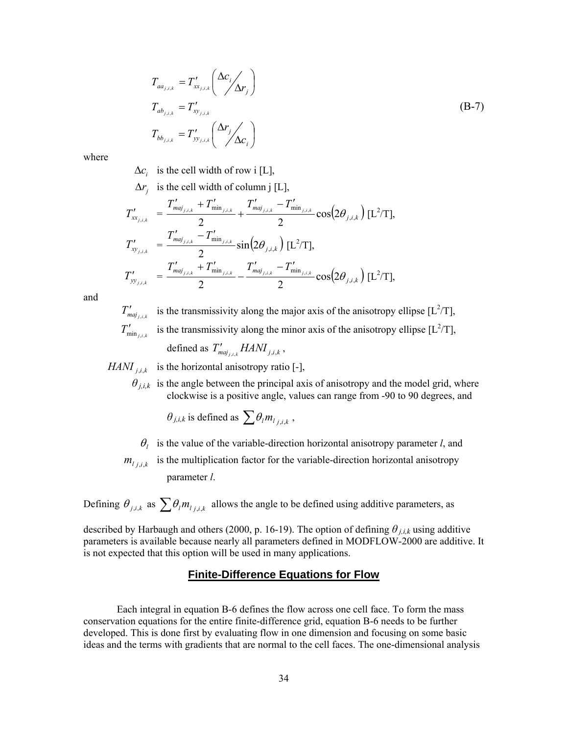$$
\begin{aligned}
T_{aa_{j,i,k}} &= T'_{xx_{j,i,k}} \left( \Delta c_i \big/ \Delta r_j \right) \\
T_{ab_{j,i,k}} &= T'_{xy_{j,i,k}} \\
T_{bb_{j,i,k}} &= T'_{yy_{j,i,k}} \left( \Delta r_j \big/ \Delta c_i \right)
\end{aligned}
\tag{B-7}
$$

where

$\Delta c_i$ is the cell width of row i [L],

$\Delta r_j$ is the cell width of column j [L],

$$T'_{xx_{j,i,k}} = \frac{T'_{maj_{j,i,k}} + T'_{\min_{j,i,k}}}{2} + \frac{T'_{maj_{j,i,k}} - T'_{\min_{j,i,k}}}{2} \cos\left(2\theta_{j,i,k}\right) \text{ [L}^2\text{/T]},$$

$$T'_{xy_{j,i,k}} = \frac{T'_{maj_{j,i,k}} - T'_{\min_{j,i,k}}}{2} \sin\left(2\theta_{j,i,k}\right) \text{ [L}^2\text{/T]},$$

$$T'_{yy_{j,i,k}} = \frac{T'_{maj_{j,i,k}} + T'_{\min_{j,i,k}}}{2} - \frac{T'_{maj_{j,i,k}} - T'_{\min_{j,i,k}}}{2} \cos\left(2\theta_{j,i,k}\right) \text{ [L}^2\text{/T]},$$

and

$T'_{maj_{j,i,k}}$ is the transmissivity along the major axis of the anisotropy ellipse [$L^2$/T],

$T'_{\min_{j,i,k}}$ is the transmissivity along the minor axis of the anisotropy ellipse [$L^2$/T], defined as $T'_{maj_{j,i,k}} HANI_{j,i,k}$,

$HANI_{j,i,k}$ is the horizontal anisotropy ratio [-],

$\theta_{j,i,k}$ is the angle between the principal axis of anisotropy and the model grid, where clockwise is a positive angle, values can range from -90 to 90 degrees, and

$\theta_{j,i,k}$ is defined as $\sum \theta_l m_{l\,j,i,k}$,

$\theta_l$ is the value of the variable-direction horizontal anisotropy parameter *l*, and

$m_{l\,j,i,k}$ is the multiplication factor for the variable-direction horizontal anisotropy parameter *l*.

Defining $\theta_{j,i,k}$ as $\sum \theta_l m_{l\,j,i,k}$ allows the angle to be defined using additive parameters, as described by Harbaugh and others (2000, p. 16-19). The option of defining $\theta_{j,i,k}$ using additive parameters is available because nearly all parameters defined in MODFLOW-2000 are additive. It is not expected that this option will be used in many applications.

## Finite-Difference Equations for Flow

Each integral in equation B-6 defines the flow across one cell face. To form the mass conservation equations for the entire finite-difference grid, equation B-6 needs to be further developed. This is done first by evaluating flow in one dimension and focusing on some basic ideas and the terms with gradients that are normal to the cell faces. The one-dimensional analysis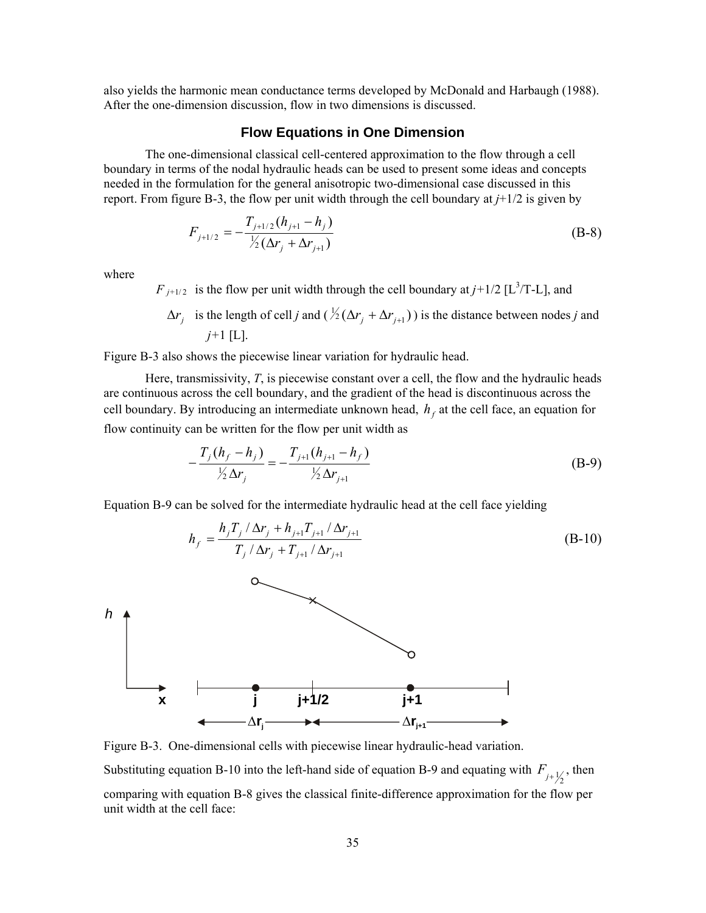also yields the harmonic mean conductance terms developed by McDonald and Harbaugh (1988). After the one-dimension discussion, flow in two dimensions is discussed.

## Flow Equations in One Dimension

The one-dimensional classical cell-centered approximation to the flow through a cell boundary in terms of the nodal hydraulic heads can be used to present some ideas and concepts needed in the formulation for the general anisotropic two-dimensional case discussed in this report. From figure B-3, the flow per unit width through the cell boundary at $j$+1/2 is given by

$$F_{j+1/2} = -\frac{T_{j+1/2}(h_{j+1} - h_j)}{\frac{1}{2}(\Delta r_j + \Delta r_{j+1})} \tag{B-8}$$

where

- $F_{j+1/2}$ is the flow per unit width through the cell boundary at $j$+1/2 [L$^3$/T-L], and
- $\Delta r_j$ is the length of cell $j$ and ( $\frac{1}{2}(\Delta r_j + \Delta r_{j+1})$ ) is the distance between nodes $j$ and $j$+1 [L].

Figure B-3 also shows the piecewise linear variation for hydraulic head.

Here, transmissivity, $T$, is piecewise constant over a cell, the flow and the hydraulic heads are continuous across the cell boundary, and the gradient of the head is discontinuous across the cell boundary. By introducing an intermediate unknown head, $h_f$ at the cell face, an equation for flow continuity can be written for the flow per unit width as

$$-\frac{T_j(h_f - h_j)}{\frac{1}{2}\Delta r_j} = -\frac{T_{j+1}(h_{j+1} - h_f)}{\frac{1}{2}\Delta r_{j+1}} \tag{B-9}$$

Equation B-9 can be solved for the intermediate hydraulic head at the cell face yielding

$$h_f = \frac{h_j T_j / \Delta r_j + h_{j+1} T_{j+1} / \Delta r_{j+1}}{T_j / \Delta r_j + T_{j+1} / \Delta r_{j+1}} \tag{B-10}$$

Figure B-3. One-dimensional cells with piecewise linear hydraulic-head variation.

Substituting equation B-10 into the left-hand side of equation B-9 and equating with $F_{j+\frac{1}{2}}$, then comparing with equation B-8 gives the classical finite-difference approximation for the flow per unit width at the cell face: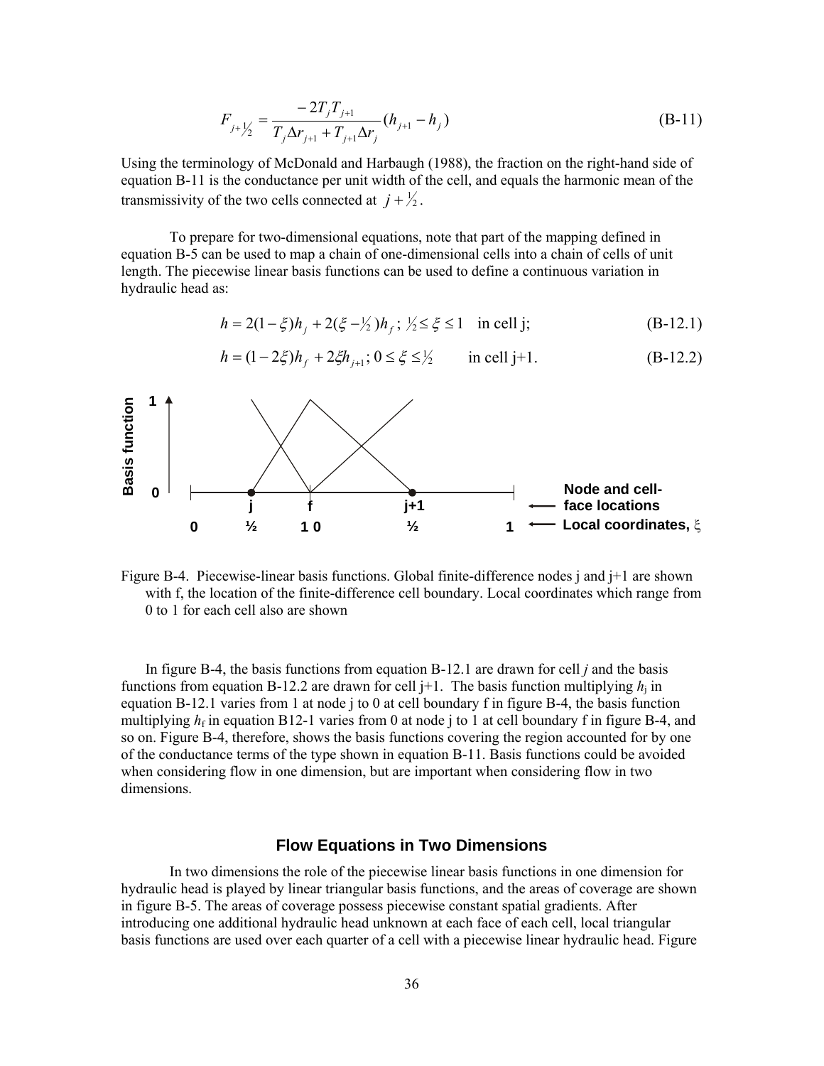$$F_{j+\frac{1}{2}} = \frac{-2T_jT_{j+1}}{T_j\Delta r_{j+1} + T_{j+1}\Delta r_j}(h_{j+1} - h_j) \tag{B-11}$$

Using the terminology of McDonald and Harbaugh (1988), the fraction on the right-hand side of equation B-11 is the conductance per unit width of the cell, and equals the harmonic mean of the transmissivity of the two cells connected at $j + \frac{1}{2}$.

To prepare for two-dimensional equations, note that part of the mapping defined in equation B-5 can be used to map a chain of one-dimensional cells into a chain of cells of unit length. The piecewise linear basis functions can be used to define a continuous variation in hydraulic head as:

$$h = 2(1-\xi)h_j + 2(\xi - \tfrac{1}{2})h_f\,;\ \tfrac{1}{2} \le \xi \le 1 \quad \text{in cell j;} \tag{B-12.1}$$

$$h = (1-2\xi)h_f + 2\xi h_{j+1};\ 0 \le \xi \le \tfrac{1}{2} \qquad \text{in cell j+1.} \tag{B-12.2}$$

Figure B-4. Piecewise-linear basis functions. Global finite-difference nodes j and j+1 are shown with f, the location of the finite-difference cell boundary. Local coordinates which range from 0 to 1 for each cell also are shown

In figure B-4, the basis functions from equation B-12.1 are drawn for cell *j* and the basis functions from equation B-12.2 are drawn for cell j+1. The basis function multiplying $h_j$ in equation B-12.1 varies from 1 at node j to 0 at cell boundary f in figure B-4, the basis function multiplying $h_f$ in equation B12-1 varies from 0 at node j to 1 at cell boundary f in figure B-4, and so on. Figure B-4, therefore, shows the basis functions covering the region accounted for by one of the conductance terms of the type shown in equation B-11. Basis functions could be avoided when considering flow in one dimension, but are important when considering flow in two dimensions.

## Flow Equations in Two Dimensions

In two dimensions the role of the piecewise linear basis functions in one dimension for hydraulic head is played by linear triangular basis functions, and the areas of coverage are shown in figure B-5. The areas of coverage possess piecewise constant spatial gradients. After introducing one additional hydraulic head unknown at each face of each cell, local triangular basis functions are used over each quarter of a cell with a piecewise linear hydraulic head. Figure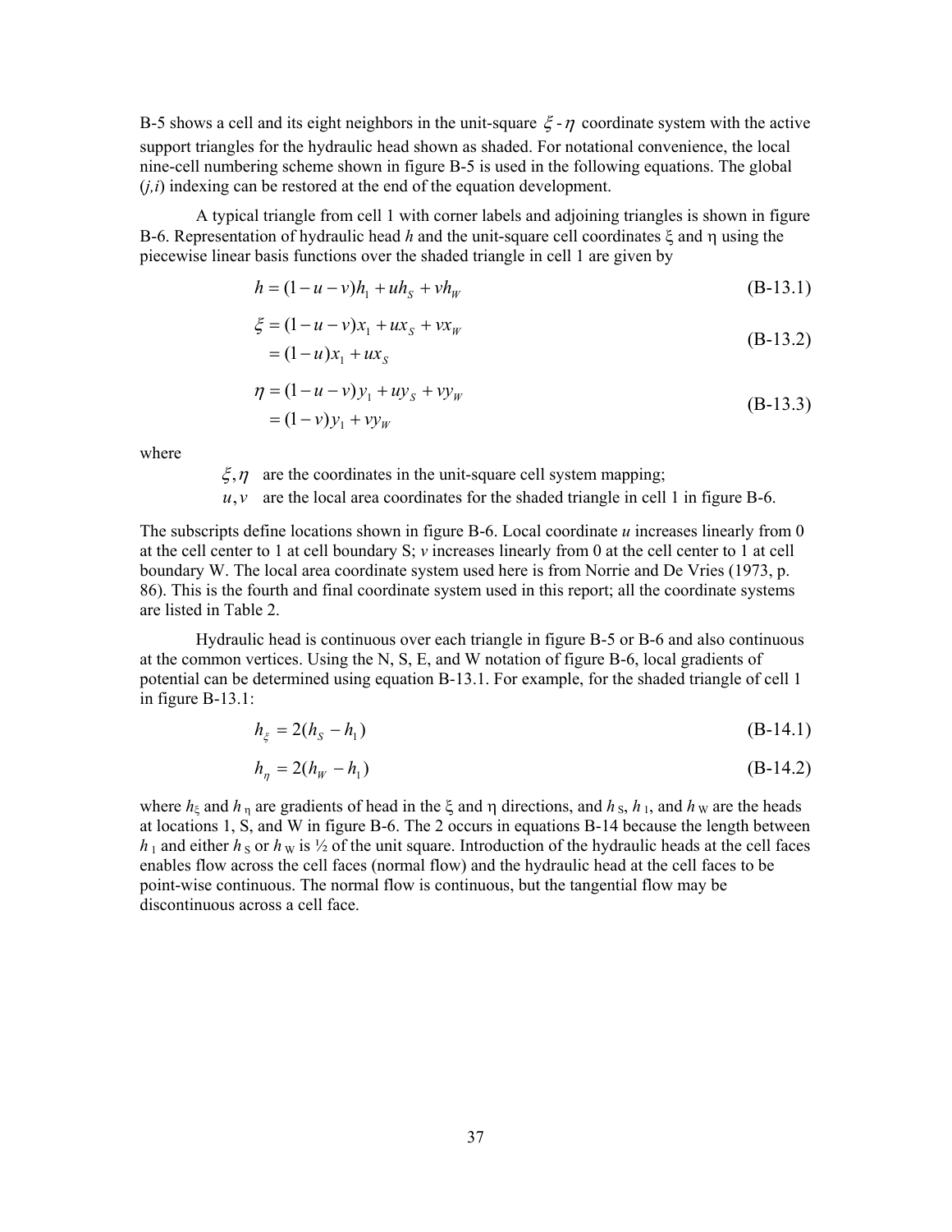B-5 shows a cell and its eight neighbors in the unit-square $\xi$ - $\eta$ coordinate system with the active support triangles for the hydraulic head shown as shaded. For notational convenience, the local nine-cell numbering scheme shown in figure B-5 is used in the following equations. The global ($j,i$) indexing can be restored at the end of the equation development.

A typical triangle from cell 1 with corner labels and adjoining triangles is shown in figure B-6. Representation of hydraulic head $h$ and the unit-square cell coordinates $\xi$ and $\eta$ using the piecewise linear basis functions over the shaded triangle in cell 1 are given by

$$h = (1-u-v)h_1 + uh_S + vh_W \tag{B-13.1}$$

$$\begin{aligned} \xi &= (1-u-v)x_1 + ux_S + vx_W \\ &= (1-u)x_1 + ux_S \end{aligned} \tag{B-13.2}$$

$$\begin{aligned} \eta &= (1-u-v)y_1 + uy_S + vy_W \\ &= (1-v)y_1 + vy_W \end{aligned} \tag{B-13.3}$$

where

- $\xi, \eta$ are the coordinates in the unit-square cell system mapping;
- $u, v$ are the local area coordinates for the shaded triangle in cell 1 in figure B-6.

The subscripts define locations shown in figure B-6. Local coordinate $u$ increases linearly from 0 at the cell center to 1 at cell boundary S; $v$ increases linearly from 0 at the cell center to 1 at cell boundary W. The local area coordinate system used here is from Norrie and De Vries (1973, p. 86). This is the fourth and final coordinate system used in this report; all the coordinate systems are listed in Table 2.

Hydraulic head is continuous over each triangle in figure B-5 or B-6 and also continuous at the common vertices. Using the N, S, E, and W notation of figure B-6, local gradients of potential can be determined using equation B-13.1. For example, for the shaded triangle of cell 1 in figure B-13.1:

$$h_\xi = 2(h_S - h_1) \tag{B-14.1}$$

$$h_\eta = 2(h_W - h_1) \tag{B-14.2}$$

where $h_\xi$ and $h_\eta$ are gradients of head in the $\xi$ and $\eta$ directions, and $h_S$, $h_1$, and $h_W$ are the heads at locations 1, S, and W in figure B-6. The 2 occurs in equations B-14 because the length between $h_1$ and either $h_S$ or $h_W$ is ½ of the unit square. Introduction of the hydraulic heads at the cell faces enables flow across the cell faces (normal flow) and the hydraulic head at the cell faces to be point-wise continuous. The normal flow is continuous, but the tangential flow may be discontinuous across a cell face.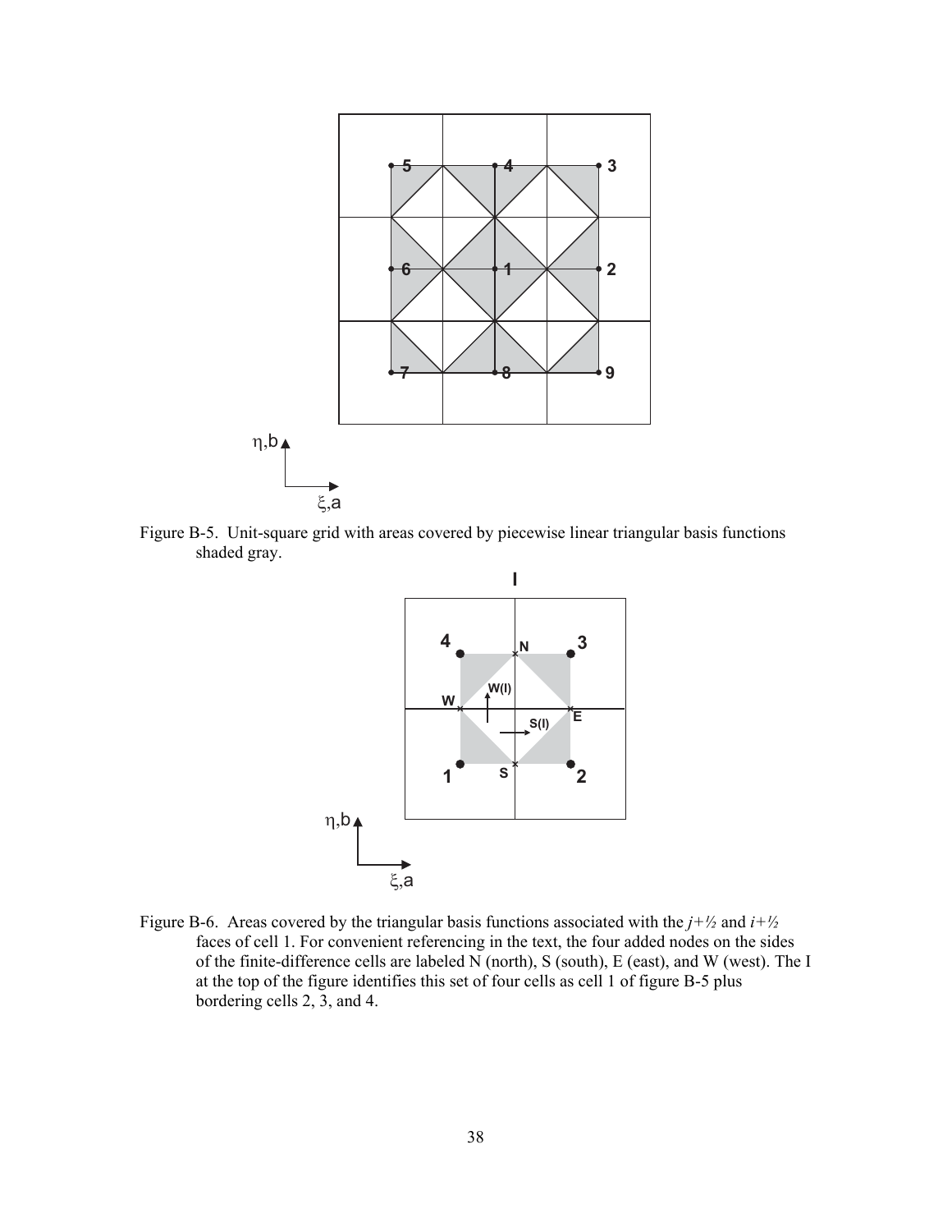Figure B-5. Unit-square grid with areas covered by piecewise linear triangular basis functions shaded gray.

Figure B-6. Areas covered by the triangular basis functions associated with the $j+½$ and $i+½$ faces of cell 1. For convenient referencing in the text, the four added nodes on the sides of the finite-difference cells are labeled N (north), S (south), E (east), and W (west). The I at the top of the figure identifies this set of four cells as cell 1 of figure B-5 plus bordering cells 2, 3, and 4.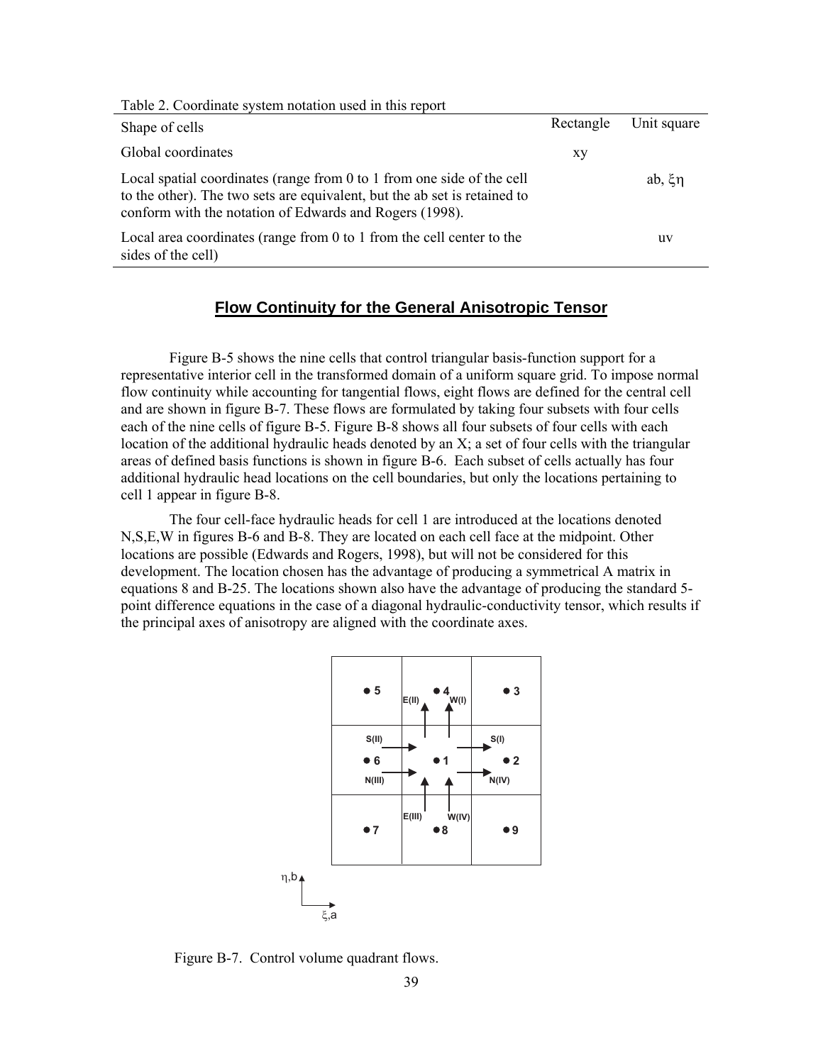Table 2. Coordinate system notation used in this report

| Shape of cells | Rectangle | Unit square |
|---|---|---|
| Global coordinates | xy | |
| Local spatial coordinates (range from 0 to 1 from one side of the cell to the other). The two sets are equivalent, but the ab set is retained to conform with the notation of Edwards and Rogers (1998). | | ab, $\xi\eta$ |
| Local area coordinates (range from 0 to 1 from the cell center to the sides of the cell) | | uv |

## Flow Continuity for the General Anisotropic Tensor

Figure B-5 shows the nine cells that control triangular basis-function support for a representative interior cell in the transformed domain of a uniform square grid. To impose normal flow continuity while accounting for tangential flows, eight flows are defined for the central cell and are shown in figure B-7. These flows are formulated by taking four subsets with four cells each of the nine cells of figure B-5. Figure B-8 shows all four subsets of four cells with each location of the additional hydraulic heads denoted by an X; a set of four cells with the triangular areas of defined basis functions is shown in figure B-6. Each subset of cells actually has four additional hydraulic head locations on the cell boundaries, but only the locations pertaining to cell 1 appear in figure B-8.

The four cell-face hydraulic heads for cell 1 are introduced at the locations denoted N,S,E,W in figures B-6 and B-8. They are located on each cell face at the midpoint. Other locations are possible (Edwards and Rogers, 1998), but will not be considered for this development. The location chosen has the advantage of producing a symmetrical A matrix in equations 8 and B-25. The locations shown also have the advantage of producing the standard 5-point difference equations in the case of a diagonal hydraulic-conductivity tensor, which results if the principal axes of anisotropy are aligned with the coordinate axes.

Figure B-7. Control volume quadrant flows.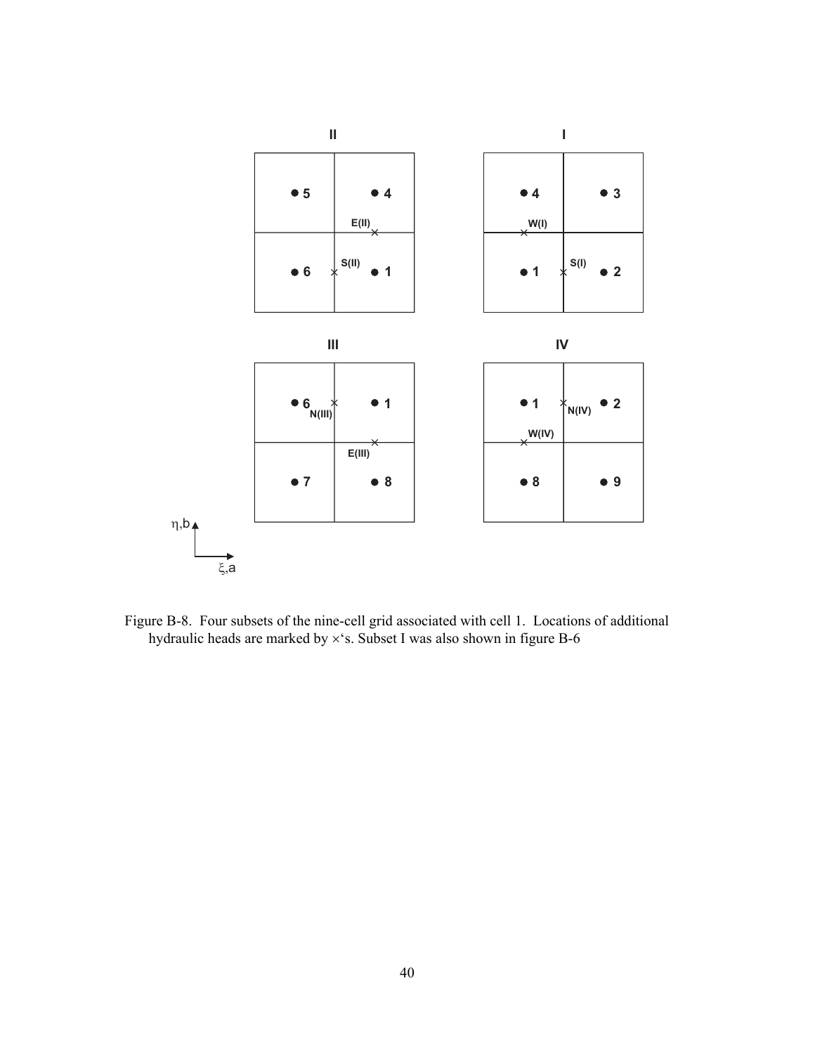Figure B-8. Four subsets of the nine-cell grid associated with cell 1. Locations of additional hydraulic heads are marked by ×'s. Subset I was also shown in figure B-6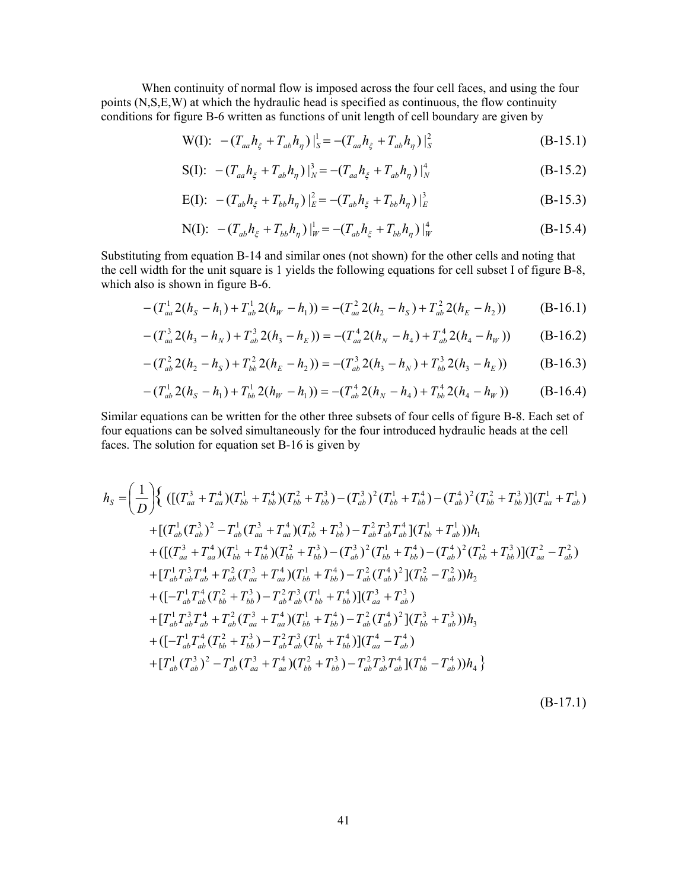When continuity of normal flow is imposed across the four cell faces, and using the four points (N,S,E,W) at which the hydraulic head is specified as continuous, the flow continuity conditions for figure B-6 written as functions of unit length of cell boundary are given by

$$\text{W(I):} \quad -(T_{aa}h_{\xi} + T_{ab}h_{\eta})\,|_{S}^{1} = -(T_{aa}h_{\xi} + T_{ab}h_{\eta})\,|_{S}^{2} \tag{B-15.1}$$

$$\text{S(I):} \quad -(T_{aa}h_{\xi} + T_{ab}h_{\eta})\,|_{N}^{3} = -(T_{aa}h_{\xi} + T_{ab}h_{\eta})\,|_{N}^{4} \tag{B-15.2}$$

$$\text{E(I):} \quad -(T_{ab}h_{\xi} + T_{bb}h_{\eta})\,|_{E}^{2} = -(T_{ab}h_{\xi} + T_{bb}h_{\eta})\,|_{E}^{3} \tag{B-15.3}$$

$$\text{N(I):} \quad -(T_{ab}h_{\xi} + T_{bb}h_{\eta})\,|_{W}^{1} = -(T_{ab}h_{\xi} + T_{bb}h_{\eta})\,|_{W}^{4} \tag{B-15.4}$$

Substituting from equation B-14 and similar ones (not shown) for the other cells and noting that the cell width for the unit square is 1 yields the following equations for cell subset I of figure B-8, which also is shown in figure B-6.

$$-(T_{aa}^{1}2(h_S - h_1) + T_{ab}^{1}2(h_W - h_1)) = -(T_{aa}^{2}2(h_2 - h_S) + T_{ab}^{2}2(h_E - h_2)) \tag{B-16.1}$$

$$-(T_{aa}^{3}2(h_3 - h_N) + T_{ab}^{3}2(h_3 - h_E)) = -(T_{aa}^{4}2(h_N - h_4) + T_{ab}^{4}2(h_4 - h_W)) \tag{B-16.2}$$

$$-(T_{ab}^{2}2(h_2 - h_S) + T_{bb}^{2}2(h_E - h_2)) = -(T_{ab}^{3}2(h_3 - h_N) + T_{bb}^{3}2(h_3 - h_E)) \tag{B-16.3}$$

$$-(T_{ab}^{1}2(h_S - h_1) + T_{bb}^{1}2(h_W - h_1)) = -(T_{ab}^{4}2(h_N - h_4) + T_{bb}^{4}2(h_4 - h_W)) \tag{B-16.4}$$

Similar equations can be written for the other three subsets of four cells of figure B-8. Each set of four equations can be solved simultaneously for the four introduced hydraulic heads at the cell faces. The solution for equation set B-16 is given by

$$
\begin{aligned}
h_S = \left(\frac{1}{D}\right)\Big\{ & ([(T_{aa}^{3}+T_{aa}^{4})(T_{bb}^{1}+T_{bb}^{4})(T_{bb}^{2}+T_{bb}^{3}) - (T_{ab}^{3})^{2}(T_{bb}^{1}+T_{bb}^{4}) - (T_{ab}^{4})^{2}(T_{bb}^{2}+T_{bb}^{3})](T_{aa}^{1}+T_{ab}^{1}) \\
& + [(T_{ab}^{1}(T_{ab}^{3})^{2} - T_{ab}^{1}(T_{aa}^{3}+T_{aa}^{4})(T_{bb}^{2}+T_{bb}^{3}) - T_{ab}^{2}T_{ab}^{3}T_{ab}^{4}](T_{bb}^{1}+T_{ab}^{1}))h_1 \\
& + ([(T_{aa}^{3}+T_{aa}^{4})(T_{bb}^{1}+T_{bb}^{4})(T_{bb}^{2}+T_{bb}^{3}) - (T_{ab}^{3})^{2}(T_{bb}^{1}+T_{bb}^{4}) - (T_{ab}^{4})^{2}(T_{bb}^{2}+T_{bb}^{3})](T_{aa}^{2}-T_{ab}^{2}) \\
& + [T_{ab}^{1}T_{ab}^{3}T_{ab}^{4} + T_{ab}^{2}(T_{aa}^{3}+T_{aa}^{4})(T_{bb}^{1}+T_{bb}^{4}) - T_{ab}^{2}(T_{ab}^{4})^{2}](T_{bb}^{2}-T_{ab}^{2}))h_2 \\
& + ([-T_{ab}^{1}T_{ab}^{4}(T_{bb}^{2}+T_{bb}^{3}) - T_{ab}^{2}T_{ab}^{3}(T_{bb}^{1}+T_{bb}^{4})](T_{aa}^{3}+T_{ab}^{3}) \\
& + [T_{ab}^{1}T_{ab}^{3}T_{ab}^{4} + T_{ab}^{2}(T_{aa}^{3}+T_{aa}^{4})(T_{bb}^{1}+T_{bb}^{4}) - T_{ab}^{2}(T_{ab}^{4})^{2}](T_{bb}^{3}+T_{ab}^{3}))h_3 \\
& + ([-T_{ab}^{1}T_{ab}^{4}(T_{bb}^{2}+T_{bb}^{3}) - T_{ab}^{2}T_{ab}^{3}(T_{bb}^{1}+T_{bb}^{4})](T_{aa}^{4}-T_{ab}^{4}) \\
& + [T_{ab}^{1}(T_{ab}^{3})^{2} - T_{ab}^{1}(T_{aa}^{3}+T_{aa}^{4})(T_{bb}^{2}+T_{bb}^{3}) - T_{ab}^{2}T_{ab}^{3}T_{ab}^{4}](T_{bb}^{4}-T_{ab}^{4}))h_4 \Big\}
\end{aligned}
$$

(B-17.1)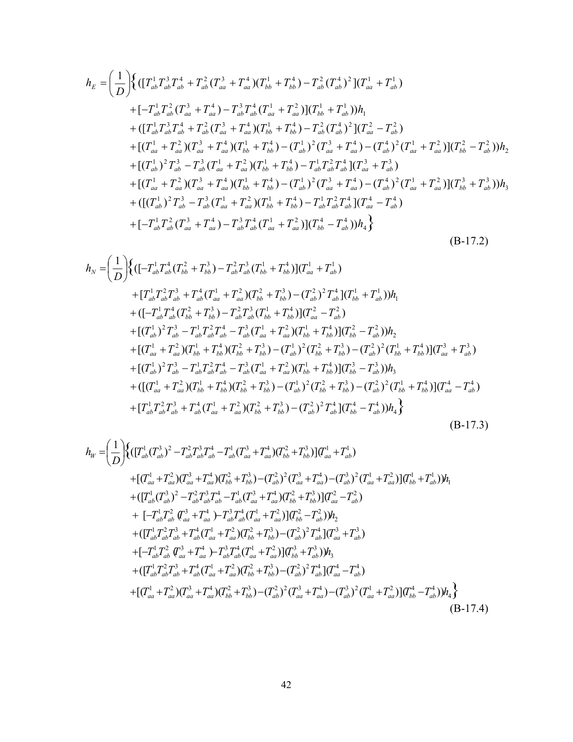$$
\begin{aligned}
h_E = \left(\frac{1}{D}\right)\Big\{ &([T_{ab}^1 T_{ab}^3 T_{ab}^4 + T_{ab}^2 (T_{aa}^3 + T_{aa}^4)(T_{bb}^1 + T_{bb}^4) - T_{ab}^2 (T_{ab}^4)^2 ](T_{aa}^1 + T_{ab}^1) \\
&+ [-T_{ab}^1 T_{ab}^2 (T_{aa}^3 + T_{aa}^4) - T_{ab}^3 T_{ab}^4 (T_{aa}^1 + T_{aa}^2)](T_{bb}^1 + T_{ab}^1))h_1 \\
&+ ([T_{ab}^1 T_{ab}^3 T_{ab}^4 + T_{ab}^2 (T_{aa}^3 + T_{aa}^4)(T_{bb}^1 + T_{bb}^4) - T_{ab}^2 (T_{ab}^4)^2 ](T_{aa}^2 - T_{ab}^2) \\
&+ [(T_{aa}^1 + T_{aa}^2)(T_{aa}^3 + T_{aa}^4)(T_{bb}^1 + T_{bb}^4) - (T_{ab}^1)^2 (T_{aa}^3 + T_{aa}^4) - (T_{ab}^4)^2 (T_{aa}^1 + T_{aa}^2)](T_{bb}^2 - T_{ab}^2))h_2 \\
&+ [(T_{ab}^1)^2 T_{ab}^3 - T_{ab}^3 (T_{aa}^1 + T_{aa}^2)(T_{bb}^1 + T_{bb}^4) - T_{ab}^1 T_{ab}^2 T_{ab}^4 ](T_{aa}^3 + T_{ab}^3) \\
&+ [(T_{aa}^1 + T_{aa}^2)(T_{aa}^3 + T_{aa}^4)(T_{bb}^1 + T_{bb}^4) - (T_{ab}^1)^2 (T_{aa}^3 + T_{aa}^4) - (T_{ab}^4)^2 (T_{aa}^1 + T_{aa}^2)](T_{bb}^3 + T_{ab}^3))h_3 \\
&+ ([(T_{ab}^1)^2 T_{ab}^3 - T_{ab}^3 (T_{aa}^1 + T_{aa}^2)(T_{bb}^1 + T_{bb}^4) - T_{ab}^1 T_{ab}^2 T_{ab}^4 ](T_{aa}^4 - T_{ab}^4) \\
&+ [-T_{ab}^1 T_{ab}^2 (T_{aa}^3 + T_{aa}^4) - T_{ab}^3 T_{ab}^4 (T_{aa}^1 + T_{aa}^2)](T_{bb}^4 - T_{ab}^4))h_4 \Big\}
\end{aligned}
$$

(B-17.2)

$$
\begin{aligned}
h_N = \left(\frac{1}{D}\right)\Big\{ &([-T_{ab}^1 T_{ab}^4 (T_{bb}^2 + T_{bb}^3) - T_{ab}^2 T_{ab}^3 (T_{bb}^1 + T_{bb}^4)](T_{aa}^1 + T_{ab}^1) \\
&+ [T_{ab}^1 T_{ab}^2 T_{ab}^3 + T_{ab}^4 (T_{aa}^1 + T_{aa}^2)(T_{bb}^2 + T_{bb}^3) - (T_{ab}^2)^2 T_{ab}^4 ](T_{bb}^1 + T_{ab}^1))h_1 \\
&+ ([-T_{ab}^1 T_{ab}^4 (T_{bb}^2 + T_{bb}^3) - T_{ab}^2 T_{ab}^3 (T_{bb}^1 + T_{bb}^4)](T_{aa}^2 - T_{ab}^2) \\
&+ [(T_{ab}^1)^2 T_{ab}^3 - T_{ab}^1 T_{ab}^2 T_{ab}^4 - T_{ab}^3 (T_{aa}^1 + T_{aa}^2)(T_{bb}^1 + T_{bb}^4)](T_{bb}^2 - T_{ab}^2))h_2 \\
&+ [(T_{aa}^1 + T_{aa}^2)(T_{bb}^1 + T_{bb}^4)(T_{bb}^2 + T_{bb}^3) - (T_{ab}^1)^2 (T_{bb}^2 + T_{bb}^3) - (T_{ab}^2)^2 (T_{bb}^1 + T_{bb}^4)](T_{aa}^3 + T_{ab}^3) \\
&+ [(T_{ab}^1)^2 T_{ab}^3 - T_{ab}^1 T_{ab}^2 T_{ab}^4 - T_{ab}^3 (T_{aa}^1 + T_{aa}^2)(T_{bb}^1 + T_{bb}^4)](T_{bb}^3 - T_{ab}^3))h_3 \\
&+ ([(T_{aa}^1 + T_{aa}^2)(T_{bb}^1 + T_{bb}^4)(T_{bb}^2 + T_{bb}^3) - (T_{ab}^1)^2 (T_{bb}^2 + T_{bb}^3) - (T_{ab}^2)^2 (T_{bb}^1 + T_{bb}^4)](T_{aa}^4 - T_{ab}^4) \\
&+ [T_{ab}^1 T_{ab}^2 T_{ab}^3 + T_{ab}^4 (T_{aa}^1 + T_{aa}^2)(T_{bb}^2 + T_{bb}^3) - (T_{ab}^2)^2 T_{ab}^4 ](T_{bb}^4 - T_{ab}^4))h_4 \Big\}
\end{aligned}
$$

(B-17.3)

$$
\begin{aligned}
h_W = \left(\frac{1}{D}\right)\Big\{ &([T_{ab}^1 (T_{ab}^3)^2 - T_{ab}^2 T_{ab}^3 T_{ab}^4 - T_{ab}^1 (T_{aa}^3 + T_{aa}^4)(T_{bb}^2 + T_{bb}^3)](T_{aa}^1 + T_{ab}^1) \\
&+ [(T_{aa}^1 + T_{aa}^2)(T_{aa}^3 + T_{aa}^4)(T_{bb}^2 + T_{bb}^3) - (T_{ab}^2)^2 (T_{aa}^3 + T_{aa}^4) - (T_{ab}^3)^2 (T_{aa}^1 + T_{aa}^2)](T_{bb}^1 + T_{ab}^1))h_1 \\
&+ ([T_{ab}^1 (T_{ab}^3)^2 - T_{ab}^2 T_{ab}^3 T_{ab}^4 - T_{ab}^1 (T_{aa}^3 + T_{aa}^4)(T_{bb}^2 + T_{bb}^3)](T_{aa}^2 - T_{ab}^2) \\
&+ [-T_{ab}^1 T_{ab}^2 (T_{aa}^3 + T_{aa}^4) - T_{ab}^3 T_{ab}^4 (T_{aa}^1 + T_{aa}^2)](T_{bb}^2 - T_{ab}^2))h_2 \\
&+ ([T_{ab}^1 T_{ab}^2 T_{ab}^3 + T_{ab}^4 (T_{aa}^1 + T_{aa}^2)(T_{bb}^2 + T_{bb}^3) - (T_{ab}^2)^2 T_{ab}^4 ](T_{aa}^3 + T_{ab}^3) \\
&+ [-T_{ab}^1 T_{ab}^2 (T_{aa}^3 + T_{aa}^4) - T_{ab}^3 T_{ab}^4 (T_{aa}^1 + T_{aa}^2)](T_{bb}^3 + T_{ab}^3))h_3 \\
&+ ([T_{ab}^1 T_{ab}^2 T_{ab}^3 + T_{ab}^4 (T_{aa}^1 + T_{aa}^2)(T_{bb}^2 + T_{bb}^3) - (T_{ab}^2)^2 T_{ab}^4 ](T_{aa}^4 - T_{ab}^4) \\
&+ [(T_{aa}^1 + T_{aa}^2)(T_{aa}^3 + T_{aa}^4)(T_{bb}^2 + T_{bb}^3) - (T_{ab}^2)^2 (T_{aa}^3 + T_{aa}^4) - (T_{ab}^3)^2 (T_{aa}^1 + T_{aa}^2)](T_{bb}^4 - T_{ab}^4))h_4 \Big\}
\end{aligned}
$$

(B-17.4)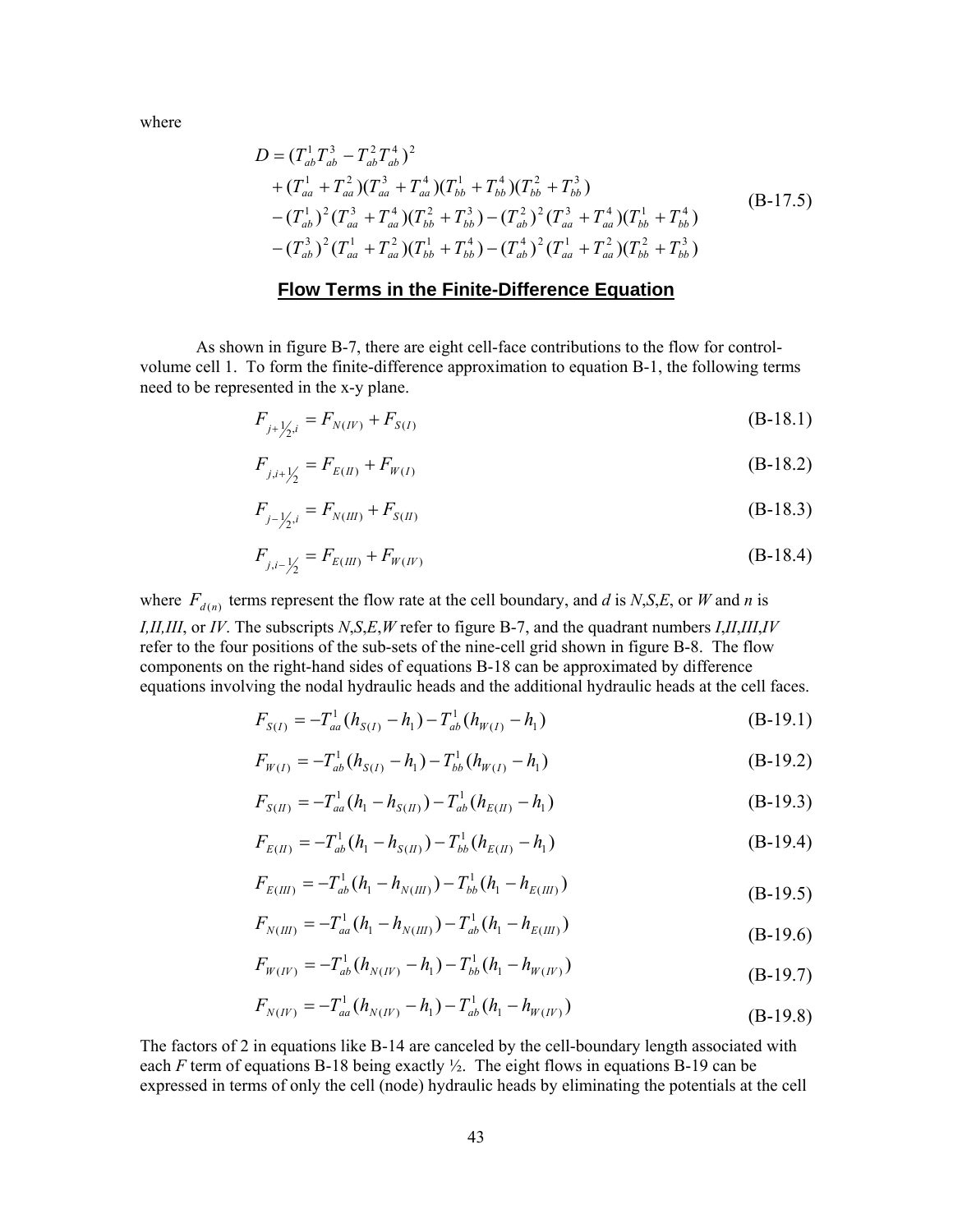where

$$
\begin{aligned}
D = & (T_{ab}^1 T_{ab}^3 - T_{ab}^2 T_{ab}^4)^2 \\
& + (T_{aa}^1 + T_{aa}^2)(T_{aa}^3 + T_{aa}^4)(T_{bb}^1 + T_{bb}^4)(T_{bb}^2 + T_{bb}^3) \\
& - (T_{ab}^1)^2 (T_{aa}^3 + T_{aa}^4)(T_{bb}^2 + T_{bb}^3) - (T_{ab}^2)^2 (T_{aa}^3 + T_{aa}^4)(T_{bb}^1 + T_{bb}^4) \\
& - (T_{ab}^3)^2 (T_{aa}^1 + T_{aa}^2)(T_{bb}^1 + T_{bb}^4) - (T_{ab}^4)^2 (T_{aa}^1 + T_{aa}^2)(T_{bb}^2 + T_{bb}^3)
\end{aligned}
\tag{B-17.5}
$$

## Flow Terms in the Finite-Difference Equation

As shown in figure B-7, there are eight cell-face contributions to the flow for control-volume cell 1. To form the finite-difference approximation to equation B-1, the following terms need to be represented in the x-y plane.

$$F_{j+\frac{1}{2},i} = F_{N(IV)} + F_{S(I)} \tag{B-18.1}$$

$$F_{j,i+\frac{1}{2}} = F_{E(II)} + F_{W(I)} \tag{B-18.2}$$

$$F_{j-\frac{1}{2},i} = F_{N(III)} + F_{S(II)} \tag{B-18.3}$$

$$F_{j,i-\frac{1}{2}} = F_{E(III)} + F_{W(IV)} \tag{B-18.4}$$

where $F_{d(n)}$ terms represent the flow rate at the cell boundary, and $d$ is $N$,$S$,$E$, or $W$ and $n$ is $I$,$II$,$III$, or $IV$. The subscripts $N$,$S$,$E$,$W$ refer to figure B-7, and the quadrant numbers $I$,$II$,$III$,$IV$ refer to the four positions of the sub-sets of the nine-cell grid shown in figure B-8. The flow components on the right-hand sides of equations B-18 can be approximated by difference equations involving the nodal hydraulic heads and the additional hydraulic heads at the cell faces.

$$F_{S(I)} = -T_{aa}^1 (h_{S(I)} - h_1) - T_{ab}^1 (h_{W(I)} - h_1) \tag{B-19.1}$$

$$F_{W(I)} = -T_{ab}^1 (h_{S(I)} - h_1) - T_{bb}^1 (h_{W(I)} - h_1) \tag{B-19.2}$$

$$F_{S(II)} = -T_{aa}^1 (h_1 - h_{S(II)}) - T_{ab}^1 (h_{E(II)} - h_1) \tag{B-19.3}$$

$$F_{E(II)} = -T_{ab}^1 (h_1 - h_{S(II)}) - T_{bb}^1 (h_{E(II)} - h_1) \tag{B-19.4}$$

$$F_{E(III)} = -T_{ab}^1 (h_1 - h_{N(III)}) - T_{bb}^1 (h_1 - h_{E(III)}) \tag{B-19.5}$$

$$F_{N(III)} = -T_{aa}^1 (h_1 - h_{N(III)}) - T_{ab}^1 (h_1 - h_{E(III)}) \tag{B-19.6}$$

$$F_{W(IV)} = -T_{ab}^1 (h_{N(IV)} - h_1) - T_{bb}^1 (h_1 - h_{W(IV)}) \tag{B-19.7}$$

$$F_{N(IV)} = -T_{aa}^1 (h_{N(IV)} - h_1) - T_{ab}^1 (h_1 - h_{W(IV)}) \tag{B-19.8}$$

The factors of 2 in equations like B-14 are canceled by the cell-boundary length associated with each $F$ term of equations B-18 being exactly ½. The eight flows in equations B-19 can be expressed in terms of only the cell (node) hydraulic heads by eliminating the potentials at the cell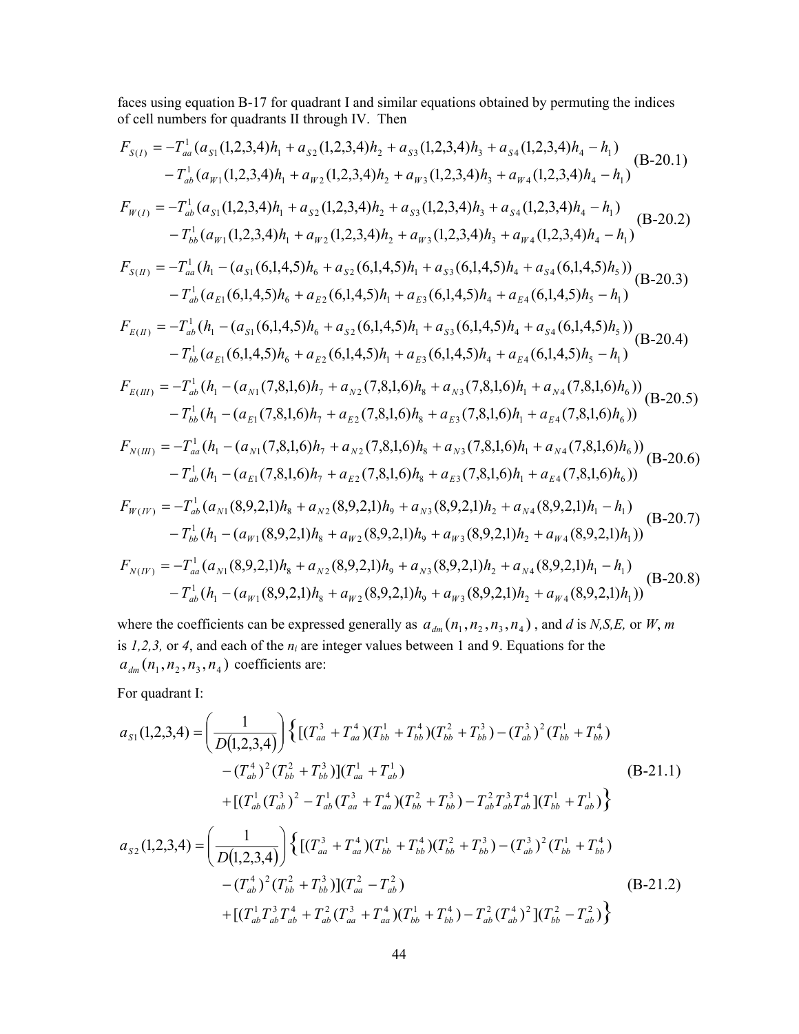faces using equation B-17 for quadrant I and similar equations obtained by permuting the indices of cell numbers for quadrants II through IV. Then

$$
\begin{aligned}
F_{S(I)} = & -T_{aa}^{1}(a_{S1}(1,2,3,4)h_1 + a_{S2}(1,2,3,4)h_2 + a_{S3}(1,2,3,4)h_3 + a_{S4}(1,2,3,4)h_4 - h_1) \\
& - T_{ab}^{1}(a_{W1}(1,2,3,4)h_1 + a_{W2}(1,2,3,4)h_2 + a_{W3}(1,2,3,4)h_3 + a_{W4}(1,2,3,4)h_4 - h_1)
\end{aligned}
\quad \text{(B-20.1)}
$$

$$
\begin{aligned}
F_{W(I)} = & -T_{ab}^{1}(a_{S1}(1,2,3,4)h_1 + a_{S2}(1,2,3,4)h_2 + a_{S3}(1,2,3,4)h_3 + a_{S4}(1,2,3,4)h_4 - h_1) \\
& - T_{bb}^{1}(a_{W1}(1,2,3,4)h_1 + a_{W2}(1,2,3,4)h_2 + a_{W3}(1,2,3,4)h_3 + a_{W4}(1,2,3,4)h_4 - h_1)
\end{aligned}
\quad \text{(B-20.2)}
$$

$$
\begin{aligned}
F_{S(II)} = & -T_{aa}^{1}(h_1 - (a_{S1}(6,1,4,5)h_6 + a_{S2}(6,1,4,5)h_1 + a_{S3}(6,1,4,5)h_4 + a_{S4}(6,1,4,5)h_5)) \\
& - T_{ab}^{1}(a_{E1}(6,1,4,5)h_6 + a_{E2}(6,1,4,5)h_1 + a_{E3}(6,1,4,5)h_4 + a_{E4}(6,1,4,5)h_5 - h_1)
\end{aligned}
\quad \text{(B-20.3)}
$$

$$
\begin{aligned}
F_{E(II)} = & -T_{ab}^{1}(h_1 - (a_{S1}(6,1,4,5)h_6 + a_{S2}(6,1,4,5)h_1 + a_{S3}(6,1,4,5)h_4 + a_{S4}(6,1,4,5)h_5)) \\
& - T_{bb}^{1}(a_{E1}(6,1,4,5)h_6 + a_{E2}(6,1,4,5)h_1 + a_{E3}(6,1,4,5)h_4 + a_{E4}(6,1,4,5)h_5 - h_1)
\end{aligned}
\quad \text{(B-20.4)}
$$

$$
\begin{aligned}
F_{E(III)} = & -T_{ab}^{1}(h_1 - (a_{N1}(7,8,1,6)h_7 + a_{N2}(7,8,1,6)h_8 + a_{N3}(7,8,1,6)h_1 + a_{N4}(7,8,1,6)h_6)) \\
& - T_{bb}^{1}(h_1 - (a_{E1}(7,8,1,6)h_7 + a_{E2}(7,8,1,6)h_8 + a_{E3}(7,8,1,6)h_1 + a_{E4}(7,8,1,6)h_6))
\end{aligned}
\quad \text{(B-20.5)}
$$

$$
\begin{aligned}
F_{N(III)} = & -T_{aa}^{1}(h_1 - (a_{N1}(7,8,1,6)h_7 + a_{N2}(7,8,1,6)h_8 + a_{N3}(7,8,1,6)h_1 + a_{N4}(7,8,1,6)h_6)) \\
& - T_{ab}^{1}(h_1 - (a_{E1}(7,8,1,6)h_7 + a_{E2}(7,8,1,6)h_8 + a_{E3}(7,8,1,6)h_1 + a_{E4}(7,8,1,6)h_6))
\end{aligned}
\quad \text{(B-20.6)}
$$

$$
\begin{aligned}
F_{W(IV)} = & -T_{ab}^{1}(a_{N1}(8,9,2,1)h_8 + a_{N2}(8,9,2,1)h_9 + a_{N3}(8,9,2,1)h_2 + a_{N4}(8,9,2,1)h_1 - h_1) \\
& - T_{bb}^{1}(h_1 - (a_{W1}(8,9,2,1)h_8 + a_{W2}(8,9,2,1)h_9 + a_{W3}(8,9,2,1)h_2 + a_{W4}(8,9,2,1)h_1))
\end{aligned}
\quad \text{(B-20.7)}
$$

$$
\begin{aligned}
F_{N(IV)} = & -T_{aa}^{1}(a_{N1}(8,9,2,1)h_8 + a_{N2}(8,9,2,1)h_9 + a_{N3}(8,9,2,1)h_2 + a_{N4}(8,9,2,1)h_1 - h_1) \\
& - T_{ab}^{1}(h_1 - (a_{W1}(8,9,2,1)h_8 + a_{W2}(8,9,2,1)h_9 + a_{W3}(8,9,2,1)h_2 + a_{W4}(8,9,2,1)h_1))
\end{aligned}
\quad \text{(B-20.8)}
$$

where the coefficients can be expressed generally as $a_{dm}(n_1, n_2, n_3, n_4)$ , and $d$ is *N,S,E,* or *W*, $m$ is *1,2,3,* or *4*, and each of the $n_i$ are integer values between 1 and 9. Equations for the $a_{dm}(n_1, n_2, n_3, n_4)$ coefficients are:

For quadrant I:

$$
\begin{aligned}
a_{S1}(1,2,3,4) = \left(\frac{1}{D(1,2,3,4)}\right) \Big\{ & [(T_{aa}^{3} + T_{aa}^{4})(T_{bb}^{1} + T_{bb}^{4})(T_{bb}^{2} + T_{bb}^{3}) - (T_{ab}^{3})^2 (T_{bb}^{1} + T_{bb}^{4}) \\
& - (T_{ab}^{4})^2 (T_{bb}^{2} + T_{bb}^{3})](T_{aa}^{1} + T_{ab}^{1}) \\
& + [(T_{ab}^{1}(T_{ab}^{3})^2 - T_{ab}^{1}(T_{aa}^{3} + T_{aa}^{4})(T_{bb}^{2} + T_{bb}^{3}) - T_{ab}^{2}T_{ab}^{3}T_{ab}^{4}](T_{bb}^{1} + T_{ab}^{1}) \Big\}
\end{aligned}
\quad \text{(B-21.1)}
$$

$$
\begin{aligned}
a_{S2}(1,2,3,4) = \left(\frac{1}{D(1,2,3,4)}\right) \Big\{ & [(T_{aa}^{3} + T_{aa}^{4})(T_{bb}^{1} + T_{bb}^{4})(T_{bb}^{2} + T_{bb}^{3}) - (T_{ab}^{3})^2 (T_{bb}^{1} + T_{bb}^{4}) \\
& - (T_{ab}^{4})^2 (T_{bb}^{2} + T_{bb}^{3})](T_{aa}^{2} - T_{ab}^{2}) \\
& + [(T_{ab}^{1}T_{ab}^{3}T_{ab}^{4} + T_{ab}^{2}(T_{aa}^{3} + T_{aa}^{4})(T_{bb}^{1} + T_{bb}^{4}) - T_{ab}^{2}(T_{ab}^{4})^2](T_{bb}^{2} - T_{ab}^{2}) \Big\}
\end{aligned}
\quad \text{(B-21.2)}
$$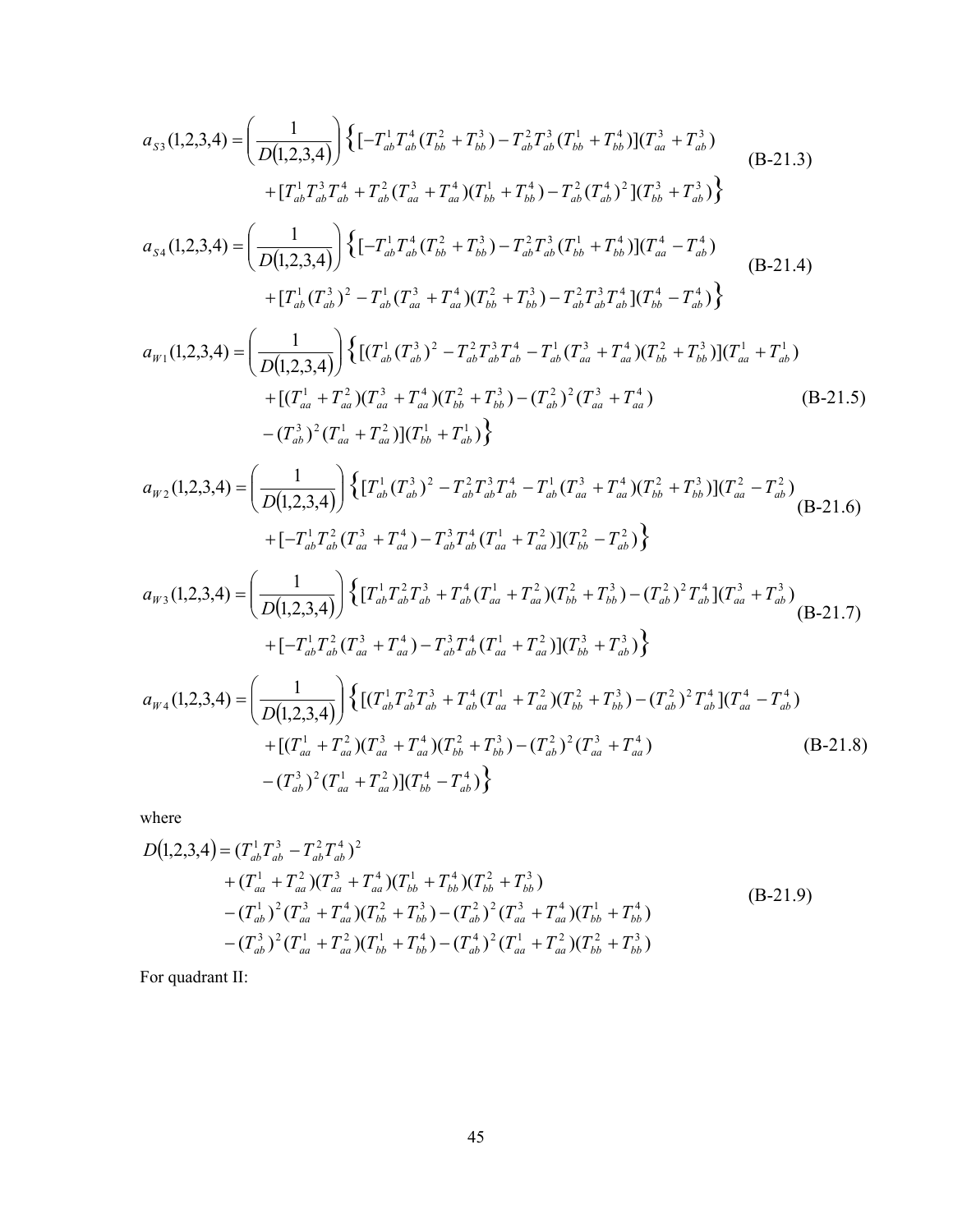$$a_{S3}(1,2,3,4) = \left(\frac{1}{D(1,2,3,4)}\right)\Big\{[-T_{ab}^{1}T_{ab}^{4}(T_{bb}^{2}+T_{bb}^{3}) - T_{ab}^{2}T_{ab}^{3}(T_{bb}^{1}+T_{bb}^{4})](T_{aa}^{3}+T_{ab}^{3})$$
$$+[T_{ab}^{1}T_{ab}^{3}T_{ab}^{4} + T_{ab}^{2}(T_{aa}^{3}+T_{aa}^{4})(T_{bb}^{1}+T_{bb}^{4}) - T_{ab}^{2}(T_{ab}^{4})^{2}](T_{bb}^{3}+T_{ab}^{3})\Big\} \tag{B-21.3}$$

$$a_{S4}(1,2,3,4) = \left(\frac{1}{D(1,2,3,4)}\right)\Big\{[-T_{ab}^{1}T_{ab}^{4}(T_{bb}^{2}+T_{bb}^{3}) - T_{ab}^{2}T_{ab}^{3}(T_{bb}^{1}+T_{bb}^{4})](T_{aa}^{4}-T_{ab}^{4})$$
$$+[T_{ab}^{1}(T_{ab}^{3})^{2} - T_{ab}^{1}(T_{aa}^{3}+T_{aa}^{4})(T_{bb}^{2}+T_{bb}^{3}) - T_{ab}^{2}T_{ab}^{3}T_{ab}^{4}](T_{bb}^{4}-T_{ab}^{4})\Big\} \tag{B-21.4}$$

$$a_{W1}(1,2,3,4) = \left(\frac{1}{D(1,2,3,4)}\right)\Big\{[(T_{ab}^{1}(T_{ab}^{3})^{2} - T_{ab}^{2}T_{ab}^{3}T_{ab}^{4} - T_{ab}^{1}(T_{aa}^{3}+T_{aa}^{4})(T_{bb}^{2}+T_{bb}^{3})](T_{aa}^{1}+T_{ab}^{1})$$
$$+[(T_{aa}^{1}+T_{aa}^{2})(T_{aa}^{3}+T_{aa}^{4})(T_{bb}^{2}+T_{bb}^{3}) - (T_{ab}^{2})^{2}(T_{aa}^{3}+T_{aa}^{4})$$
$$-(T_{ab}^{3})^{2}(T_{aa}^{1}+T_{aa}^{2})](T_{bb}^{1}+T_{ab}^{1})\Big\} \tag{B-21.5}$$

$$a_{W2}(1,2,3,4) = \left(\frac{1}{D(1,2,3,4)}\right)\Big\{[T_{ab}^{1}(T_{ab}^{3})^{2} - T_{ab}^{2}T_{ab}^{3}T_{ab}^{4} - T_{ab}^{1}(T_{aa}^{3}+T_{aa}^{4})(T_{bb}^{2}+T_{bb}^{3})](T_{aa}^{2}-T_{ab}^{2})$$
$$+[-T_{ab}^{1}T_{ab}^{2}(T_{aa}^{3}+T_{aa}^{4}) - T_{ab}^{3}T_{ab}^{4}(T_{aa}^{1}+T_{aa}^{2})](T_{bb}^{2}-T_{ab}^{2})\Big\} \tag{B-21.6}$$

$$a_{W3}(1,2,3,4) = \left(\frac{1}{D(1,2,3,4)}\right)\Big\{[T_{ab}^{1}T_{ab}^{2}T_{ab}^{3} + T_{ab}^{4}(T_{aa}^{1}+T_{aa}^{2})(T_{bb}^{2}+T_{bb}^{3}) - (T_{ab}^{2})^{2}T_{ab}^{4}](T_{aa}^{3}+T_{ab}^{3})$$
$$+[-T_{ab}^{1}T_{ab}^{2}(T_{aa}^{3}+T_{aa}^{4}) - T_{ab}^{3}T_{ab}^{4}(T_{aa}^{1}+T_{aa}^{2})](T_{bb}^{3}+T_{ab}^{3})\Big\} \tag{B-21.7}$$

$$a_{W4}(1,2,3,4) = \left(\frac{1}{D(1,2,3,4)}\right)\Big\{[(T_{ab}^{1}T_{ab}^{2}T_{ab}^{3} + T_{ab}^{4}(T_{aa}^{1}+T_{aa}^{2})(T_{bb}^{2}+T_{bb}^{3}) - (T_{ab}^{2})^{2}T_{ab}^{4}](T_{aa}^{4}-T_{ab}^{4})$$
$$+[(T_{aa}^{1}+T_{aa}^{2})(T_{aa}^{3}+T_{aa}^{4})(T_{bb}^{2}+T_{bb}^{3}) - (T_{ab}^{2})^{2}(T_{aa}^{3}+T_{aa}^{4})$$
$$-(T_{ab}^{3})^{2}(T_{aa}^{1}+T_{aa}^{2})](T_{bb}^{4}-T_{ab}^{4})\Big\} \tag{B-21.8}$$

where

$$D(1,2,3,4) = (T_{ab}^{1}T_{ab}^{3} - T_{ab}^{2}T_{ab}^{4})^{2}$$
$$+(T_{aa}^{1}+T_{aa}^{2})(T_{aa}^{3}+T_{aa}^{4})(T_{bb}^{1}+T_{bb}^{4})(T_{bb}^{2}+T_{bb}^{3})$$
$$-(T_{ab}^{1})^{2}(T_{aa}^{3}+T_{aa}^{4})(T_{bb}^{2}+T_{bb}^{3}) - (T_{ab}^{2})^{2}(T_{aa}^{3}+T_{aa}^{4})(T_{bb}^{1}+T_{bb}^{4})$$
$$-(T_{ab}^{3})^{2}(T_{aa}^{1}+T_{aa}^{2})(T_{bb}^{1}+T_{bb}^{4}) - (T_{ab}^{4})^{2}(T_{aa}^{1}+T_{aa}^{2})(T_{bb}^{2}+T_{bb}^{3}) \tag{B-21.9}$$

For quadrant II: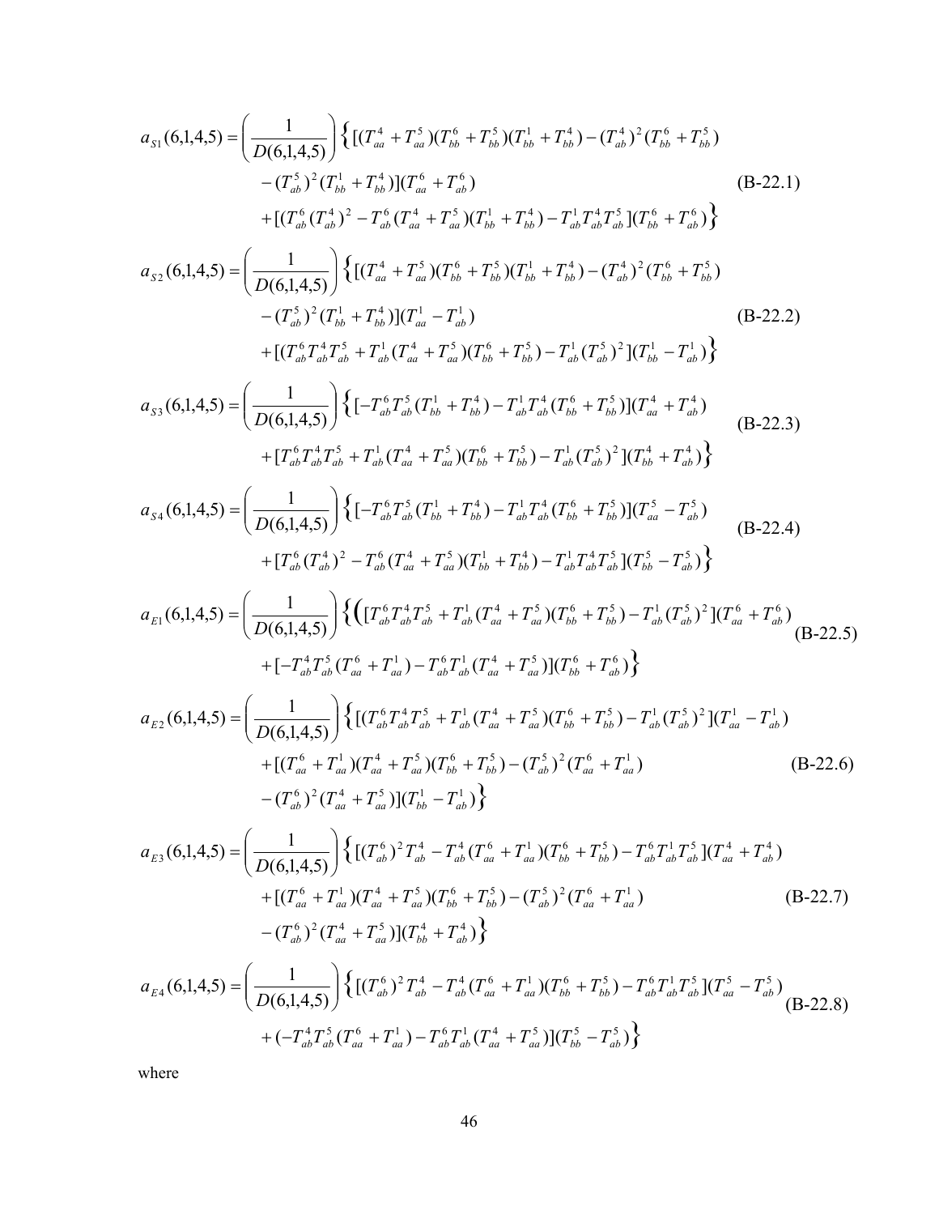$$a_{S1}(6,1,4,5) = \left(\frac{1}{D(6,1,4,5)}\right) \Big\{ [(T_{aa}^4 + T_{aa}^5)(T_{bb}^6 + T_{bb}^5)(T_{bb}^1 + T_{bb}^4) - (T_{ab}^4)^2 (T_{bb}^6 + T_{bb}^5) - (T_{ab}^5)^2 (T_{bb}^1 + T_{bb}^4)](T_{aa}^6 + T_{ab}^6) + [(T_{ab}^6 (T_{ab}^4)^2 - T_{ab}^6 (T_{aa}^4 + T_{aa}^5)(T_{bb}^1 + T_{bb}^4) - T_{ab}^1 T_{ab}^4 T_{ab}^5](T_{bb}^6 + T_{ab}^6) \Big\} \quad \text{(B-22.1)}$$

$$a_{S2}(6,1,4,5) = \left(\frac{1}{D(6,1,4,5)}\right) \Big\{ [(T_{aa}^4 + T_{aa}^5)(T_{bb}^6 + T_{bb}^5)(T_{bb}^1 + T_{bb}^4) - (T_{ab}^4)^2 (T_{bb}^6 + T_{bb}^5) - (T_{ab}^5)^2 (T_{bb}^1 + T_{bb}^4)](T_{aa}^1 - T_{ab}^1) + [(T_{ab}^6 T_{ab}^4 T_{ab}^5 + T_{ab}^1 (T_{aa}^4 + T_{aa}^5)(T_{bb}^6 + T_{bb}^5) - T_{ab}^1 (T_{ab}^5)^2](T_{bb}^1 - T_{ab}^1) \Big\} \quad \text{(B-22.2)}$$

$$a_{S3}(6,1,4,5) = \left(\frac{1}{D(6,1,4,5)}\right) \Big\{ [-T_{ab}^6 T_{ab}^5 (T_{bb}^1 + T_{bb}^4) - T_{ab}^1 T_{ab}^4 (T_{bb}^6 + T_{bb}^5)](T_{aa}^4 + T_{ab}^4) + [T_{ab}^6 T_{ab}^4 T_{ab}^5 + T_{ab}^1 (T_{aa}^4 + T_{aa}^5)(T_{bb}^6 + T_{bb}^5) - T_{ab}^1 (T_{ab}^5)^2](T_{bb}^4 + T_{ab}^4) \Big\} \quad \text{(B-22.3)}$$

$$a_{S4}(6,1,4,5) = \left(\frac{1}{D(6,1,4,5)}\right) \Big\{ [-T_{ab}^6 T_{ab}^5 (T_{bb}^1 + T_{bb}^4) - T_{ab}^1 T_{ab}^4 (T_{bb}^6 + T_{bb}^5)](T_{aa}^5 - T_{ab}^5) + [T_{ab}^6 (T_{ab}^4)^2 - T_{ab}^6 (T_{aa}^4 + T_{aa}^5)(T_{bb}^1 + T_{bb}^4) - T_{ab}^1 T_{ab}^4 T_{ab}^5](T_{bb}^5 - T_{ab}^5) \Big\} \quad \text{(B-22.4)}$$

$$a_{E1}(6,1,4,5) = \left(\frac{1}{D(6,1,4,5)}\right) \Big\{ \big( [T_{ab}^6 T_{ab}^4 T_{ab}^5 + T_{ab}^1 (T_{aa}^4 + T_{aa}^5)(T_{bb}^6 + T_{bb}^5) - T_{ab}^1 (T_{ab}^5)^2](T_{aa}^6 + T_{ab}^6) + [-T_{ab}^4 T_{ab}^5 (T_{aa}^6 + T_{aa}^1) - T_{ab}^6 T_{ab}^1 (T_{aa}^4 + T_{aa}^5)](T_{bb}^6 + T_{ab}^6) \Big\} \quad \text{(B-22.5)}$$

$$a_{E2}(6,1,4,5) = \left(\frac{1}{D(6,1,4,5)}\right) \Big\{ [(T_{ab}^6 T_{ab}^4 T_{ab}^5 + T_{ab}^1 (T_{aa}^4 + T_{aa}^5)(T_{bb}^6 + T_{bb}^5) - T_{ab}^1 (T_{ab}^5)^2](T_{aa}^1 - T_{ab}^1) + [(T_{aa}^6 + T_{aa}^1)(T_{aa}^4 + T_{aa}^5)(T_{bb}^6 + T_{bb}^5) - (T_{ab}^5)^2 (T_{aa}^6 + T_{aa}^1) - (T_{ab}^6)^2 (T_{aa}^4 + T_{aa}^5)](T_{bb}^1 - T_{ab}^1) \Big\} \quad \text{(B-22.6)}$$

$$a_{E3}(6,1,4,5) = \left(\frac{1}{D(6,1,4,5)}\right) \Big\{ [(T_{ab}^6)^2 T_{ab}^4 - T_{ab}^4 (T_{aa}^6 + T_{aa}^1)(T_{bb}^6 + T_{bb}^5) - T_{ab}^6 T_{ab}^1 T_{ab}^5](T_{aa}^4 + T_{ab}^4) + [(T_{aa}^6 + T_{aa}^1)(T_{aa}^4 + T_{aa}^5)(T_{bb}^6 + T_{bb}^5) - (T_{ab}^5)^2 (T_{aa}^6 + T_{aa}^1) - (T_{ab}^6)^2 (T_{aa}^4 + T_{aa}^5)](T_{bb}^4 + T_{ab}^4) \Big\} \quad \text{(B-22.7)}$$

$$a_{E4}(6,1,4,5) = \left(\frac{1}{D(6,1,4,5)}\right) \Big\{ [(T_{ab}^6)^2 T_{ab}^4 - T_{ab}^4 (T_{aa}^6 + T_{aa}^1)(T_{bb}^6 + T_{bb}^5) - T_{ab}^6 T_{ab}^1 T_{ab}^5](T_{aa}^5 - T_{ab}^5) + (-T_{ab}^4 T_{ab}^5 (T_{aa}^6 + T_{aa}^1) - T_{ab}^6 T_{ab}^1 (T_{aa}^4 + T_{aa}^5)](T_{bb}^5 - T_{ab}^5) \Big\} \quad \text{(B-22.8)}$$

where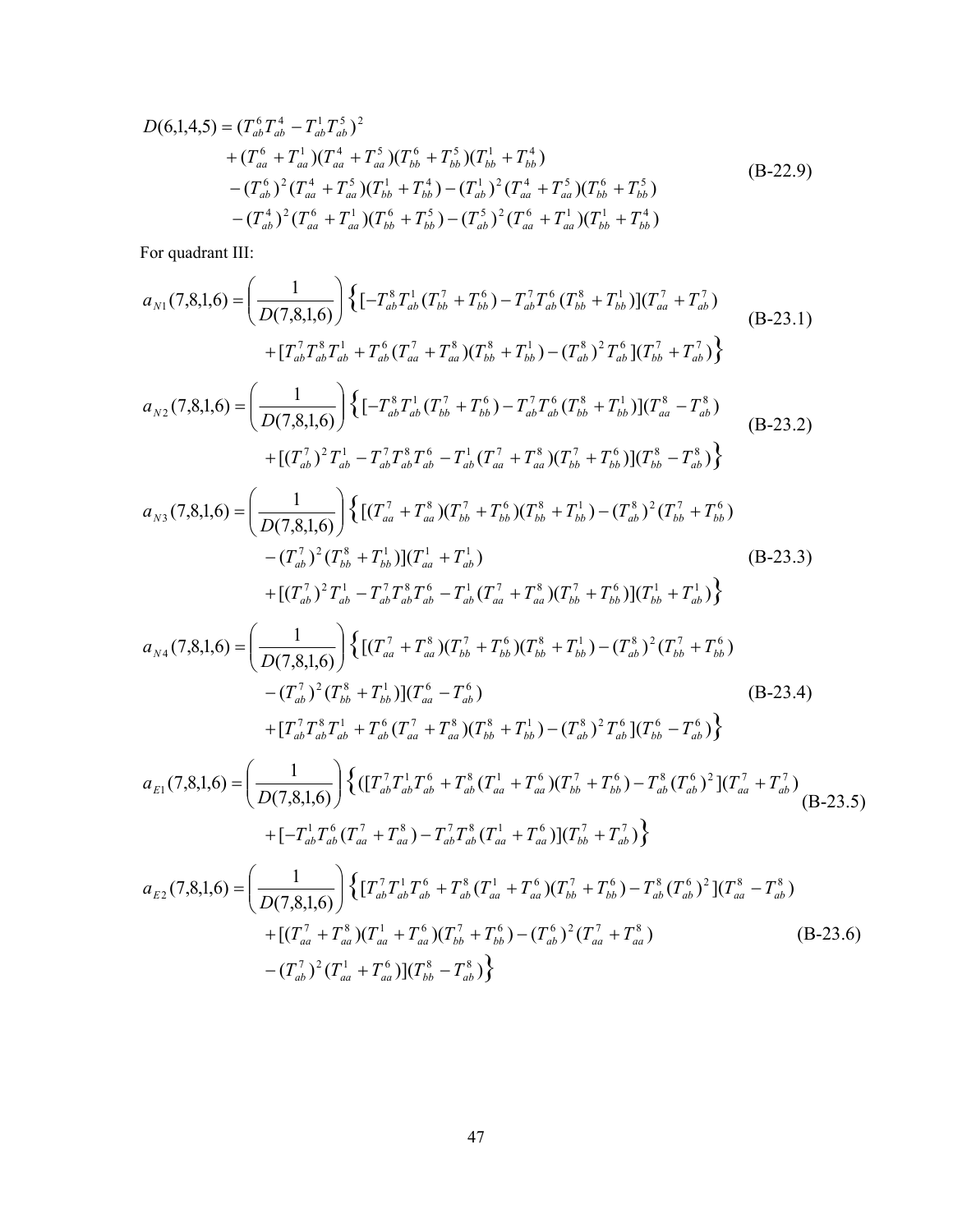$$
\begin{aligned}
D(6,1,4,5) = {} & (T_{ab}^{6}T_{ab}^{4} - T_{ab}^{1}T_{ab}^{5})^{2} \\
& + (T_{aa}^{6} + T_{aa}^{1})(T_{aa}^{4} + T_{aa}^{5})(T_{bb}^{6} + T_{bb}^{5})(T_{bb}^{1} + T_{bb}^{4}) \\
& - (T_{ab}^{6})^{2}(T_{aa}^{4} + T_{aa}^{5})(T_{bb}^{1} + T_{bb}^{4}) - (T_{ab}^{1})^{2}(T_{aa}^{4} + T_{aa}^{5})(T_{bb}^{6} + T_{bb}^{5}) \\
& - (T_{ab}^{4})^{2}(T_{aa}^{6} + T_{aa}^{1})(T_{bb}^{6} + T_{bb}^{5}) - (T_{ab}^{5})^{2}(T_{aa}^{6} + T_{aa}^{1})(T_{bb}^{1} + T_{bb}^{4})
\end{aligned}
\tag{B-22.9}
$$

For quadrant III:

$$
\begin{aligned}
a_{N1}(7,8,1,6) = {} & \left(\frac{1}{D(7,8,1,6)}\right)\Big\{[-T_{ab}^{8}T_{ab}^{1}(T_{bb}^{7} + T_{bb}^{6}) - T_{ab}^{7}T_{ab}^{6}(T_{bb}^{8} + T_{bb}^{1})](T_{aa}^{7} + T_{ab}^{7}) \\
& + [T_{ab}^{7}T_{ab}^{8}T_{ab}^{1} + T_{ab}^{6}(T_{aa}^{7} + T_{aa}^{8})(T_{bb}^{8} + T_{bb}^{1}) - (T_{ab}^{8})^{2}T_{ab}^{6}](T_{bb}^{7} + T_{ab}^{7})\Big\}
\end{aligned}
\tag{B-23.1}
$$

$$
\begin{aligned}
a_{N2}(7,8,1,6) = {} & \left(\frac{1}{D(7,8,1,6)}\right)\Big\{[-T_{ab}^{8}T_{ab}^{1}(T_{bb}^{7} + T_{bb}^{6}) - T_{ab}^{7}T_{ab}^{6}(T_{bb}^{8} + T_{bb}^{1})](T_{aa}^{8} - T_{ab}^{8}) \\
& + [(T_{ab}^{7})^{2}T_{ab}^{1} - T_{ab}^{7}T_{ab}^{8}T_{ab}^{6} - T_{ab}^{1}(T_{aa}^{7} + T_{aa}^{8})(T_{bb}^{7} + T_{bb}^{6})](T_{bb}^{8} - T_{ab}^{8})\Big\}
\end{aligned}
\tag{B-23.2}
$$

$$
\begin{aligned}
a_{N3}(7,8,1,6) = {} & \left(\frac{1}{D(7,8,1,6)}\right)\Big\{[(T_{aa}^{7} + T_{aa}^{8})(T_{bb}^{7} + T_{bb}^{6})(T_{bb}^{8} + T_{bb}^{1}) - (T_{ab}^{8})^{2}(T_{bb}^{7} + T_{bb}^{6}) \\
& - (T_{ab}^{7})^{2}(T_{bb}^{8} + T_{bb}^{1})](T_{aa}^{1} + T_{ab}^{1}) \\
& + [(T_{ab}^{7})^{2}T_{ab}^{1} - T_{ab}^{7}T_{ab}^{8}T_{ab}^{6} - T_{ab}^{1}(T_{aa}^{7} + T_{aa}^{8})(T_{bb}^{7} + T_{bb}^{6})](T_{bb}^{1} + T_{ab}^{1})\Big\}
\end{aligned}
\tag{B-23.3}
$$

$$
\begin{aligned}
a_{N4}(7,8,1,6) = {} & \left(\frac{1}{D(7,8,1,6)}\right)\Big\{[(T_{aa}^{7} + T_{aa}^{8})(T_{bb}^{7} + T_{bb}^{6})(T_{bb}^{8} + T_{bb}^{1}) - (T_{ab}^{8})^{2}(T_{bb}^{7} + T_{bb}^{6}) \\
& - (T_{ab}^{7})^{2}(T_{bb}^{8} + T_{bb}^{1})](T_{aa}^{6} - T_{ab}^{6}) \\
& + [T_{ab}^{7}T_{ab}^{8}T_{ab}^{1} + T_{ab}^{6}(T_{aa}^{7} + T_{aa}^{8})(T_{bb}^{8} + T_{bb}^{1}) - (T_{ab}^{8})^{2}T_{ab}^{6}](T_{bb}^{6} - T_{ab}^{6})\Big\}
\end{aligned}
\tag{B-23.4}
$$

$$
\begin{aligned}
a_{E1}(7,8,1,6) = {} & \left(\frac{1}{D(7,8,1,6)}\right)\Big\{([T_{ab}^{7}T_{ab}^{1}T_{ab}^{6} + T_{ab}^{8}(T_{aa}^{1} + T_{aa}^{6})(T_{bb}^{7} + T_{bb}^{6}) - T_{ab}^{8}(T_{ab}^{6})^{2}](T_{aa}^{7} + T_{ab}^{7}) \\
& + [-T_{ab}^{1}T_{ab}^{6}(T_{aa}^{7} + T_{aa}^{8}) - T_{ab}^{7}T_{ab}^{8}(T_{aa}^{1} + T_{aa}^{6})](T_{bb}^{7} + T_{ab}^{7})\Big\}
\end{aligned}
\tag{B-23.5}
$$

$$
\begin{aligned}
a_{E2}(7,8,1,6) = {} & \left(\frac{1}{D(7,8,1,6)}\right)\Big\{[T_{ab}^{7}T_{ab}^{1}T_{ab}^{6} + T_{ab}^{8}(T_{aa}^{1} + T_{aa}^{6})(T_{bb}^{7} + T_{bb}^{6}) - T_{ab}^{8}(T_{ab}^{6})^{2}](T_{aa}^{8} - T_{ab}^{8}) \\
& + [(T_{aa}^{7} + T_{aa}^{8})(T_{aa}^{1} + T_{aa}^{6})(T_{bb}^{7} + T_{bb}^{6}) - (T_{ab}^{6})^{2}(T_{aa}^{7} + T_{aa}^{8}) \\
& - (T_{ab}^{7})^{2}(T_{aa}^{1} + T_{aa}^{6})](T_{bb}^{8} - T_{ab}^{8})\Big\}
\end{aligned}
\tag{B-23.6}
$$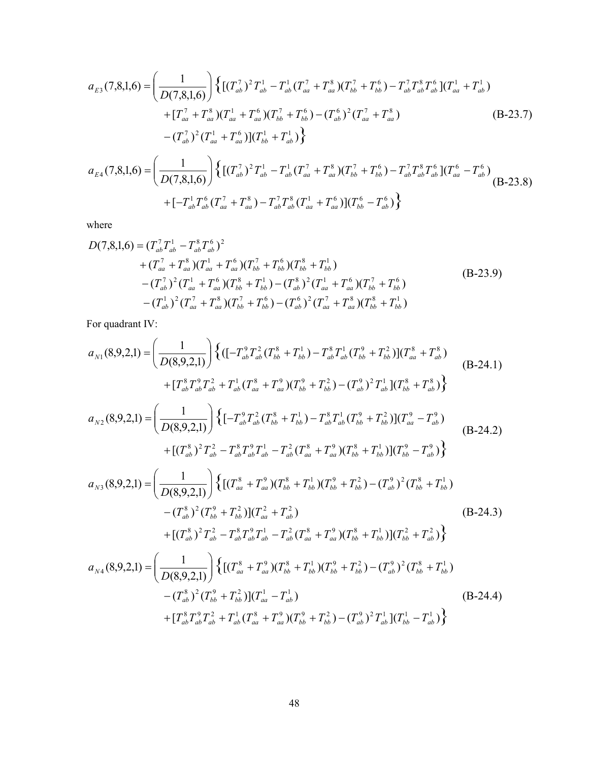$$
\begin{aligned}
a_{E3}(7,8,1,6) = \left(\frac{1}{D(7,8,1,6)}\right) \Big\{ & [(T_{ab}^{7})^{2} T_{ab}^{1} - T_{ab}^{1}(T_{aa}^{7} + T_{aa}^{8})(T_{bb}^{7} + T_{bb}^{6}) - T_{ab}^{7} T_{ab}^{8} T_{ab}^{6}](T_{aa}^{1} + T_{ab}^{1}) \\
& + [T_{aa}^{7} + T_{aa}^{8})(T_{aa}^{1} + T_{aa}^{6})(T_{bb}^{7} + T_{bb}^{6}) - (T_{ab}^{6})^{2}(T_{aa}^{7} + T_{aa}^{8}) \\
& - (T_{ab}^{7})^{2}(T_{aa}^{1} + T_{aa}^{6})](T_{bb}^{1} + T_{ab}^{1}) \Big\}
\end{aligned} \tag{B-23.7}
$$

$$
\begin{aligned}
a_{E4}(7,8,1,6) = \left(\frac{1}{D(7,8,1,6)}\right) \Big\{ & [(T_{ab}^{7})^{2} T_{ab}^{1} - T_{ab}^{1}(T_{aa}^{7} + T_{aa}^{8})(T_{bb}^{7} + T_{bb}^{6}) - T_{ab}^{7} T_{ab}^{8} T_{ab}^{6}](T_{aa}^{6} - T_{ab}^{6}) \\
& + [-T_{ab}^{1} T_{ab}^{6}(T_{aa}^{7} + T_{aa}^{8}) - T_{ab}^{7} T_{ab}^{8}(T_{aa}^{1} + T_{aa}^{6})](T_{bb}^{6} - T_{ab}^{6}) \Big\}
\end{aligned} \tag{B-23.8}
$$

where

$$
\begin{aligned}
D(7,8,1,6) = & (T_{ab}^{7} T_{ab}^{1} - T_{ab}^{8} T_{ab}^{6})^{2} \\
& + (T_{aa}^{7} + T_{aa}^{8})(T_{aa}^{1} + T_{aa}^{6})(T_{bb}^{7} + T_{bb}^{6})(T_{bb}^{8} + T_{bb}^{1}) \\
& - (T_{ab}^{7})^{2}(T_{aa}^{1} + T_{aa}^{6})(T_{bb}^{8} + T_{bb}^{1}) - (T_{ab}^{8})^{2}(T_{aa}^{1} + T_{aa}^{6})(T_{bb}^{7} + T_{bb}^{6}) \\
& - (T_{ab}^{1})^{2}(T_{aa}^{7} + T_{aa}^{8})(T_{bb}^{7} + T_{bb}^{6}) - (T_{ab}^{6})^{2}(T_{aa}^{7} + T_{aa}^{8})(T_{bb}^{8} + T_{bb}^{1})
\end{aligned} \tag{B-23.9}
$$

For quadrant IV:

$$
\begin{aligned}
a_{N1}(8,9,2,1) = \left(\frac{1}{D(8,9,2,1)}\right) \Big\{ & ([-T_{ab}^{9} T_{ab}^{2}(T_{bb}^{8} + T_{bb}^{1}) - T_{ab}^{8} T_{ab}^{1}(T_{bb}^{9} + T_{bb}^{2})](T_{aa}^{8} + T_{ab}^{8}) \\
& + [T_{ab}^{8} T_{ab}^{9} T_{ab}^{2} + T_{ab}^{1}(T_{aa}^{8} + T_{aa}^{9})(T_{bb}^{9} + T_{bb}^{2}) - (T_{ab}^{9})^{2} T_{ab}^{1}](T_{bb}^{8} + T_{ab}^{8}) \Big\}
\end{aligned} \tag{B-24.1}
$$

$$
\begin{aligned}
a_{N2}(8,9,2,1) = \left(\frac{1}{D(8,9,2,1)}\right) \Big\{ & [-T_{ab}^{9} T_{ab}^{2}(T_{bb}^{8} + T_{bb}^{1}) - T_{ab}^{8} T_{ab}^{1}(T_{bb}^{9} + T_{bb}^{2})](T_{aa}^{9} - T_{ab}^{9}) \\
& + [(T_{ab}^{8})^{2} T_{ab}^{2} - T_{ab}^{8} T_{ab}^{9} T_{ab}^{1} - T_{ab}^{2}(T_{aa}^{8} + T_{aa}^{9})(T_{bb}^{8} + T_{bb}^{1})](T_{bb}^{9} - T_{ab}^{9}) \Big\}
\end{aligned} \tag{B-24.2}
$$

$$
\begin{aligned}
a_{N3}(8,9,2,1) = \left(\frac{1}{D(8,9,2,1)}\right) \Big\{ & [(T_{aa}^{8} + T_{aa}^{9})(T_{bb}^{8} + T_{bb}^{1})(T_{bb}^{9} + T_{bb}^{2}) - (T_{ab}^{9})^{2}(T_{bb}^{8} + T_{bb}^{1}) \\
& - (T_{ab}^{8})^{2}(T_{bb}^{9} + T_{bb}^{2})](T_{aa}^{2} + T_{ab}^{2}) \\
& + [(T_{ab}^{8})^{2} T_{ab}^{2} - T_{ab}^{8} T_{ab}^{9} T_{ab}^{1} - T_{ab}^{2}(T_{aa}^{8} + T_{aa}^{9})(T_{bb}^{8} + T_{bb}^{1})](T_{bb}^{2} + T_{ab}^{2}) \Big\}
\end{aligned} \tag{B-24.3}
$$

$$
\begin{aligned}
a_{N4}(8,9,2,1) = \left(\frac{1}{D(8,9,2,1)}\right) \Big\{ & [(T_{aa}^{8} + T_{aa}^{9})(T_{bb}^{8} + T_{bb}^{1})(T_{bb}^{9} + T_{bb}^{2}) - (T_{ab}^{9})^{2}(T_{bb}^{8} + T_{bb}^{1}) \\
& - (T_{ab}^{8})^{2}(T_{bb}^{9} + T_{bb}^{2})](T_{aa}^{1} - T_{ab}^{1}) \\
& + [T_{ab}^{8} T_{ab}^{9} T_{ab}^{2} + T_{ab}^{1}(T_{aa}^{8} + T_{aa}^{9})(T_{bb}^{9} + T_{bb}^{2}) - (T_{ab}^{9})^{2} T_{ab}^{1}](T_{bb}^{1} - T_{ab}^{1}) \Big\}
\end{aligned} \tag{B-24.4}
$$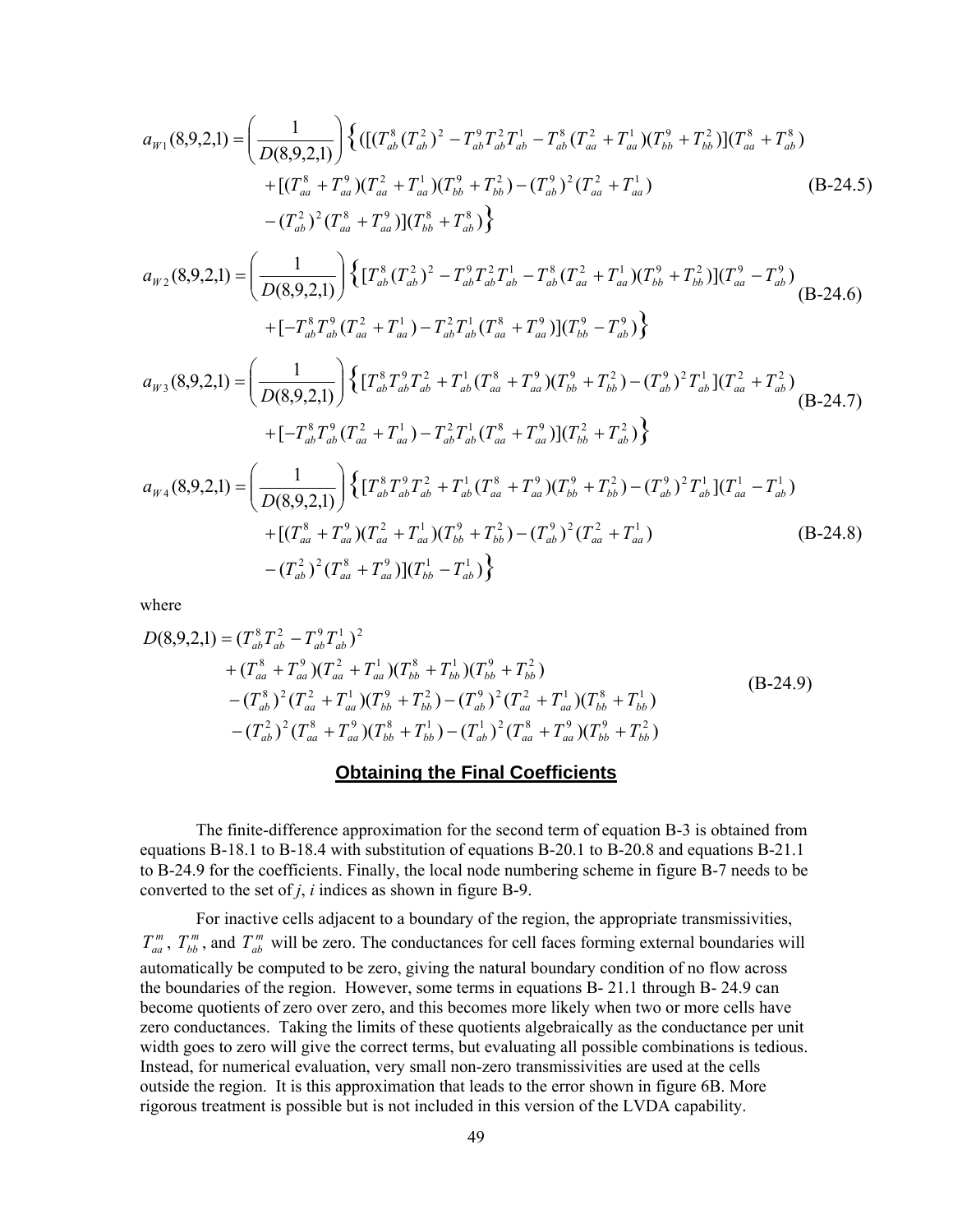$$a_{W1}(8,9,2,1) = \left(\frac{1}{D(8,9,2,1)}\right)\Big\{([[T_{ab}^{8}(T_{ab}^{2})^{2} - T_{ab}^{9}T_{ab}^{2}T_{ab}^{1} - T_{ab}^{8}(T_{aa}^{2}+T_{aa}^{1})(T_{bb}^{9}+T_{bb}^{2})](T_{aa}^{8}+T_{ab}^{8})$$
$$+[(T_{aa}^{8}+T_{aa}^{9})(T_{aa}^{2}+T_{aa}^{1})(T_{bb}^{9}+T_{bb}^{2}) - (T_{ab}^{9})^{2}(T_{aa}^{2}+T_{aa}^{1}) \tag{B-24.5}$$
$$-(T_{ab}^{2})^{2}(T_{aa}^{8}+T_{aa}^{9})](T_{bb}^{8}+T_{ab}^{8})\Big\}$$

$$a_{W2}(8,9,2,1) = \left(\frac{1}{D(8,9,2,1)}\right)\Big\{[T_{ab}^{8}(T_{ab}^{2})^{2} - T_{ab}^{9}T_{ab}^{2}T_{ab}^{1} - T_{ab}^{8}(T_{aa}^{2}+T_{aa}^{1})(T_{bb}^{9}+T_{bb}^{2})](T_{aa}^{9}-T_{ab}^{9})$$
$$+[-T_{ab}^{8}T_{ab}^{9}(T_{aa}^{2}+T_{aa}^{1}) - T_{ab}^{2}T_{ab}^{1}(T_{aa}^{8}+T_{aa}^{9})](T_{bb}^{9}-T_{ab}^{9})\Big\} \tag{B-24.6}$$

$$a_{W3}(8,9,2,1) = \left(\frac{1}{D(8,9,2,1)}\right)\Big\{[T_{ab}^{8}T_{ab}^{9}T_{ab}^{2} + T_{ab}^{1}(T_{aa}^{8}+T_{aa}^{9})(T_{bb}^{9}+T_{bb}^{2}) - (T_{ab}^{9})^{2}T_{ab}^{1}](T_{aa}^{2}+T_{ab}^{2})$$
$$+[-T_{ab}^{8}T_{ab}^{9}(T_{aa}^{2}+T_{aa}^{1}) - T_{ab}^{2}T_{ab}^{1}(T_{aa}^{8}+T_{aa}^{9})](T_{bb}^{2}+T_{ab}^{2})\Big\} \tag{B-24.7}$$

$$a_{W4}(8,9,2,1) = \left(\frac{1}{D(8,9,2,1)}\right)\Big\{[T_{ab}^{8}T_{ab}^{9}T_{ab}^{2} + T_{ab}^{1}(T_{aa}^{8}+T_{aa}^{9})(T_{bb}^{9}+T_{bb}^{2}) - (T_{ab}^{9})^{2}T_{ab}^{1}](T_{aa}^{1}-T_{ab}^{1})$$
$$+[(T_{aa}^{8}+T_{aa}^{9})(T_{aa}^{2}+T_{aa}^{1})(T_{bb}^{9}+T_{bb}^{2}) - (T_{ab}^{9})^{2}(T_{aa}^{2}+T_{aa}^{1}) \tag{B-24.8}$$
$$-(T_{ab}^{2})^{2}(T_{aa}^{8}+T_{aa}^{9})](T_{bb}^{1}-T_{ab}^{1})\Big\}$$

where

$$D(8,9,2,1) = (T_{ab}^{8}T_{ab}^{2} - T_{ab}^{9}T_{ab}^{1})^{2}$$
$$+(T_{aa}^{8}+T_{aa}^{9})(T_{aa}^{2}+T_{aa}^{1})(T_{bb}^{8}+T_{bb}^{1})(T_{bb}^{9}+T_{bb}^{2})$$
$$-(T_{ab}^{8})^{2}(T_{aa}^{2}+T_{aa}^{1})(T_{bb}^{9}+T_{bb}^{2}) - (T_{ab}^{9})^{2}(T_{aa}^{2}+T_{aa}^{1})(T_{bb}^{8}+T_{bb}^{1}) \tag{B-24.9}$$
$$-(T_{ab}^{2})^{2}(T_{aa}^{8}+T_{aa}^{9})(T_{bb}^{8}+T_{bb}^{1}) - (T_{ab}^{1})^{2}(T_{aa}^{8}+T_{aa}^{9})(T_{bb}^{9}+T_{bb}^{2})$$

## Obtaining the Final Coefficients

The finite-difference approximation for the second term of equation B-3 is obtained from equations B-18.1 to B-18.4 with substitution of equations B-20.1 to B-20.8 and equations B-21.1 to B-24.9 for the coefficients. Finally, the local node numbering scheme in figure B-7 needs to be converted to the set of *j*, *i* indices as shown in figure B-9.

For inactive cells adjacent to a boundary of the region, the appropriate transmissivities, $T_{aa}^{m}$, $T_{bb}^{m}$, and $T_{ab}^{m}$ will be zero. The conductances for cell faces forming external boundaries will automatically be computed to be zero, giving the natural boundary condition of no flow across the boundaries of the region. However, some terms in equations B- 21.1 through B- 24.9 can become quotients of zero over zero, and this becomes more likely when two or more cells have zero conductances. Taking the limits of these quotients algebraically as the conductance per unit width goes to zero will give the correct terms, but evaluating all possible combinations is tedious. Instead, for numerical evaluation, very small non-zero transmissivities are used at the cells outside the region. It is this approximation that leads to the error shown in figure 6B. More rigorous treatment is possible but is not included in this version of the LVDA capability.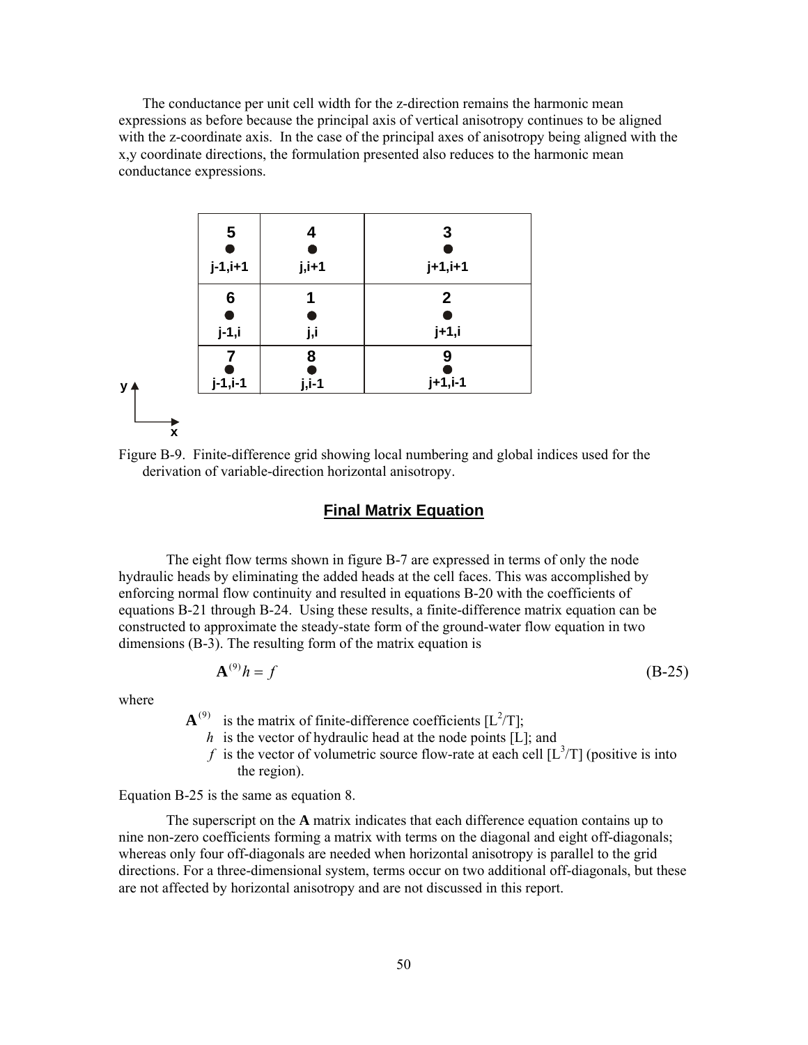The conductance per unit cell width for the z-direction remains the harmonic mean expressions as before because the principal axis of vertical anisotropy continues to be aligned with the z-coordinate axis. In the case of the principal axes of anisotropy being aligned with the x,y coordinate directions, the formulation presented also reduces to the harmonic mean conductance expressions.

| 5 j-1,i+1 | 4 j,i+1 | 3 j+1,i+1 |
|---|---|---|
| 6 j-1,i | 1 j,i | 2 j+1,i |
| 7 j-1,i-1 | 8 j,i-1 | 9 j+1,i-1 |

Figure B-9. Finite-difference grid showing local numbering and global indices used for the derivation of variable-direction horizontal anisotropy.

## Final Matrix Equation

The eight flow terms shown in figure B-7 are expressed in terms of only the node hydraulic heads by eliminating the added heads at the cell faces. This was accomplished by enforcing normal flow continuity and resulted in equations B-20 with the coefficients of equations B-21 through B-24. Using these results, a finite-difference matrix equation can be constructed to approximate the steady-state form of the ground-water flow equation in two dimensions (B-3). The resulting form of the matrix equation is

$$\mathbf{A}^{(9)} h = f \tag{B-25}$$

where

- $\mathbf{A}^{(9)}$ is the matrix of finite-difference coefficients [$L^2/T$];
- $h$ is the vector of hydraulic head at the node points [L]; and
- $f$ is the vector of volumetric source flow-rate at each cell [$L^3/T$] (positive is into the region).

Equation B-25 is the same as equation 8.

The superscript on the **A** matrix indicates that each difference equation contains up to nine non-zero coefficients forming a matrix with terms on the diagonal and eight off-diagonals; whereas only four off-diagonals are needed when horizontal anisotropy is parallel to the grid directions. For a three-dimensional system, terms occur on two additional off-diagonals, but these are not affected by horizontal anisotropy and are not discussed in this report.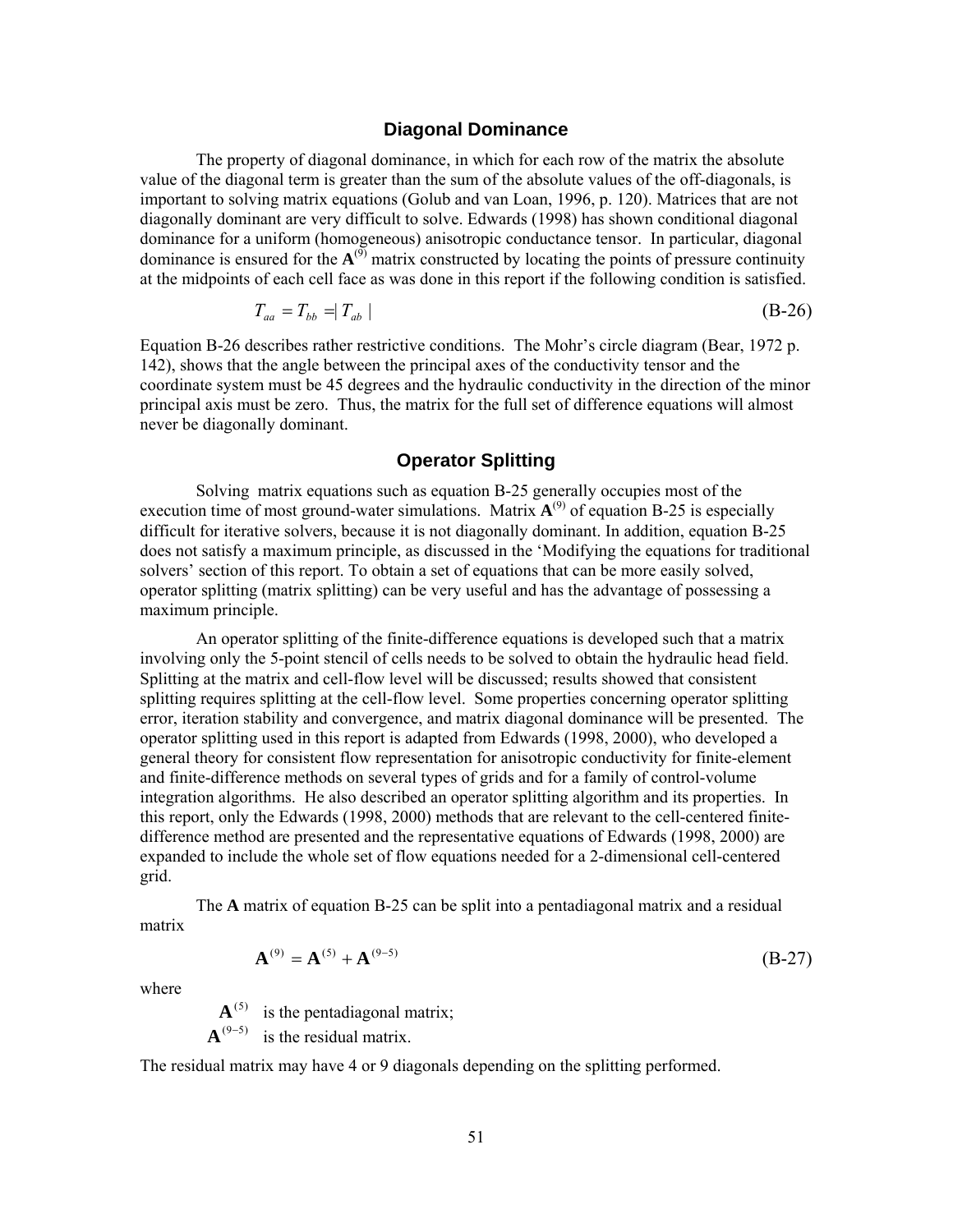## Diagonal Dominance

The property of diagonal dominance, in which for each row of the matrix the absolute value of the diagonal term is greater than the sum of the absolute values of the off-diagonals, is important to solving matrix equations (Golub and van Loan, 1996, p. 120). Matrices that are not diagonally dominant are very difficult to solve. Edwards (1998) has shown conditional diagonal dominance for a uniform (homogeneous) anisotropic conductance tensor. In particular, diagonal dominance is ensured for the $\mathbf{A}^{(9)}$ matrix constructed by locating the points of pressure continuity at the midpoints of each cell face as was done in this report if the following condition is satisfied.

$$T_{aa} = T_{bb} = | T_{ab} | \tag{B-26}$$

Equation B-26 describes rather restrictive conditions. The Mohr's circle diagram (Bear, 1972 p. 142), shows that the angle between the principal axes of the conductivity tensor and the coordinate system must be 45 degrees and the hydraulic conductivity in the direction of the minor principal axis must be zero. Thus, the matrix for the full set of difference equations will almost never be diagonally dominant.

## Operator Splitting

Solving matrix equations such as equation B-25 generally occupies most of the execution time of most ground-water simulations. Matrix $\mathbf{A}^{(9)}$ of equation B-25 is especially difficult for iterative solvers, because it is not diagonally dominant. In addition, equation B-25 does not satisfy a maximum principle, as discussed in the 'Modifying the equations for traditional solvers' section of this report. To obtain a set of equations that can be more easily solved, operator splitting (matrix splitting) can be very useful and has the advantage of possessing a maximum principle.

An operator splitting of the finite-difference equations is developed such that a matrix involving only the 5-point stencil of cells needs to be solved to obtain the hydraulic head field. Splitting at the matrix and cell-flow level will be discussed; results showed that consistent splitting requires splitting at the cell-flow level. Some properties concerning operator splitting error, iteration stability and convergence, and matrix diagonal dominance will be presented. The operator splitting used in this report is adapted from Edwards (1998, 2000), who developed a general theory for consistent flow representation for anisotropic conductivity for finite-element and finite-difference methods on several types of grids and for a family of control-volume integration algorithms. He also described an operator splitting algorithm and its properties. In this report, only the Edwards (1998, 2000) methods that are relevant to the cell-centered finite-difference method are presented and the representative equations of Edwards (1998, 2000) are expanded to include the whole set of flow equations needed for a 2-dimensional cell-centered grid.

The **A** matrix of equation B-25 can be split into a pentadiagonal matrix and a residual matrix

$$\mathbf{A}^{(9)} = \mathbf{A}^{(5)} + \mathbf{A}^{(9-5)} \tag{B-27}$$

where

$\mathbf{A}^{(5)}$ is the pentadiagonal matrix;

$\mathbf{A}^{(9-5)}$ is the residual matrix.

The residual matrix may have 4 or 9 diagonals depending on the splitting performed.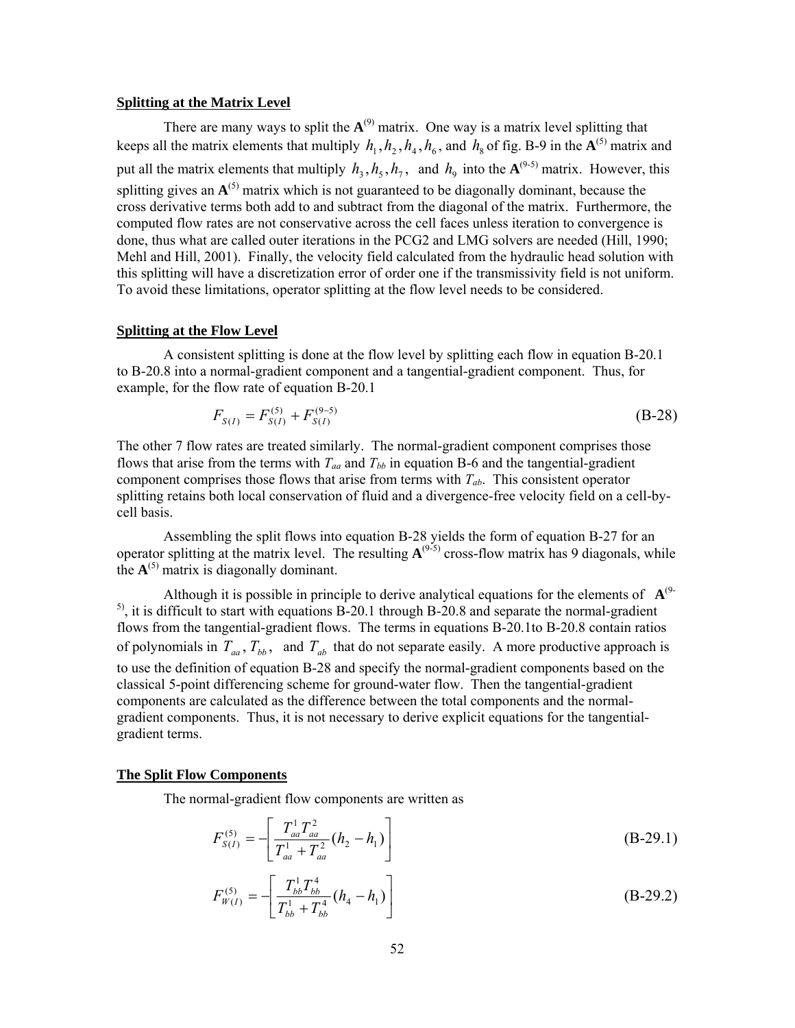**Splitting at the Matrix Level**

There are many ways to split the $\mathbf{A}^{(9)}$ matrix. One way is a matrix level splitting that keeps all the matrix elements that multiply $h_1, h_2, h_4, h_6$, and $h_8$ of fig. B-9 in the $\mathbf{A}^{(5)}$ matrix and put all the matrix elements that multiply $h_3, h_5, h_7$, and $h_9$ into the $\mathbf{A}^{(9\text{-}5)}$ matrix. However, this splitting gives an $\mathbf{A}^{(5)}$ matrix which is not guaranteed to be diagonally dominant, because the cross derivative terms both add to and subtract from the diagonal of the matrix. Furthermore, the computed flow rates are not conservative across the cell faces unless iteration to convergence is done, thus what are called outer iterations in the PCG2 and LMG solvers are needed (Hill, 1990; Mehl and Hill, 2001). Finally, the velocity field calculated from the hydraulic head solution with this splitting will have a discretization error of order one if the transmissivity field is not uniform. To avoid these limitations, operator splitting at the flow level needs to be considered.

**Splitting at the Flow Level**

A consistent splitting is done at the flow level by splitting each flow in equation B-20.1 to B-20.8 into a normal-gradient component and a tangential-gradient component. Thus, for example, for the flow rate of equation B-20.1

$$F_{S(I)} = F_{S(I)}^{(5)} + F_{S(I)}^{(9-5)} \tag{B-28}$$

The other 7 flow rates are treated similarly. The normal-gradient component comprises those flows that arise from the terms with $T_{aa}$ and $T_{bb}$ in equation B-6 and the tangential-gradient component comprises those flows that arise from terms with $T_{ab}$. This consistent operator splitting retains both local conservation of fluid and a divergence-free velocity field on a cell-by-cell basis.

Assembling the split flows into equation B-28 yields the form of equation B-27 for an operator splitting at the matrix level. The resulting $\mathbf{A}^{(9\text{-}5)}$ cross-flow matrix has 9 diagonals, while the $\mathbf{A}^{(5)}$ matrix is diagonally dominant.

Although it is possible in principle to derive analytical equations for the elements of $\mathbf{A}^{(9\text{-}5)}$, it is difficult to start with equations B-20.1 through B-20.8 and separate the normal-gradient flows from the tangential-gradient flows. The terms in equations B-20.1to B-20.8 contain ratios of polynomials in $T_{aa}$, $T_{bb}$, and $T_{ab}$ that do not separate easily. A more productive approach is to use the definition of equation B-28 and specify the normal-gradient components based on the classical 5-point differencing scheme for ground-water flow. Then the tangential-gradient components are calculated as the difference between the total components and the normal-gradient components. Thus, it is not necessary to derive explicit equations for the tangential-gradient terms.

**The Split Flow Components**

The normal-gradient flow components are written as

$$F_{S(I)}^{(5)} = -\left[ \frac{T_{aa}^{1} T_{aa}^{2}}{T_{aa}^{1} + T_{aa}^{2}} (h_2 - h_1) \right] \tag{B-29.1}$$

$$F_{W(I)}^{(5)} = -\left[ \frac{T_{bb}^{1} T_{bb}^{4}}{T_{bb}^{1} + T_{bb}^{4}} (h_4 - h_1) \right] \tag{B-29.2}$$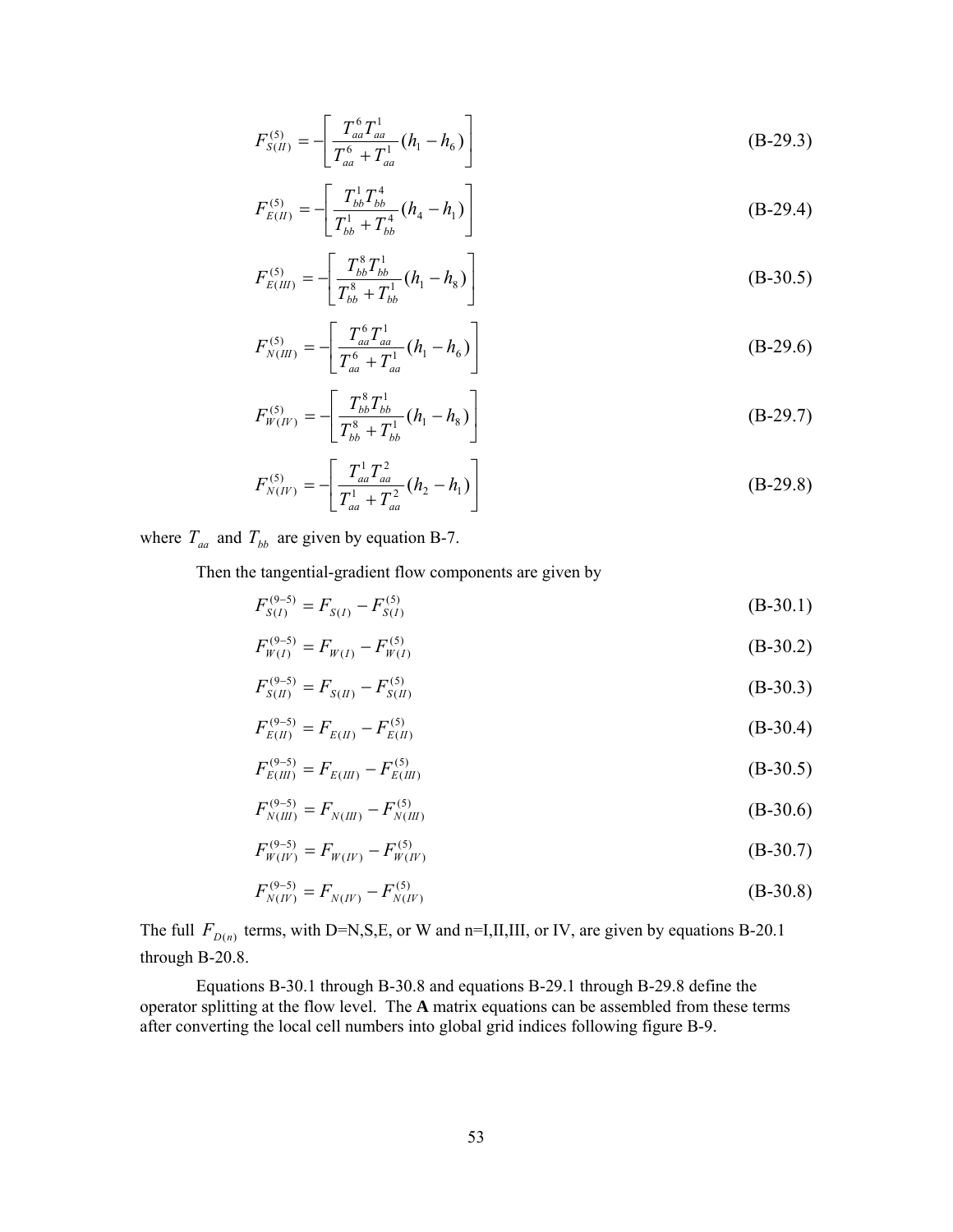$$F_{S(II)}^{(5)} = -\left[ \frac{T_{aa}^{6} T_{aa}^{1}}{T_{aa}^{6} + T_{aa}^{1}} (h_1 - h_6) \right] \tag{B-29.3}$$

$$F_{E(II)}^{(5)} = -\left[ \frac{T_{bb}^{1} T_{bb}^{4}}{T_{bb}^{1} + T_{bb}^{4}} (h_4 - h_1) \right] \tag{B-29.4}$$

$$F_{E(III)}^{(5)} = -\left[ \frac{T_{bb}^{8} T_{bb}^{1}}{T_{bb}^{8} + T_{bb}^{1}} (h_1 - h_8) \right] \tag{B-30.5}$$

$$F_{N(III)}^{(5)} = -\left[ \frac{T_{aa}^{6} T_{aa}^{1}}{T_{aa}^{6} + T_{aa}^{1}} (h_1 - h_6) \right] \tag{B-29.6}$$

$$F_{W(IV)}^{(5)} = -\left[ \frac{T_{bb}^{8} T_{bb}^{1}}{T_{bb}^{8} + T_{bb}^{1}} (h_1 - h_8) \right] \tag{B-29.7}$$

$$F_{N(IV)}^{(5)} = -\left[ \frac{T_{aa}^{1} T_{aa}^{2}}{T_{aa}^{1} + T_{aa}^{2}} (h_2 - h_1) \right] \tag{B-29.8}$$

where $T_{aa}$ and $T_{bb}$ are given by equation B-7.

Then the tangential-gradient flow components are given by

$$F_{S(I)}^{(9-5)} = F_{S(I)} - F_{S(I)}^{(5)} \tag{B-30.1}$$

$$F_{W(I)}^{(9-5)} = F_{W(I)} - F_{W(I)}^{(5)} \tag{B-30.2}$$

$$F_{S(II)}^{(9-5)} = F_{S(II)} - F_{S(II)}^{(5)} \tag{B-30.3}$$

$$F_{E(II)}^{(9-5)} = F_{E(II)} - F_{E(II)}^{(5)} \tag{B-30.4}$$

$$F_{E(III)}^{(9-5)} = F_{E(III)} - F_{E(III)}^{(5)} \tag{B-30.5}$$

$$F_{N(III)}^{(9-5)} = F_{N(III)} - F_{N(III)}^{(5)} \tag{B-30.6}$$

$$F_{W(IV)}^{(9-5)} = F_{W(IV)} - F_{W(IV)}^{(5)} \tag{B-30.7}$$

$$F_{N(IV)}^{(9-5)} = F_{N(IV)} - F_{N(IV)}^{(5)} \tag{B-30.8}$$

The full $F_{D(n)}$ terms, with D=N,S,E, or W and n=I,II,III, or IV, are given by equations B-20.1 through B-20.8.

Equations B-30.1 through B-30.8 and equations B-29.1 through B-29.8 define the operator splitting at the flow level. The **A** matrix equations can be assembled from these terms after converting the local cell numbers into global grid indices following figure B-9.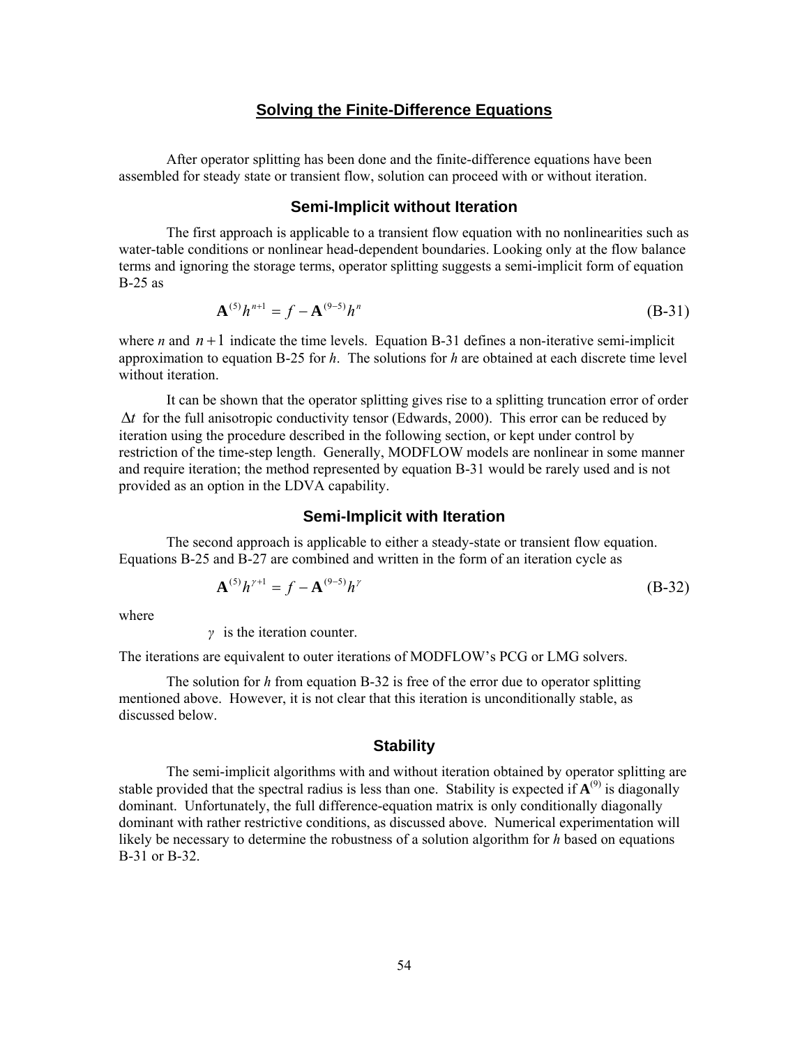## Solving the Finite-Difference Equations

After operator splitting has been done and the finite-difference equations have been assembled for steady state or transient flow, solution can proceed with or without iteration.

### Semi-Implicit without Iteration

The first approach is applicable to a transient flow equation with no nonlinearities such as water-table conditions or nonlinear head-dependent boundaries. Looking only at the flow balance terms and ignoring the storage terms, operator splitting suggests a semi-implicit form of equation B-25 as

$$\mathbf{A}^{(5)} h^{n+1} = f - \mathbf{A}^{(9-5)} h^{n} \tag{B-31}$$

where *n* and $n+1$ indicate the time levels. Equation B-31 defines a non-iterative semi-implicit approximation to equation B-25 for *h*. The solutions for *h* are obtained at each discrete time level without iteration.

It can be shown that the operator splitting gives rise to a splitting truncation error of order $\Delta t$ for the full anisotropic conductivity tensor (Edwards, 2000). This error can be reduced by iteration using the procedure described in the following section, or kept under control by restriction of the time-step length. Generally, MODFLOW models are nonlinear in some manner and require iteration; the method represented by equation B-31 would be rarely used and is not provided as an option in the LDVA capability.

### Semi-Implicit with Iteration

The second approach is applicable to either a steady-state or transient flow equation. Equations B-25 and B-27 are combined and written in the form of an iteration cycle as

$$\mathbf{A}^{(5)} h^{\gamma+1} = f - \mathbf{A}^{(9-5)} h^{\gamma} \tag{B-32}$$

where

$\gamma$ is the iteration counter.

The iterations are equivalent to outer iterations of MODFLOW's PCG or LMG solvers.

The solution for *h* from equation B-32 is free of the error due to operator splitting mentioned above. However, it is not clear that this iteration is unconditionally stable, as discussed below.

### Stability

The semi-implicit algorithms with and without iteration obtained by operator splitting are stable provided that the spectral radius is less than one. Stability is expected if $\mathbf{A}^{(9)}$ is diagonally dominant. Unfortunately, the full difference-equation matrix is only conditionally diagonally dominant with rather restrictive conditions, as discussed above. Numerical experimentation will likely be necessary to determine the robustness of a solution algorithm for *h* based on equations B-31 or B-32.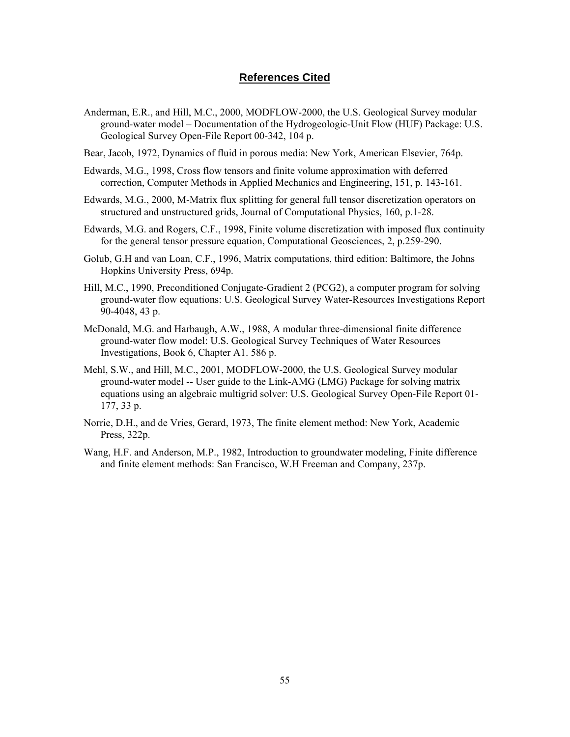## References Cited

Anderman, E.R., and Hill, M.C., 2000, MODFLOW-2000, the U.S. Geological Survey modular ground-water model – Documentation of the Hydrogeologic-Unit Flow (HUF) Package: U.S. Geological Survey Open-File Report 00-342, 104 p.

Bear, Jacob, 1972, Dynamics of fluid in porous media: New York, American Elsevier, 764p.

Edwards, M.G., 1998, Cross flow tensors and finite volume approximation with deferred correction, Computer Methods in Applied Mechanics and Engineering, 151, p. 143-161.

Edwards, M.G., 2000, M-Matrix flux splitting for general full tensor discretization operators on structured and unstructured grids, Journal of Computational Physics, 160, p.1-28.

Edwards, M.G. and Rogers, C.F., 1998, Finite volume discretization with imposed flux continuity for the general tensor pressure equation, Computational Geosciences, 2, p.259-290.

Golub, G.H and van Loan, C.F., 1996, Matrix computations, third edition: Baltimore, the Johns Hopkins University Press, 694p.

Hill, M.C., 1990, Preconditioned Conjugate-Gradient 2 (PCG2), a computer program for solving ground-water flow equations: U.S. Geological Survey Water-Resources Investigations Report 90-4048, 43 p.

McDonald, M.G. and Harbaugh, A.W., 1988, A modular three-dimensional finite difference ground-water flow model: U.S. Geological Survey Techniques of Water Resources Investigations, Book 6, Chapter A1. 586 p.

Mehl, S.W., and Hill, M.C., 2001, MODFLOW-2000, the U.S. Geological Survey modular ground-water model -- User guide to the Link-AMG (LMG) Package for solving matrix equations using an algebraic multigrid solver: U.S. Geological Survey Open-File Report 01-177, 33 p.

Norrie, D.H., and de Vries, Gerard, 1973, The finite element method: New York, Academic Press, 322p.

Wang, H.F. and Anderson, M.P., 1982, Introduction to groundwater modeling, Finite difference and finite element methods: San Francisco, W.H Freeman and Company, 237p.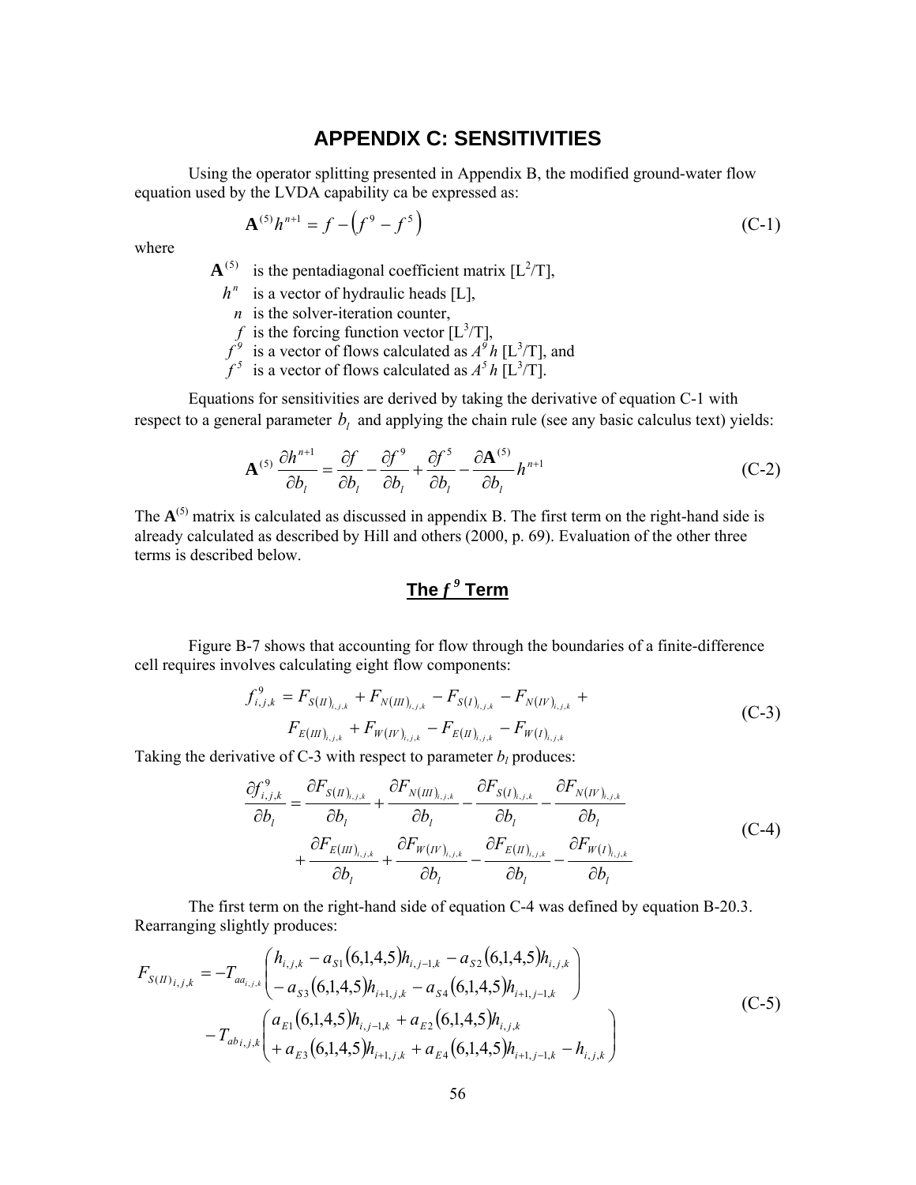# APPENDIX C: SENSITIVITIES

Using the operator splitting presented in Appendix B, the modified ground-water flow equation used by the LVDA capability ca be expressed as:

$$\mathbf{A}^{(5)} h^{n+1} = f - \left(f^{9} - f^{5}\right) \tag{C-1}$$

where

- $\mathbf{A}^{(5)}$ is the pentadiagonal coefficient matrix [$L^2/T$],
- $h^{n}$ is a vector of hydraulic heads [L],
- $n$ is the solver-iteration counter,
- $f$ is the forcing function vector [$L^3/T$],
- $f^{9}$ is a vector of flows calculated as $A^9 h$ [$L^3/T$], and
- $f^{5}$ is a vector of flows calculated as $A^5 h$ [$L^3/T$].

Equations for sensitivities are derived by taking the derivative of equation C-1 with respect to a general parameter $b_l$ and applying the chain rule (see any basic calculus text) yields:

$$\mathbf{A}^{(5)} \frac{\partial h^{n+1}}{\partial b_l} = \frac{\partial f}{\partial b_l} - \frac{\partial f^{9}}{\partial b_l} + \frac{\partial f^{5}}{\partial b_l} - \frac{\partial \mathbf{A}^{(5)}}{\partial b_l} h^{n+1} \tag{C-2}$$

The $\mathbf{A}^{(5)}$ matrix is calculated as discussed in appendix B. The first term on the right-hand side is already calculated as described by Hill and others (2000, p. 69). Evaluation of the other three terms is described below.

## The $f^{9}$ Term

Figure B-7 shows that accounting for flow through the boundaries of a finite-difference cell requires involves calculating eight flow components:

$$\begin{aligned} f^{9}_{i,j,k} = {} & F_{S(II)_{i,j,k}} + F_{N(III)_{i,j,k}} - F_{S(I)_{i,j,k}} - F_{N(IV)_{i,j,k}} + \\ & F_{E(III)_{i,j,k}} + F_{W(IV)_{i,j,k}} - F_{E(II)_{i,j,k}} - F_{W(I)_{i,j,k}} \end{aligned} \tag{C-3}$$

Taking the derivative of C-3 with respect to parameter $b_l$ produces:

$$\begin{aligned} \frac{\partial f^{9}_{i,j,k}}{\partial b_l} = {} & \frac{\partial F_{S(II)_{i,j,k}}}{\partial b_l} + \frac{\partial F_{N(III)_{i,j,k}}}{\partial b_l} - \frac{\partial F_{S(I)_{i,j,k}}}{\partial b_l} - \frac{\partial F_{N(IV)_{i,j,k}}}{\partial b_l} \\ & + \frac{\partial F_{E(III)_{i,j,k}}}{\partial b_l} + \frac{\partial F_{W(IV)_{i,j,k}}}{\partial b_l} - \frac{\partial F_{E(II)_{i,j,k}}}{\partial b_l} - \frac{\partial F_{W(I)_{i,j,k}}}{\partial b_l} \end{aligned} \tag{C-4}$$

The first term on the right-hand side of equation C-4 was defined by equation B-20.3. Rearranging slightly produces:

$$\begin{aligned} F_{S(II)_{i,j,k}} = {} & -T_{aa_{i,j,k}} \begin{pmatrix} h_{i,j,k} - a_{S1}(6,1,4,5) h_{i,j-1,k} - a_{S2}(6,1,4,5) h_{i,j,k} \\ - a_{S3}(6,1,4,5) h_{i+1,j,k} - a_{S4}(6,1,4,5) h_{i+1,j-1,k} \end{pmatrix} \\ & - T_{ab\,i,j,k} \begin{pmatrix} a_{E1}(6,1,4,5) h_{i,j-1,k} + a_{E2}(6,1,4,5) h_{i,j,k} \\ + a_{E3}(6,1,4,5) h_{i+1,j,k} + a_{E4}(6,1,4,5) h_{i+1,j-1,k} - h_{i,j,k} \end{pmatrix} \end{aligned} \tag{C-5}$$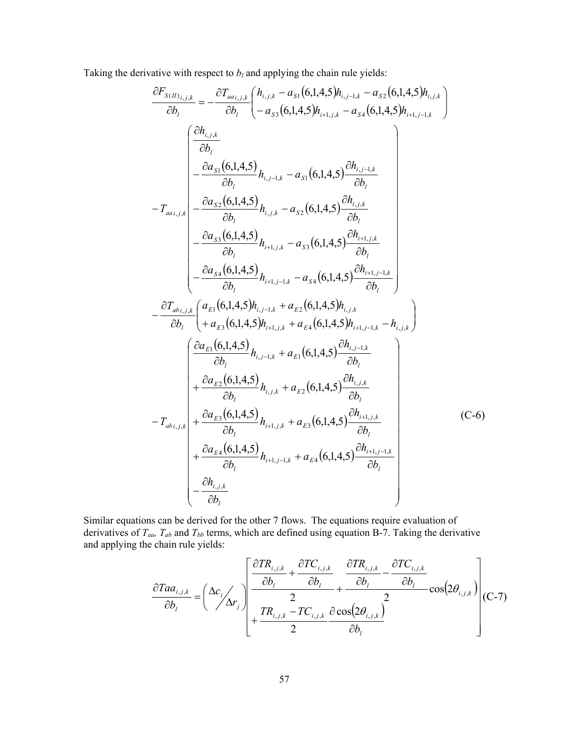Taking the derivative with respect to $b_l$ and applying the chain rule yields:

$$
\begin{aligned}
\frac{\partial F_{S(II)i,j,k}}{\partial b_l} = &-\frac{\partial T_{aa\,i,j,k}}{\partial b_l}\begin{pmatrix} h_{i,j,k} - a_{S1}(6,1,4,5)h_{i,j-1,k} - a_{S2}(6,1,4,5)h_{i,j,k} \\ - a_{S3}(6,1,4,5)h_{i+1,j,k} - a_{S4}(6,1,4,5)h_{i+1,j-1,k} \end{pmatrix} \\
&- T_{aa\,i,j,k}\begin{pmatrix} \dfrac{\partial h_{i,j,k}}{\partial b_l} \\ - \dfrac{\partial a_{S1}(6,1,4,5)}{\partial b_l}h_{i,j-1,k} - a_{S1}(6,1,4,5)\dfrac{\partial h_{i,j-1,k}}{\partial b_l} \\ - \dfrac{\partial a_{S2}(6,1,4,5)}{\partial b_l}h_{i,j,k} - a_{S2}(6,1,4,5)\dfrac{\partial h_{i,j,k}}{\partial b_l} \\ - \dfrac{\partial a_{S3}(6,1,4,5)}{\partial b_l}h_{i+1,j,k} - a_{S3}(6,1,4,5)\dfrac{\partial h_{i+1,j,k}}{\partial b_l} \\ - \dfrac{\partial a_{S4}(6,1,4,5)}{\partial b_l}h_{i+1,j-1,k} - a_{S4}(6,1,4,5)\dfrac{\partial h_{i+1,j-1,k}}{\partial b_l} \end{pmatrix} \\
&- \frac{\partial T_{ab\,i,j,k}}{\partial b_l}\begin{pmatrix} a_{E1}(6,1,4,5)h_{i,j-1,k} + a_{E2}(6,1,4,5)h_{i,j,k} \\ + a_{E3}(6,1,4,5)h_{i+1,j,k} + a_{E4}(6,1,4,5)h_{i+1,j-1,k} - h_{i,j,k} \end{pmatrix} \\
&- T_{ab\,i,j,k}\begin{pmatrix} \dfrac{\partial a_{E1}(6,1,4,5)}{\partial b_l}h_{i,j-1,k} + a_{E1}(6,1,4,5)\dfrac{\partial h_{i,j-1,k}}{\partial b_l} \\ + \dfrac{\partial a_{E2}(6,1,4,5)}{\partial b_l}h_{i,j,k} + a_{E2}(6,1,4,5)\dfrac{\partial h_{i,j,k}}{\partial b_l} \\ + \dfrac{\partial a_{E3}(6,1,4,5)}{\partial b_l}h_{i+1,j,k} + a_{E3}(6,1,4,5)\dfrac{\partial h_{i+1,j,k}}{\partial b_l} \\ + \dfrac{\partial a_{E4}(6,1,4,5)}{\partial b_l}h_{i+1,j-1,k} + a_{E4}(6,1,4,5)\dfrac{\partial h_{i+1,j-1,k}}{\partial b_l} \\ - \dfrac{\partial h_{i,j,k}}{\partial b_l} \end{pmatrix}
\end{aligned}
\qquad \text{(C-6)}
$$

Similar equations can be derived for the other 7 flows. The equations require evaluation of derivatives of $T_{aa}$, $T_{ab}$ and $T_{bb}$ terms, which are defined using equation B-7. Taking the derivative and applying the chain rule yields:

$$
\frac{\partial Taa_{i,j,k}}{\partial b_l} = \left(\frac{\Delta c_i}{\Delta r_j}\right)\left[\begin{aligned} &\frac{\dfrac{\partial TR_{i,j,k}}{\partial b_l} + \dfrac{\partial TC_{i,j,k}}{\partial b_l}}{2} + \frac{\dfrac{\partial TR_{i,j,k}}{\partial b_l} - \dfrac{\partial TC_{i,j,k}}{\partial b_l}}{2}\cos\left(2\theta_{i,j,k}\right) \\ &+ \frac{TR_{i,j,k} - TC_{i,j,k}}{2}\frac{\partial \cos\left(2\theta_{i,j,k}\right)}{\partial b_l} \end{aligned}\right] \qquad \text{(C-7)}
$$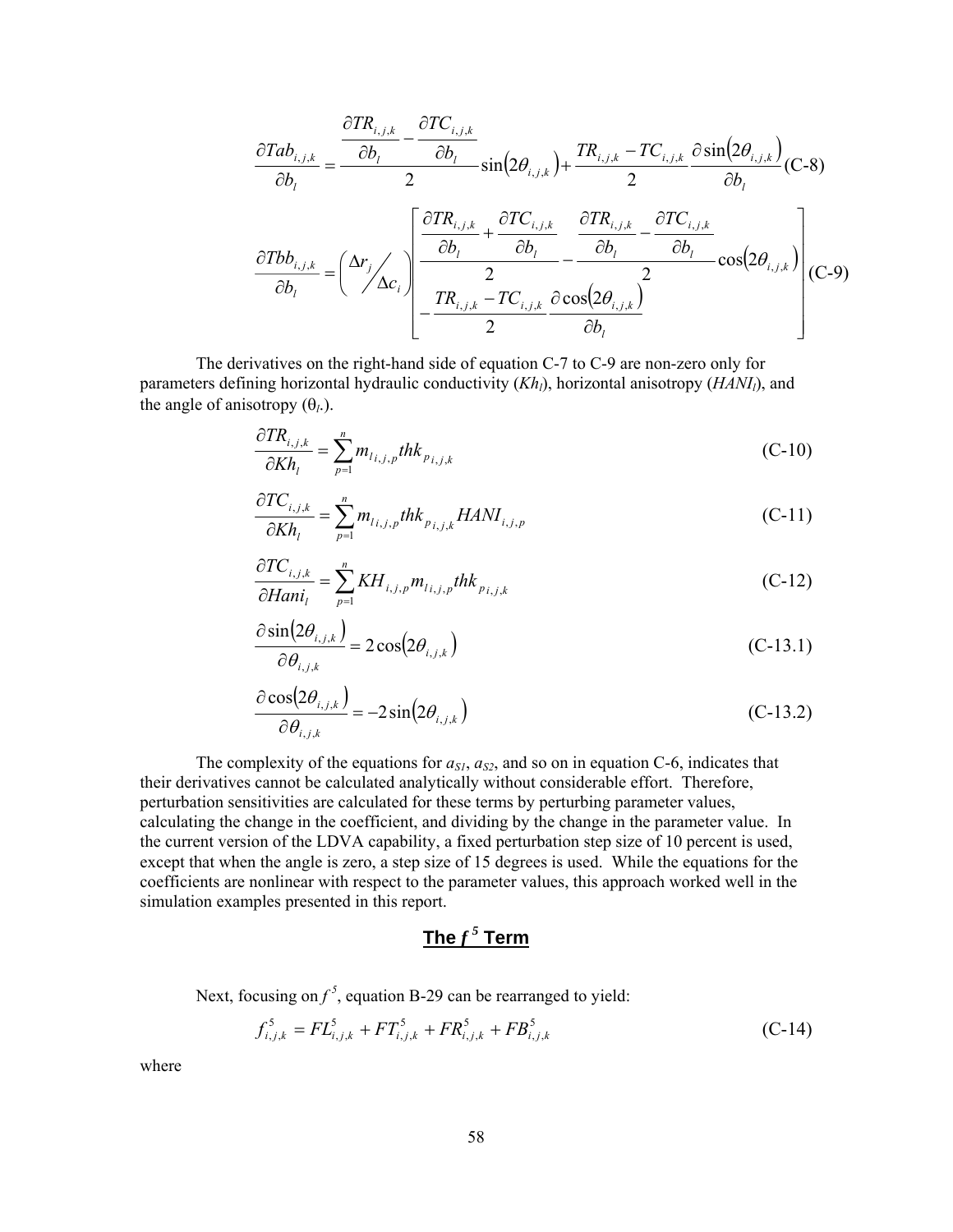$$\frac{\partial Tab_{i,j,k}}{\partial b_l} = \frac{\dfrac{\partial TR_{i,j,k}}{\partial b_l} - \dfrac{\partial TC_{i,j,k}}{\partial b_l}}{2} \sin\left(2\theta_{i,j,k}\right) + \frac{TR_{i,j,k} - TC_{i,j,k}}{2} \frac{\partial \sin\left(2\theta_{i,j,k}\right)}{\partial b_l} \tag{C-8}$$

$$\frac{\partial Tbb_{i,j,k}}{\partial b_l} = \left( \Delta r_j \big/ \Delta c_i \right) \left[ \frac{\dfrac{\partial TR_{i,j,k}}{\partial b_l} + \dfrac{\partial TC_{i,j,k}}{\partial b_l}}{2} - \frac{\dfrac{\partial TR_{i,j,k}}{\partial b_l} - \dfrac{\partial TC_{i,j,k}}{\partial b_l}}{2} \cos\left(2\theta_{i,j,k}\right) - \frac{TR_{i,j,k} - TC_{i,j,k}}{2} \frac{\partial \cos\left(2\theta_{i,j,k}\right)}{\partial b_l} \right] \tag{C-9}$$

The derivatives on the right-hand side of equation C-7 to C-9 are non-zero only for parameters defining horizontal hydraulic conductivity ($Kh_l$), horizontal anisotropy ($HANI_l$), and the angle of anisotropy ($\theta_l$.).

$$\frac{\partial TR_{i,j,k}}{\partial Kh_l} = \sum_{p=1}^{n} m_{l\,i,j,p} thk_{p\,i,j,k} \tag{C-10}$$

$$\frac{\partial TC_{i,j,k}}{\partial Kh_l} = \sum_{p=1}^{n} m_{l\,i,j,p} thk_{p\,i,j,k} HANI_{i,j,p} \tag{C-11}$$

$$\frac{\partial TC_{i,j,k}}{\partial Hani_l} = \sum_{p=1}^{n} KH_{i,j,p} m_{l\,i,j,p} thk_{p\,i,j,k} \tag{C-12}$$

$$\frac{\partial \sin\left(2\theta_{i,j,k}\right)}{\partial \theta_{i,j,k}} = 2\cos\left(2\theta_{i,j,k}\right) \tag{C-13.1}$$

$$\frac{\partial \cos\left(2\theta_{i,j,k}\right)}{\partial \theta_{i,j,k}} = -2\sin\left(2\theta_{i,j,k}\right) \tag{C-13.2}$$

The complexity of the equations for $a_{S1}$, $a_{S2}$, and so on in equation C-6, indicates that their derivatives cannot be calculated analytically without considerable effort. Therefore, perturbation sensitivities are calculated for these terms by perturbing parameter values, calculating the change in the coefficient, and dividing by the change in the parameter value. In the current version of the LDVA capability, a fixed perturbation step size of 10 percent is used, except that when the angle is zero, a step size of 15 degrees is used. While the equations for the coefficients are nonlinear with respect to the parameter values, this approach worked well in the simulation examples presented in this report.

## The $f^5$ Term

Next, focusing on $f^5$, equation B-29 can be rearranged to yield:

$$f_{i,j,k}^5 = FL_{i,j,k}^5 + FT_{i,j,k}^5 + FR_{i,j,k}^5 + FB_{i,j,k}^5 \tag{C-14}$$

where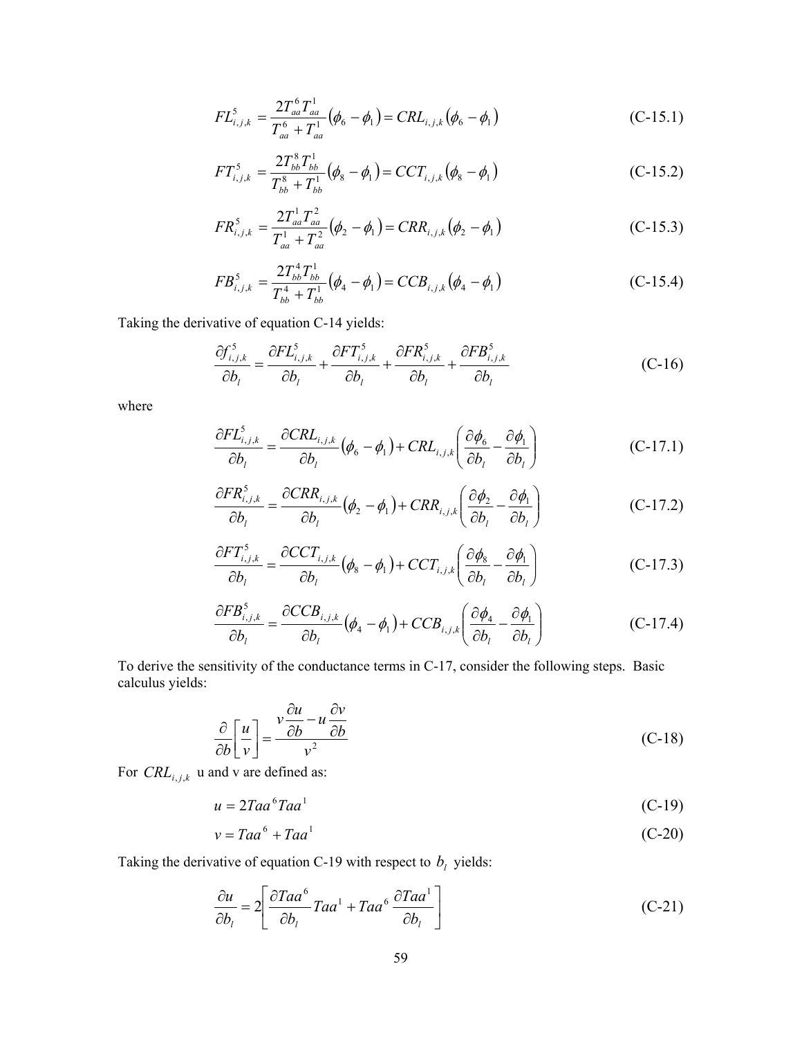$$FL_{i,j,k}^{5} = \frac{2T_{aa}^{6}T_{aa}^{1}}{T_{aa}^{6}+T_{aa}^{1}}\left(\phi_6-\phi_1\right) = CRL_{i,j,k}\left(\phi_6-\phi_1\right) \tag{C-15.1}$$

$$FT_{i,j,k}^{5} = \frac{2T_{bb}^{8}T_{bb}^{1}}{T_{bb}^{8}+T_{bb}^{1}}\left(\phi_8-\phi_1\right) = CCT_{i,j,k}\left(\phi_8-\phi_1\right) \tag{C-15.2}$$

$$FR_{i,j,k}^{5} = \frac{2T_{aa}^{1}T_{aa}^{2}}{T_{aa}^{1}+T_{aa}^{2}}\left(\phi_2-\phi_1\right) = CRR_{i,j,k}\left(\phi_2-\phi_1\right) \tag{C-15.3}$$

$$FB_{i,j,k}^{5} = \frac{2T_{bb}^{4}T_{bb}^{1}}{T_{bb}^{4}+T_{bb}^{1}}\left(\phi_4-\phi_1\right) = CCB_{i,j,k}\left(\phi_4-\phi_1\right) \tag{C-15.4}$$

Taking the derivative of equation C-14 yields:

$$\frac{\partial f_{i,j,k}^{5}}{\partial b_l} = \frac{\partial FL_{i,j,k}^{5}}{\partial b_l} + \frac{\partial FT_{i,j,k}^{5}}{\partial b_l} + \frac{\partial FR_{i,j,k}^{5}}{\partial b_l} + \frac{\partial FB_{i,j,k}^{5}}{\partial b_l} \tag{C-16}$$

where

$$\frac{\partial FL_{i,j,k}^{5}}{\partial b_l} = \frac{\partial CRL_{i,j,k}}{\partial b_l}\left(\phi_6-\phi_1\right) + CRL_{i,j,k}\left(\frac{\partial \phi_6}{\partial b_l} - \frac{\partial \phi_1}{\partial b_l}\right) \tag{C-17.1}$$

$$\frac{\partial FR_{i,j,k}^{5}}{\partial b_l} = \frac{\partial CRR_{i,j,k}}{\partial b_l}\left(\phi_2-\phi_1\right) + CRR_{i,j,k}\left(\frac{\partial \phi_2}{\partial b_l} - \frac{\partial \phi_1}{\partial b_l}\right) \tag{C-17.2}$$

$$\frac{\partial FT_{i,j,k}^{5}}{\partial b_l} = \frac{\partial CCT_{i,j,k}}{\partial b_l}\left(\phi_8-\phi_1\right) + CCT_{i,j,k}\left(\frac{\partial \phi_8}{\partial b_l} - \frac{\partial \phi_1}{\partial b_l}\right) \tag{C-17.3}$$

$$\frac{\partial FB_{i,j,k}^{5}}{\partial b_l} = \frac{\partial CCB_{i,j,k}}{\partial b_l}\left(\phi_4-\phi_1\right) + CCB_{i,j,k}\left(\frac{\partial \phi_4}{\partial b_l} - \frac{\partial \phi_1}{\partial b_l}\right) \tag{C-17.4}$$

To derive the sensitivity of the conductance terms in C-17, consider the following steps. Basic calculus yields:

$$\frac{\partial}{\partial b}\left[\frac{u}{v}\right] = \frac{v\dfrac{\partial u}{\partial b} - u\dfrac{\partial v}{\partial b}}{v^2} \tag{C-18}$$

For $CRL_{i,j,k}$ u and v are defined as:

$$u = 2Taa^{6}Taa^{1} \tag{C-19}$$

$$v = Taa^{6} + Taa^{1} \tag{C-20}$$

Taking the derivative of equation C-19 with respect to $b_l$ yields:

$$\frac{\partial u}{\partial b_l} = 2\left[\frac{\partial Taa^{6}}{\partial b_l}Taa^{1} + Taa^{6}\frac{\partial Taa^{1}}{\partial b_l}\right] \tag{C-21}$$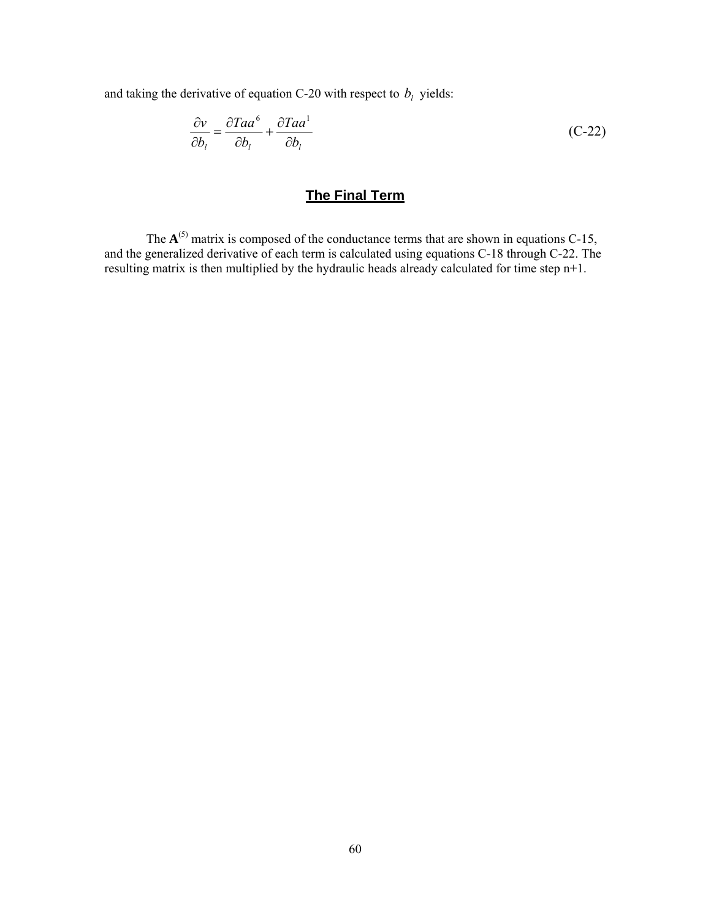and taking the derivative of equation C-20 with respect to $b_l$ yields:

$$\frac{\partial v}{\partial b_l} = \frac{\partial Taa^6}{\partial b_l} + \frac{\partial Taa^1}{\partial b_l} \tag{C-22}$$

## The Final Term

The $\mathbf{A}^{(5)}$ matrix is composed of the conductance terms that are shown in equations C-15, and the generalized derivative of each term is calculated using equations C-18 through C-22. The resulting matrix is then multiplied by the hydraulic heads already calculated for time step n+1.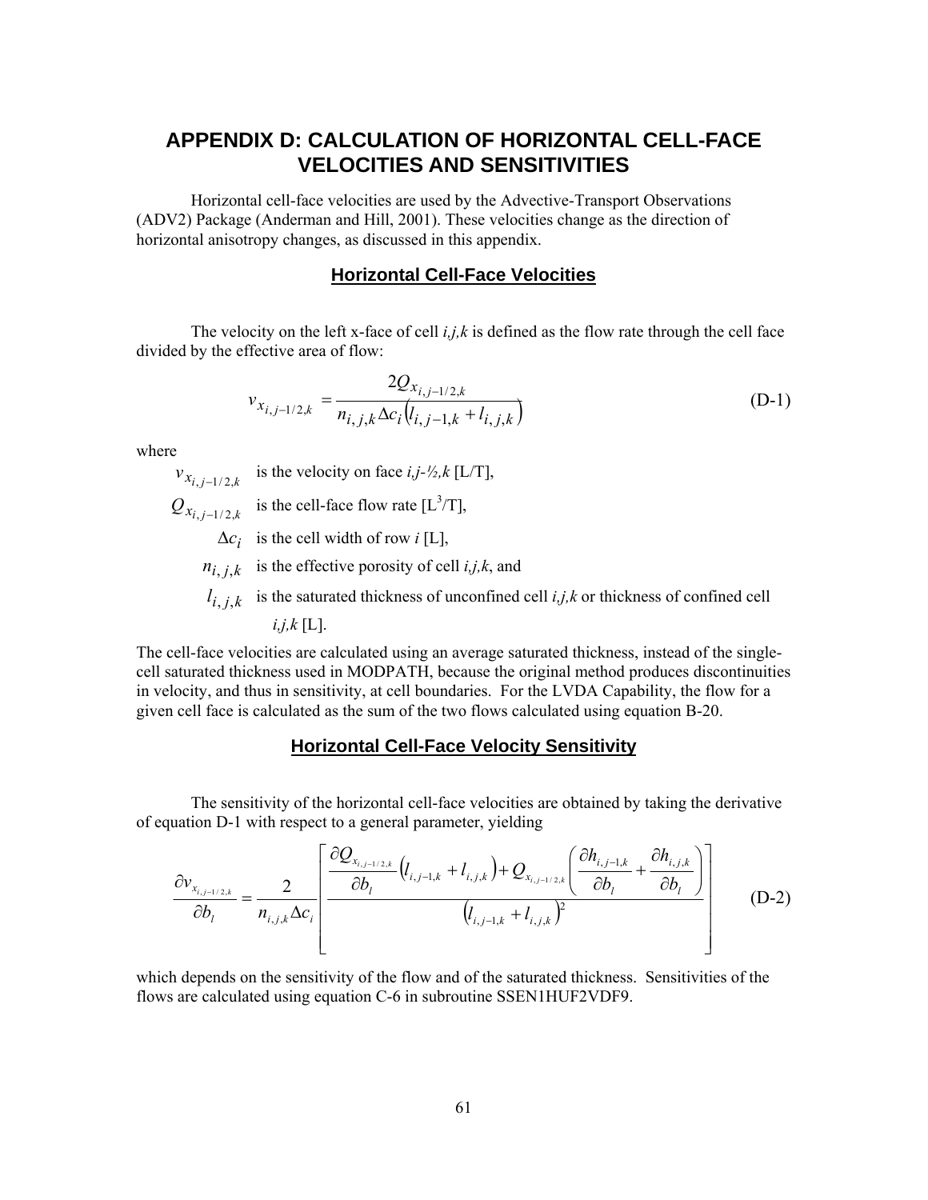# APPENDIX D: CALCULATION OF HORIZONTAL CELL-FACE VELOCITIES AND SENSITIVITIES

Horizontal cell-face velocities are used by the Advective-Transport Observations (ADV2) Package (Anderman and Hill, 2001). These velocities change as the direction of horizontal anisotropy changes, as discussed in this appendix.

## Horizontal Cell-Face Velocities

The velocity on the left x-face of cell *i,j,k* is defined as the flow rate through the cell face divided by the effective area of flow:

$$v_{x_{i,j-1/2,k}} = \frac{2Q_{x_{i,j-1/2,k}}}{n_{i,j,k}\Delta c_i\left(l_{i,j-1,k} + l_{i,j,k}\right)} \tag{D-1}$$

where

$v_{x_{i,j-1/2,k}}$ is the velocity on face *i,j-½,k* [L/T],

$Q_{x_{i,j-1/2,k}}$ is the cell-face flow rate [$L^3$/T],

$\Delta c_i$ is the cell width of row *i* [L],

$n_{i,j,k}$ is the effective porosity of cell *i,j,k*, and

$l_{i,j,k}$ is the saturated thickness of unconfined cell *i,j,k* or thickness of confined cell *i,j,k* [L].

The cell-face velocities are calculated using an average saturated thickness, instead of the single-cell saturated thickness used in MODPATH, because the original method produces discontinuities in velocity, and thus in sensitivity, at cell boundaries. For the LVDA Capability, the flow for a given cell face is calculated as the sum of the two flows calculated using equation B-20.

## Horizontal Cell-Face Velocity Sensitivity

The sensitivity of the horizontal cell-face velocities are obtained by taking the derivative of equation D-1 with respect to a general parameter, yielding

$$\frac{\partial v_{x_{i,j-1/2,k}}}{\partial b_l} = \frac{2}{n_{i,j,k}\Delta c_i}\left[\frac{\dfrac{\partial Q_{x_{i,j-1/2,k}}}{\partial b_l}\left(l_{i,j-1,k} + l_{i,j,k}\right) + Q_{x_{i,j-1/2,k}}\left(\dfrac{\partial h_{i,j-1,k}}{\partial b_l} + \dfrac{\partial h_{i,j,k}}{\partial b_l}\right)}{\left(l_{i,j-1,k} + l_{i,j,k}\right)^2}\right] \tag{D-2}$$

which depends on the sensitivity of the flow and of the saturated thickness. Sensitivities of the flows are calculated using equation C-6 in subroutine SSEN1HUF2VDF9.